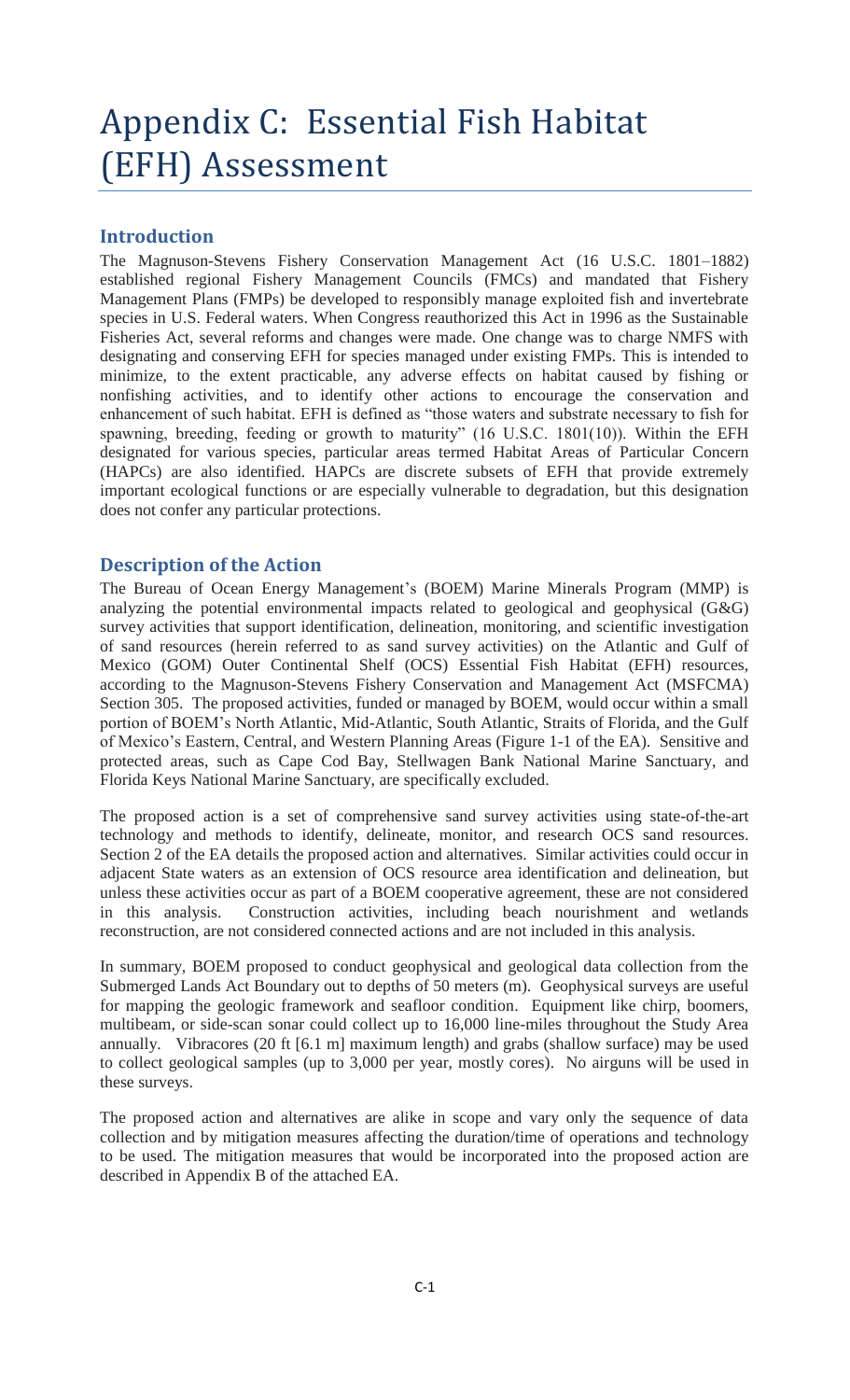# Appendix C: Essential Fish Habitat (EFH) Assessment

## Introduction

The Magnuson-Stevens Fishery Conservation Management Act (16 U.S.C. 1801–1882) established regional Fishery Management Councils (FMCs) and mandated that Fishery Management Plans (FMPs) be developed to responsibly manage exploited fish and invertebrate species in U.S. Federal waters. When Congress reauthorized this Act in 1996 as the Sustainable Fisheries Act, several reforms and changes were made. One change was to charge NMFS with designating and conserving EFH for species managed under existing FMPs. This is intended to minimize, to the extent practicable, any adverse effects on habitat caused by fishing or nonfishing activities, and to identify other actions to encourage the conservation and enhancement of such habitat. EFH is defined as "those waters and substrate necessary to fish for spawning, breeding, feeding or growth to maturity" (16 U.S.C. 1801(10)). Within the EFH designated for various species, particular areas termed Habitat Areas of Particular Concern (HAPCs) are also identified. HAPCs are discrete subsets of EFH that provide extremely important ecological functions or are especially vulnerable to degradation, but this designation does not confer any particular protections.

## Description of the Action

The Bureau of Ocean Energy Management's (BOEM) Marine Minerals Program (MMP) is analyzing the potential environmental impacts related to geological and geophysical (G&G) survey activities that support identification, delineation, monitoring, and scientific investigation of sand resources (herein referred to as sand survey activities) on the Atlantic and Gulf of Mexico (GOM) Outer Continental Shelf (OCS) Essential Fish Habitat (EFH) resources, according to the Magnuson-Stevens Fishery Conservation and Management Act (MSFCMA) Section 305. The proposed activities, funded or managed by BOEM, would occur within a small portion of BOEM's North Atlantic, Mid-Atlantic, South Atlantic, Straits of Florida, and the Gulf of Mexico's Eastern, Central, and Western Planning Areas (Figure 1-1 of the EA). Sensitive and protected areas, such as Cape Cod Bay, Stellwagen Bank National Marine Sanctuary, and Florida Keys National Marine Sanctuary, are specifically excluded.

The proposed action is a set of comprehensive sand survey activities using state-of-the-art technology and methods to identify, delineate, monitor, and research OCS sand resources. Section 2 of the EA details the proposed action and alternatives. Similar activities could occur in adjacent State waters as an extension of OCS resource area identification and delineation, but unless these activities occur as part of a BOEM cooperative agreement, these are not considered in this analysis. Construction activities, including beach nourishment and wetlands reconstruction, are not considered connected actions and are not included in this analysis.

In summary, BOEM proposed to conduct geophysical and geological data collection from the Submerged Lands Act Boundary out to depths of 50 meters (m). Geophysical surveys are useful for mapping the geologic framework and seafloor condition. Equipment like chirp, boomers, multibeam, or side-scan sonar could collect up to 16,000 line-miles throughout the Study Area annually. Vibracores (20 ft [6.1 m] maximum length) and grabs (shallow surface) may be used to collect geological samples (up to 3,000 per year, mostly cores). No airguns will be used in these surveys.

The proposed action and alternatives are alike in scope and vary only the sequence of data collection and by mitigation measures affecting the duration/time of operations and technology to be used. The mitigation measures that would be incorporated into the proposed action are described in Appendix B of the attached EA.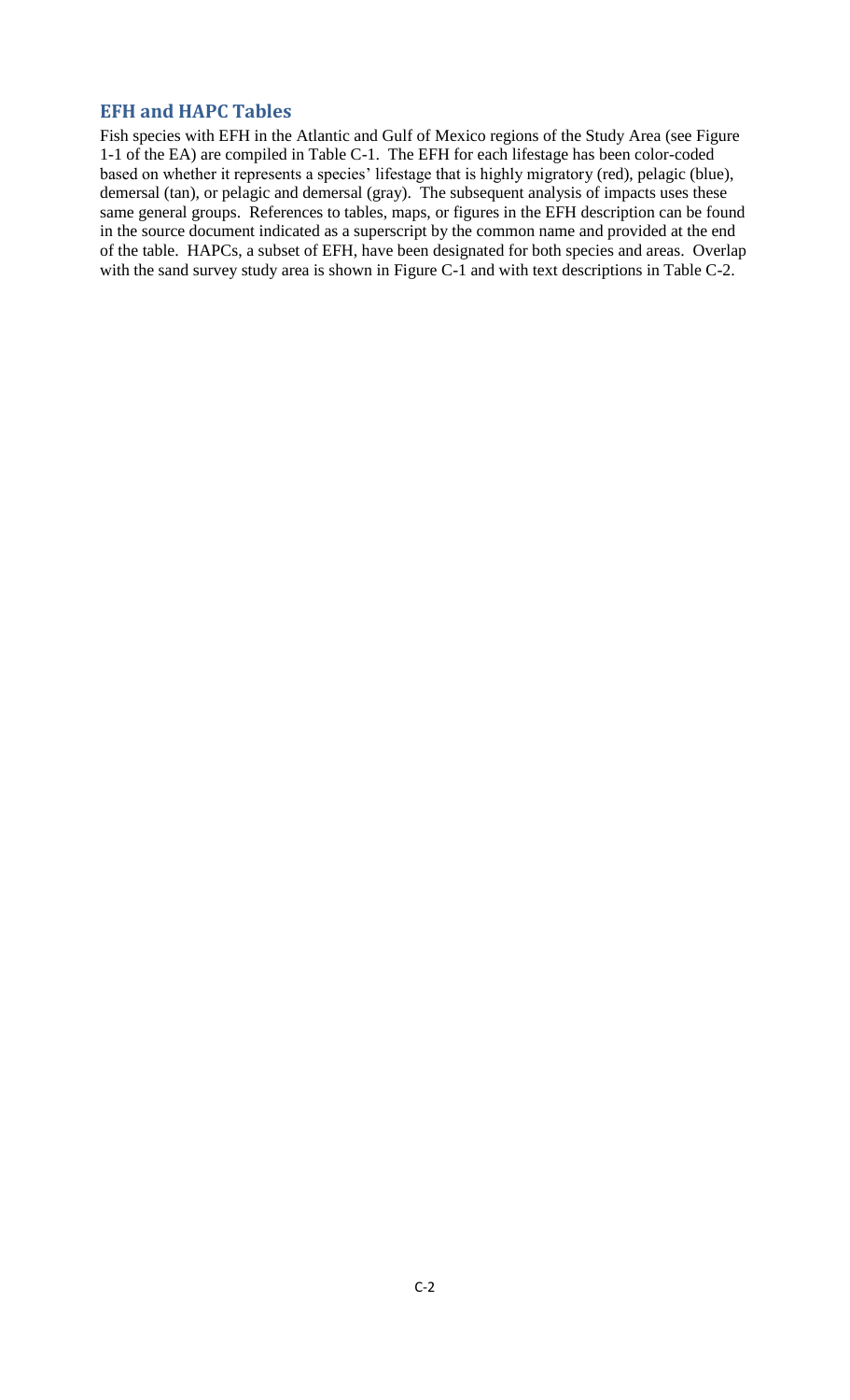## EFH and HAPC Tables

Fish species with EFH in the Atlantic and Gulf of Mexico regions of the Study Area (see Figure 1-1 of the EA) are compiled in Table C-1. The EFH for each lifestage has been color-coded based on whether it represents a species' lifestage that is highly migratory (red), pelagic (blue), demersal (tan), or pelagic and demersal (gray). The subsequent analysis of impacts uses these same general groups. References to tables, maps, or figures in the EFH description can be found in the source document indicated as a superscript by the common name and provided at the end of the table. HAPCs, a subset of EFH, have been designated for both species and areas. Overlap with the sand survey study area is shown in Figure C-1 and with text descriptions in Table C-2.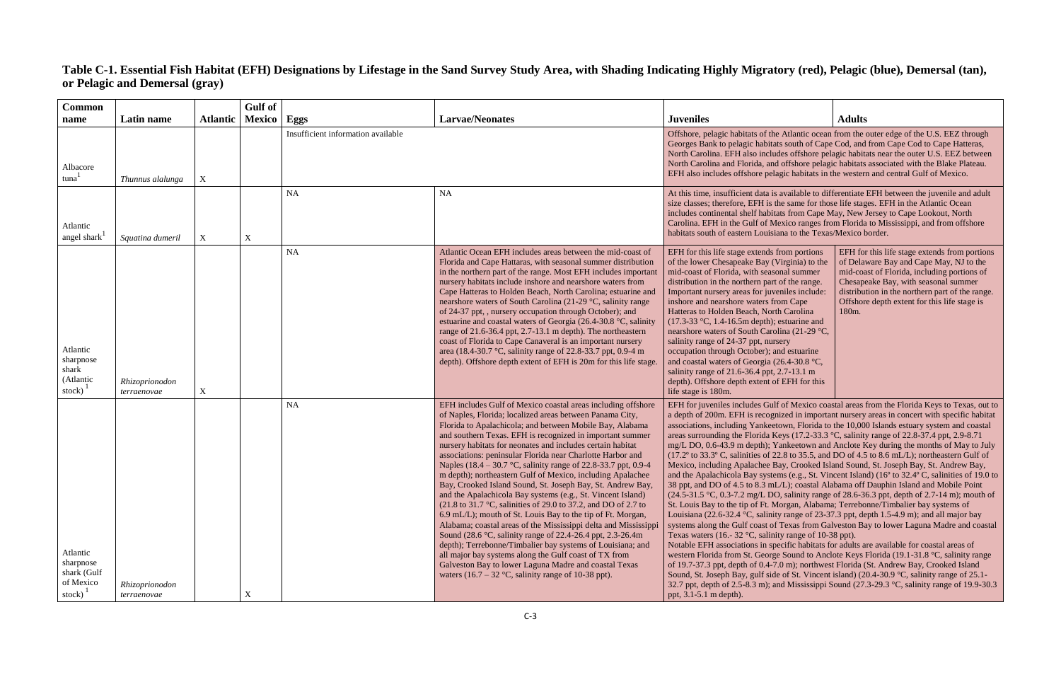**Table C-1. Essential Fish Habitat (EFH) Designations by Lifestage in the Sand Survey Study Area, with Shading Indicating Highly Migratory (red), Pelagic (blue), Demersal (tan), or Pelagic and Demersal (gray)**

| Common name | Latin name | Atlantic | Gulf of Mexico | Eggs | Larvae/Neonates | Juveniles | Adults |
|---|---|---|---|---|---|---|---|
| Albacore tuna[1] | *Thunnus alalunga* | X | | Insufficient information available | | Offshore, pelagic habitats of the Atlantic ocean from the outer edge of the U.S. EEZ through Georges Bank to pelagic habitats south of Cape Cod, and from Cape Cod to Cape Hatteras, North Carolina. EFH also includes offshore pelagic habitats near the outer U.S. EEZ between North Carolina and Florida, and offshore pelagic habitats associated with the Blake Plateau. EFH also includes offshore pelagic habitats in the western and central Gulf of Mexico. | |
| Atlantic angel shark[1] | *Squatina dumeril* | X | X | NA | NA | At this time, insufficient data is available to differentiate EFH between the juvenile and adult size classes; therefore, EFH is the same for those life stages. EFH in the Atlantic Ocean includes continental shelf habitats from Cape May, New Jersey to Cape Lookout, North Carolina. EFH in the Gulf of Mexico ranges from Florida to Mississippi, and from offshore habitats south of eastern Louisiana to the Texas/Mexico border. | |
| Atlantic sharpnose shark (Atlantic stock)[1] | *Rhizoprionodon terraenovae* | X | | NA | Atlantic Ocean EFH includes areas between the mid-coast of Florida and Cape Hattaras, with seasonal summer distribution in the northern part of the range. Most EFH includes important nursery habitats include inshore and nearshore waters from Cape Hatteras to Holden Beach, North Carolina; estuarine and nearshore waters of South Carolina (21-29 °C, salinity range of 24-37 ppt, , nursery occupation through October); and estuarine and coastal waters of Georgia (26.4-30.8 °C, salinity range of 21.6-36.4 ppt, 2.7-13.1 m depth). The northeastern coast of Florida to Cape Canaveral is an important nursery area (18.4-30.7 °C, salinity range of 22.8-33.7 ppt, 0.9-4 m depth). Offshore depth extent of EFH is 20m for this life stage. | EFH for this life stage extends from portions of the lower Chesapeake Bay (Virginia) to the mid-coast of Florida, with seasonal summer distribution in the northern part of the range. Important nursery areas for juveniles include: inshore and nearshore waters from Cape Hatteras to Holden Beach, North Carolina (17.3-33 °C, 1.4-16.5m depth); estuarine and nearshore waters of South Carolina (21-29 °C, salinity range of 24-37 ppt, nursery occupation through October); and estuarine and coastal waters of Georgia (26.4-30.8 °C, salinity range of 21.6-36.4 ppt, 2.7-13.1 m depth). Offshore depth extent of EFH for this life stage is 180m. | EFH for this life stage extends from portions of Delaware Bay and Cape May, NJ to the mid-coast of Florida, including portions of Chesapeake Bay, with seasonal summer distribution in the northern part of the range. Offshore depth extent for this life stage is 180m. |
| Atlantic sharpnose shark (Gulf of Mexico stock)[1] | *Rhizoprionodon terraenovae* | | X | NA | EFH includes Gulf of Mexico coastal areas including offshore of Naples, Florida; localized areas between Panama City, Florida to Apalachicola; and between Mobile Bay, Alabama and southern Texas. EFH is recognized in important summer nursery habitats for neonates and includes certain habitat associations: peninsular Florida near Charlotte Harbor and Naples (18.4 – 30.7 °C, salinity range of 22.8-33.7 ppt, 0.9-4 m depth); northeastern Gulf of Mexico, including Apalachee Bay, Crooked Island Sound, St. Joseph Bay, St. Andrew Bay, and the Apalachicola Bay systems (e.g., St. Vincent Island) (21.8 to 31.7 °C, salinities of 29.0 to 37.2, and DO of 2.7 to 6.9 mL/L); mouth of St. Louis Bay to the tip of Ft. Morgan, Alabama; coastal areas of the Mississippi delta and Mississippi Sound (28.6 °C, salinity range of 22.4-26.4 ppt, 2.3-26.4m depth); Terrebonne/Timbalier bay systems of Louisiana; and all major bay systems along the Gulf coast of TX from Galveston Bay to lower Laguna Madre and coastal Texas waters (16.7 – 32 °C, salinity range of 10-38 ppt). | EFH for juveniles includes Gulf of Mexico coastal areas from the Florida Keys to Texas, out to a depth of 200m. EFH is recognized in important nursery areas in concert with specific habitat associations, including Yankeetown, Florida to the 10,000 Islands estuary system and coastal areas surrounding the Florida Keys (17.2-33.3 °C, salinity range of 22.8-37.4 ppt, 2.9-8.71 mg/L DO, 0.6-43.9 m depth); Yankeetown and Anclote Key during the months of May to July (17.2º to 33.3º C, salinities of 22.8 to 35.5, and DO of 4.5 to 8.6 mL/L); northeastern Gulf of Mexico, including Apalachee Bay, Crooked Island Sound, St. Joseph Bay, St. Andrew Bay, and the Apalachicola Bay systems (e.g., St. Vincent Island) (16º to 32.4º C, salinities of 19.0 to 38 ppt, and DO of 4.5 to 8.3 mL/L); coastal Alabama off Dauphin Island and Mobile Point (24.5-31.5 °C, 0.3-7.2 mg/L DO, salinity range of 28.6-36.3 ppt, depth of 2.7-14 m); mouth of St. Louis Bay to the tip of Ft. Morgan, Alabama; Terrebonne/Timbalier bay systems of Louisiana (22.6-32.4 °C, salinity range of 23-37.3 ppt, depth 1.5-4.9 m); and all major bay systems along the Gulf coast of Texas from Galveston Bay to lower Laguna Madre and coastal Texas waters (16.- 32 °C, salinity range of 10-38 ppt).<br>Notable EFH associations in specific habitats for adults are available for coastal areas of western Florida from St. George Sound to Anclote Keys Florida (19.1-31.8 °C, salinity range of 19.7-37.3 ppt, depth of 0.4-7.0 m); northwest Florida (St. Andrew Bay, Crooked Island Sound, St. Joseph Bay, gulf side of St. Vincent island) (20.4-30.9 °C, salinity range of 25.1-32.7 ppt, depth of 2.5-8.3 m); and Mississippi Sound (27.3-29.3 °C, salinity range of 19.9-30.3 ppt, 3.1-5.1 m depth). | |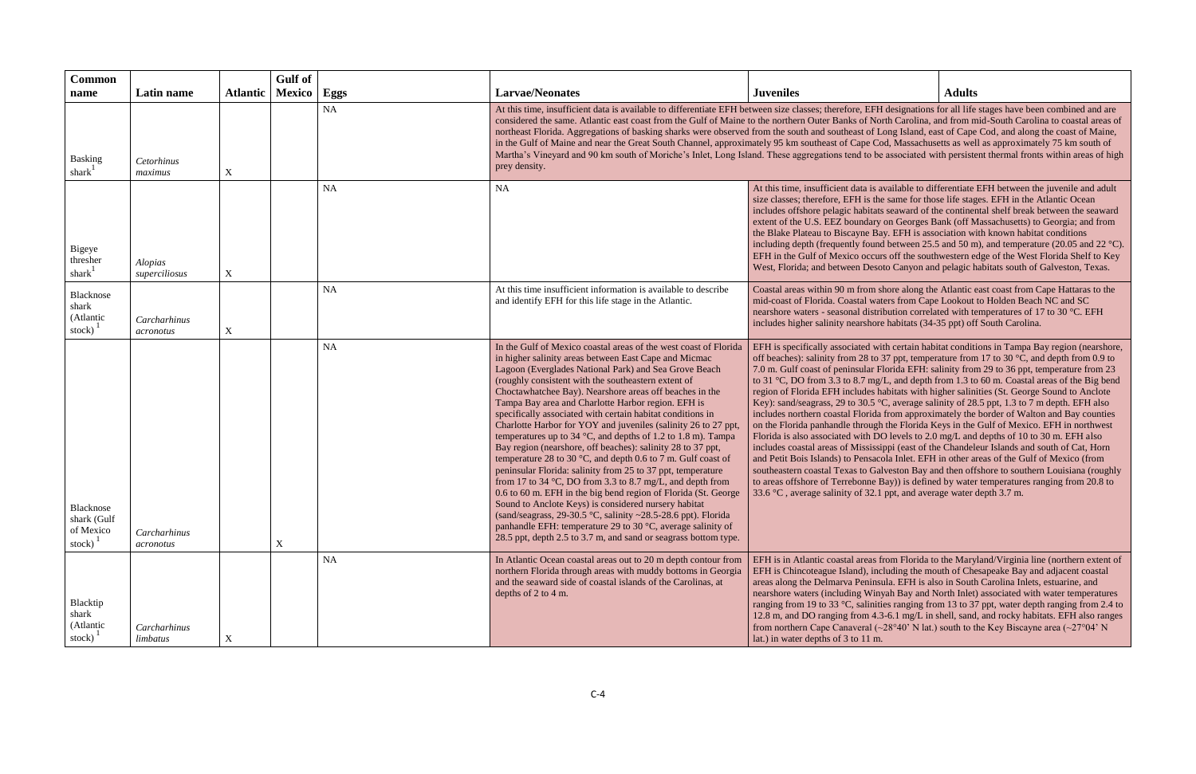| Common name | Latin name | Atlantic | Gulf of Mexico | Eggs | Larvae/Neonates | Juveniles | Adults |
|---|---|---|---|---|---|---|---|
| Basking shark[1] | *Cetorhinus maximus* | X | | NA | At this time, insufficient data is available to differentiate EFH between size classes; therefore, EFH designations for all life stages have been combined and are considered the same. Atlantic east coast from the Gulf of Maine to the northern Outer Banks of North Carolina, and from mid-South Carolina to coastal areas of northeast Florida. Aggregations of basking sharks were observed from the south and southeast of Long Island, east of Cape Cod, and along the coast of Maine, in the Gulf of Maine and near the Great South Channel, approximately 95 km southeast of Cape Cod, Massachusetts as well as approximately 75 km south of Martha's Vineyard and 90 km south of Moriche's Inlet, Long Island. These aggregations tend to be associated with persistent thermal fronts within areas of high prey density. | | |
| Bigeye thresher shark[1] | *Alopias superciliosus* | X | | NA | NA | At this time, insufficient data is available to differentiate EFH between the juvenile and adult size classes; therefore, EFH is the same for those life stages. EFH in the Atlantic Ocean includes offshore pelagic habitats seaward of the continental shelf break between the seaward extent of the U.S. EEZ boundary on Georges Bank (off Massachusetts) to Georgia; and from the Blake Plateau to Biscayne Bay. EFH is association with known habitat conditions including depth (frequently found between 25.5 and 50 m), and temperature (20.05 and 22 °C). EFH in the Gulf of Mexico occurs off the southwestern edge of the West Florida Shelf to Key West, Florida; and between Desoto Canyon and pelagic habitats south of Galveston, Texas. | |
| Blacknose shark (Atlantic stock)[1] | *Carcharhinus acronotus* | X | | NA | At this time insufficient information is available to describe and identify EFH for this life stage in the Atlantic. | Coastal areas within 90 m from shore along the Atlantic east coast from Cape Hattaras to the mid-coast of Florida. Coastal waters from Cape Lookout to Holden Beach NC and SC nearshore waters - seasonal distribution correlated with temperatures of 17 to 30 °C. EFH includes higher salinity nearshore habitats (34-35 ppt) off South Carolina. | |
| Blacknose shark (Gulf of Mexico stock)[1] | *Carcharhinus acronotus* | | X | NA | In the Gulf of Mexico coastal areas of the west coast of Florida in higher salinity areas between East Cape and Micmac Lagoon (Everglades National Park) and Sea Grove Beach (roughly consistent with the southeastern extent of Choctawhatchee Bay). Nearshore areas off beaches in the Tampa Bay area and Charlotte Harbor region. EFH is specifically associated with certain habitat conditions in Charlotte Harbor for YOY and juveniles (salinity 26 to 27 ppt, temperatures up to 34 °C, and depths of 1.2 to 1.8 m). Tampa Bay region (nearshore, off beaches): salinity 28 to 37 ppt, temperature 28 to 30 °C, and depth 0.6 to 7 m. Gulf coast of peninsular Florida: salinity from 25 to 37 ppt, temperature from 17 to 34 °C, DO from 3.3 to 8.7 mg/L, and depth from 0.6 to 60 m. EFH in the big bend region of Florida (St. George Sound to Anclote Keys) is considered nursery habitat (sand/seagrass, 29-30.5 °C, salinity ~28.5-28.6 ppt). Florida panhandle EFH: temperature 29 to 30 °C, average salinity of 28.5 ppt, depth 2.5 to 3.7 m, and sand or seagrass bottom type. | EFH is specifically associated with certain habitat conditions in Tampa Bay region (nearshore, off beaches): salinity from 28 to 37 ppt, temperature from 17 to 30 °C, and depth from 0.9 to 7.0 m. Gulf coast of peninsular Florida EFH: salinity from 29 to 36 ppt, temperature from 23 to 31 °C, DO from 3.3 to 8.7 mg/L, and depth from 1.3 to 60 m. Coastal areas of the Big bend region of Florida EFH includes habitats with higher salinities (St. George Sound to Anclote Key): sand/seagrass, 29 to 30.5 °C, average salinity of 28.5 ppt, 1.3 to 7 m depth. EFH also includes northern coastal Florida from approximately the border of Walton and Bay counties on the Florida panhandle through the Florida Keys in the Gulf of Mexico. EFH in northwest Florida is also associated with DO levels to 2.0 mg/L and depths of 10 to 30 m. EFH also includes coastal areas of Mississippi (east of the Chandeleur Islands and south of Cat, Horn and Petit Bois Islands) to Pensacola Inlet. EFH in other areas of the Gulf of Mexico (from southeastern coastal Texas to Galveston Bay and then offshore to southern Louisiana (roughly to areas offshore of Terrebonne Bay)) is defined by water temperatures ranging from 20.8 to 33.6 °C , average salinity of 32.1 ppt, and average water depth 3.7 m. | |
| Blacktip shark (Atlantic stock)[1] | *Carcharhinus limbatus* | X | | NA | In Atlantic Ocean coastal areas out to 20 m depth contour from northern Florida through areas with muddy bottoms in Georgia and the seaward side of coastal islands of the Carolinas, at depths of 2 to 4 m. | EFH is in Atlantic coastal areas from Florida to the Maryland/Virginia line (northern extent of EFH is Chincoteague Island), including the mouth of Chesapeake Bay and adjacent coastal areas along the Delmarva Peninsula. EFH is also in South Carolina Inlets, estuarine, and nearshore waters (including Winyah Bay and North Inlet) associated with water temperatures ranging from 19 to 33 °C, salinities ranging from 13 to 37 ppt, water depth ranging from 2.4 to 12.8 m, and DO ranging from 4.3-6.1 mg/L in shell, sand, and rocky habitats. EFH also ranges from northern Cape Canaveral (~28°40' N lat.) south to the Key Biscayne area (~27°04' N lat.) in water depths of 3 to 11 m. | |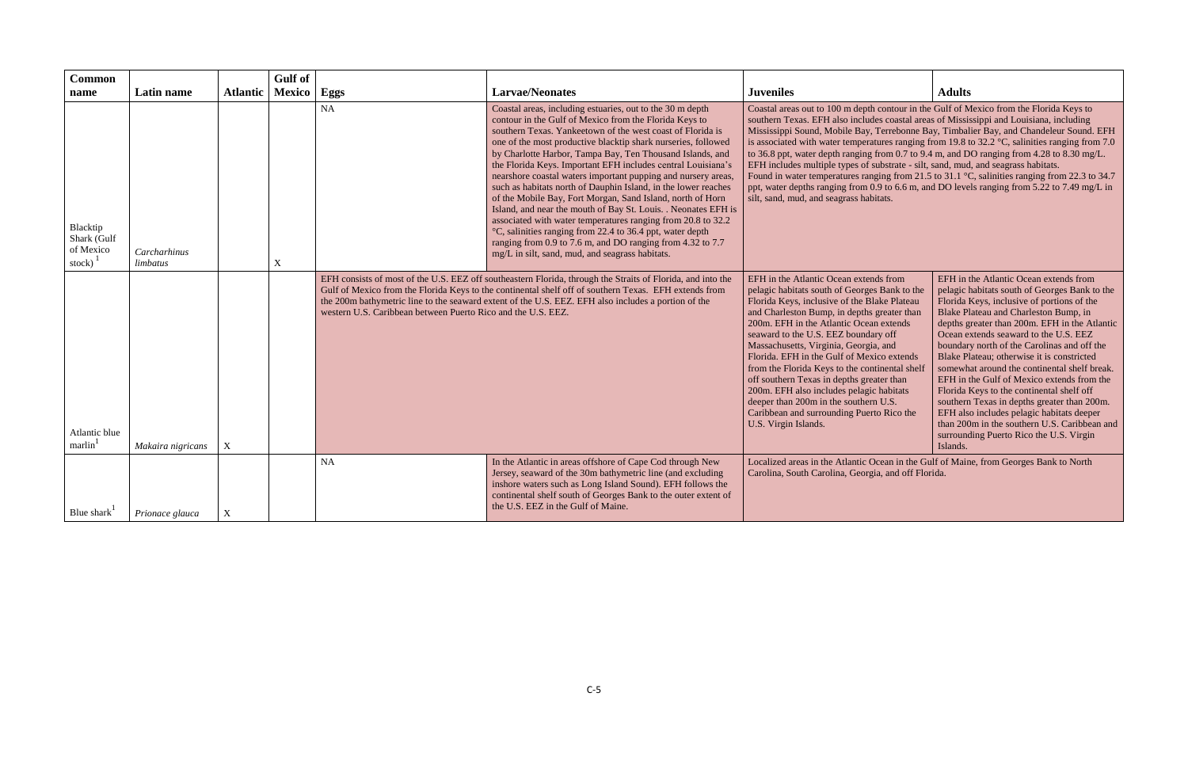| Common name | Latin name | Atlantic | Gulf of Mexico | Eggs | Larvae/Neonates | Juveniles | Adults |
|---|---|---|---|---|---|---|---|
| Blacktip Shark (Gulf of Mexico stock) [1] | *Carcharhinus limbatus* | | X | NA | Coastal areas, including estuaries, out to the 30 m depth contour in the Gulf of Mexico from the Florida Keys to southern Texas. Yankeetown of the west coast of Florida is one of the most productive blacktip shark nurseries, followed by Charlotte Harbor, Tampa Bay, Ten Thousand Islands, and the Florida Keys. Important EFH includes central Louisiana's nearshore coastal waters important pupping and nursery areas, such as habitats north of Dauphin Island, in the lower reaches of the Mobile Bay, Fort Morgan, Sand Island, north of Horn Island, and near the mouth of Bay St. Louis. . Neonates EFH is associated with water temperatures ranging from 20.8 to 32.2 °C, salinities ranging from 22.4 to 36.4 ppt, water depth ranging from 0.9 to 7.6 m, and DO ranging from 4.32 to 7.7 mg/L in silt, sand, mud, and seagrass habitats. | Coastal areas out to 100 m depth contour in the Gulf of Mexico from the Florida Keys to southern Texas. EFH also includes coastal areas of Mississippi and Louisiana, including Mississippi Sound, Mobile Bay, Terrebonne Bay, Timbalier Bay, and Chandeleur Sound. EFH is associated with water temperatures ranging from 19.8 to 32.2 °C, salinities ranging from 7.0 to 36.8 ppt, water depth ranging from 0.7 to 9.4 m, and DO ranging from 4.28 to 8.30 mg/L. EFH includes multiple types of substrate - silt, sand, mud, and seagrass habitats. Found in water temperatures ranging from 21.5 to 31.1 °C, salinities ranging from 22.3 to 34.7 ppt, water depths ranging from 0.9 to 6.6 m, and DO levels ranging from 5.22 to 7.49 mg/L in silt, sand, mud, and seagrass habitats. | |
| Atlantic blue marlin[1] | *Makaira nigricans* | X | | EFH consists of most of the U.S. EEZ off southeastern Florida, through the Straits of Florida, and into the Gulf of Mexico from the Florida Keys to the continental shelf off of southern Texas. EFH extends from the 200m bathymetric line to the seaward extent of the U.S. EEZ. EFH also includes a portion of the western U.S. Caribbean between Puerto Rico and the U.S. EEZ. | | EFH in the Atlantic Ocean extends from pelagic habitats south of Georges Bank to the Florida Keys, inclusive of the Blake Plateau and Charleston Bump, in depths greater than 200m. EFH in the Atlantic Ocean extends seaward to the U.S. EEZ boundary off Massachusetts, Virginia, Georgia, and Florida. EFH in the Gulf of Mexico extends from the Florida Keys to the continental shelf off southern Texas in depths greater than 200m. EFH also includes pelagic habitats deeper than 200m in the southern U.S. Caribbean and surrounding Puerto Rico the U.S. Virgin Islands. | EFH in the Atlantic Ocean extends from pelagic habitats south of Georges Bank to the Florida Keys, inclusive of portions of the Blake Plateau and Charleston Bump, in depths greater than 200m. EFH in the Atlantic Ocean extends seaward to the U.S. EEZ boundary north of the Carolinas and off the Blake Plateau; otherwise it is constricted somewhat around the continental shelf break. EFH in the Gulf of Mexico extends from the Florida Keys to the continental shelf off southern Texas in depths greater than 200m. EFH also includes pelagic habitats deeper than 200m in the southern U.S. Caribbean and surrounding Puerto Rico the U.S. Virgin Islands. |
| Blue shark[1] | *Prionace glauca* | X | | NA | In the Atlantic in areas offshore of Cape Cod through New Jersey, seaward of the 30m bathymetric line (and excluding inshore waters such as Long Island Sound). EFH follows the continental shelf south of Georges Bank to the outer extent of the U.S. EEZ in the Gulf of Maine. | Localized areas in the Atlantic Ocean in the Gulf of Maine, from Georges Bank to North Carolina, South Carolina, Georgia, and off Florida. | |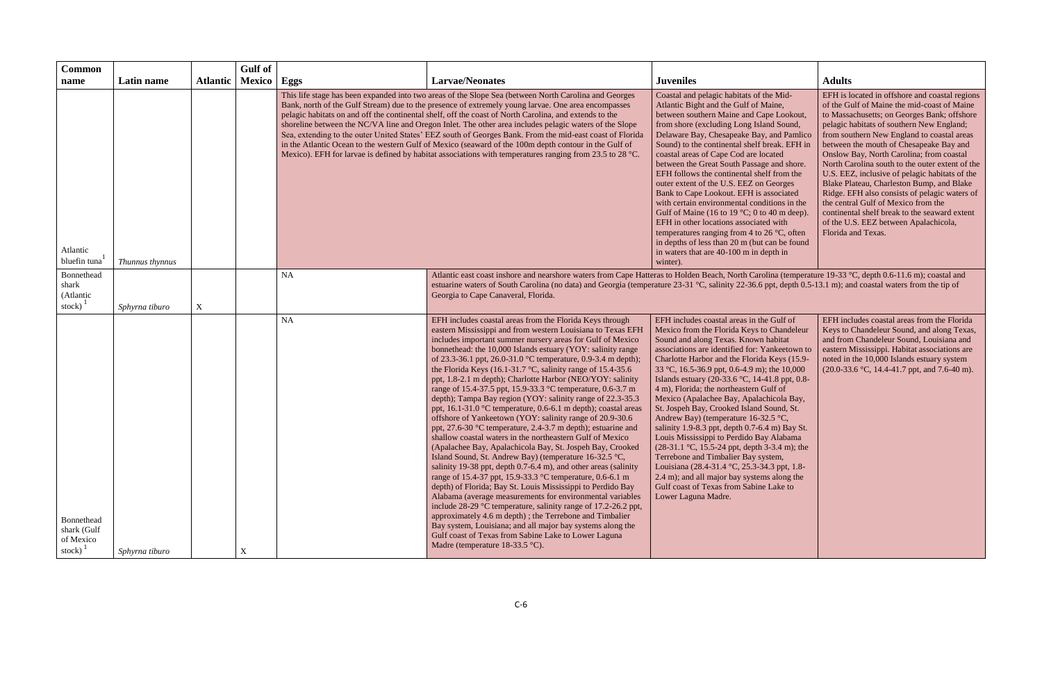| Common name | Latin name | Atlantic | Gulf of Mexico | Eggs | Larvae/Neonates | Juveniles | Adults |
|---|---|---|---|---|---|---|---|
| Atlantic bluefin tuna[1] | *Thunnus thynnus* | | | This life stage has been expanded into two areas of the Slope Sea (between North Carolina and Georges Bank, north of the Gulf Stream) due to the presence of extremely young larvae. One area encompasses pelagic habitats on and off the continental shelf, off the coast of North Carolina, and extends to the shoreline between the NC/VA line and Oregon Inlet. The other area includes pelagic waters of the Slope Sea, extending to the outer United States' EEZ south of Georges Bank. From the mid-east coast of Florida in the Atlantic Ocean to the western Gulf of Mexico (seaward of the 100m depth contour in the Gulf of Mexico). EFH for larvae is defined by habitat associations with temperatures ranging from 23.5 to 28 °C. | | Coastal and pelagic habitats of the Mid-Atlantic Bight and the Gulf of Maine, between southern Maine and Cape Lookout, from shore (excluding Long Island Sound, Delaware Bay, Chesapeake Bay, and Pamlico Sound) to the continental shelf break. EFH in coastal areas of Cape Cod are located between the Great South Passage and shore. EFH follows the continental shelf from the outer extent of the U.S. EEZ on Georges Bank to Cape Lookout. EFH is associated with certain environmental conditions in the Gulf of Maine (16 to 19 °C; 0 to 40 m deep). EFH in other locations associated with temperatures ranging from 4 to 26 °C, often in depths of less than 20 m (but can be found in waters that are 40-100 m in depth in winter). | EFH is located in offshore and coastal regions of the Gulf of Maine the mid-coast of Maine to Massachusetts; on Georges Bank; offshore pelagic habitats of southern New England; from southern New England to coastal areas between the mouth of Chesapeake Bay and Onslow Bay, North Carolina; from coastal North Carolina south to the outer extent of the U.S. EEZ, inclusive of pelagic habitats of the Blake Plateau, Charleston Bump, and Blake Ridge. EFH also consists of pelagic waters of the central Gulf of Mexico from the continental shelf break to the seaward extent of the U.S. EEZ between Apalachicola, Florida and Texas. |
| Bonnethead shark (Atlantic stock)[1] | *Sphyrna tiburo* | X | | NA | Atlantic east coast inshore and nearshore waters from Cape Hatteras to Holden Beach, North Carolina (temperature 19-33 °C, depth 0.6-11.6 m); coastal and estuarine waters of South Carolina (no data) and Georgia (temperature 23-31 °C, salinity 22-36.6 ppt, depth 0.5-13.1 m); and coastal waters from the tip of Georgia to Cape Canaveral, Florida. | | |
| Bonnethead shark (Gulf of Mexico stock)[1] | *Sphyrna tiburo* | | X | NA | EFH includes coastal areas from the Florida Keys through eastern Mississippi and from western Louisiana to Texas EFH includes important summer nursery areas for Gulf of Mexico bonnethead: the 10,000 Islands estuary (YOY: salinity range of 23.3-36.1 ppt, 26.0-31.0 °C temperature, 0.9-3.4 m depth); the Florida Keys (16.1-31.7 °C, salinity range of 15.4-35.6 ppt, 1.8-2.1 m depth); Charlotte Harbor (NEO/YOY: salinity range of 15.4-37.5 ppt, 15.9-33.3 °C temperature, 0.6-3.7 m depth); Tampa Bay region (YOY: salinity range of 22.3-35.3 ppt, 16.1-31.0 °C temperature, 0.6-6.1 m depth); coastal areas offshore of Yankeetown (YOY: salinity range of 20.9-30.6 ppt, 27.6-30 °C temperature, 2.4-3.7 m depth); estuarine and shallow coastal waters in the northeastern Gulf of Mexico (Apalachee Bay, Apalachicola Bay, St. Jospeh Bay, Crooked Island Sound, St. Andrew Bay) (temperature 16-32.5 °C, salinity 19-38 ppt, depth 0.7-6.4 m), and other areas (salinity range of 15.4-37 ppt, 15.9-33.3 °C temperature, 0.6-6.1 m depth) of Florida; Bay St. Louis Mississippi to Perdido Bay Alabama (average measurements for environmental variables include 28-29 °C temperature, salinity range of 17.2-26.2 ppt, approximately 4.6 m depth) ; the Terrebone and Timbalier Bay system, Louisiana; and all major bay systems along the Gulf coast of Texas from Sabine Lake to Lower Laguna Madre (temperature 18-33.5 °C). | EFH includes coastal areas in the Gulf of Mexico from the Florida Keys to Chandeleur Sound and along Texas. Known habitat associations are identified for: Yankeetown to Charlotte Harbor and the Florida Keys (15.9-33 °C, 16.5-36.9 ppt, 0.6-4.9 m); the 10,000 Islands estuary (20-33.6 °C, 14-41.8 ppt, 0.8-4 m), Florida; the northeastern Gulf of Mexico (Apalachee Bay, Apalachicola Bay, St. Jospeh Bay, Crooked Island Sound, St. Andrew Bay) (temperature 16-32.5 °C, salinity 1.9-8.3 ppt, depth 0.7-6.4 m) Bay St. Louis Mississippi to Perdido Bay Alabama (28-31.1 °C, 15.5-24 ppt, depth 3-3.4 m); the Terrebone and Timbalier Bay system, Louisiana (28.4-31.4 °C, 25.3-34.3 ppt, 1.8-2.4 m); and all major bay systems along the Gulf coast of Texas from Sabine Lake to Lower Laguna Madre. | EFH includes coastal areas from the Florida Keys to Chandeleur Sound, and along Texas, and from Chandeleur Sound, Louisiana and eastern Mississippi. Habitat associations are noted in the 10,000 Islands estuary system (20.0-33.6 °C, 14.4-41.7 ppt, and 7.6-40 m). |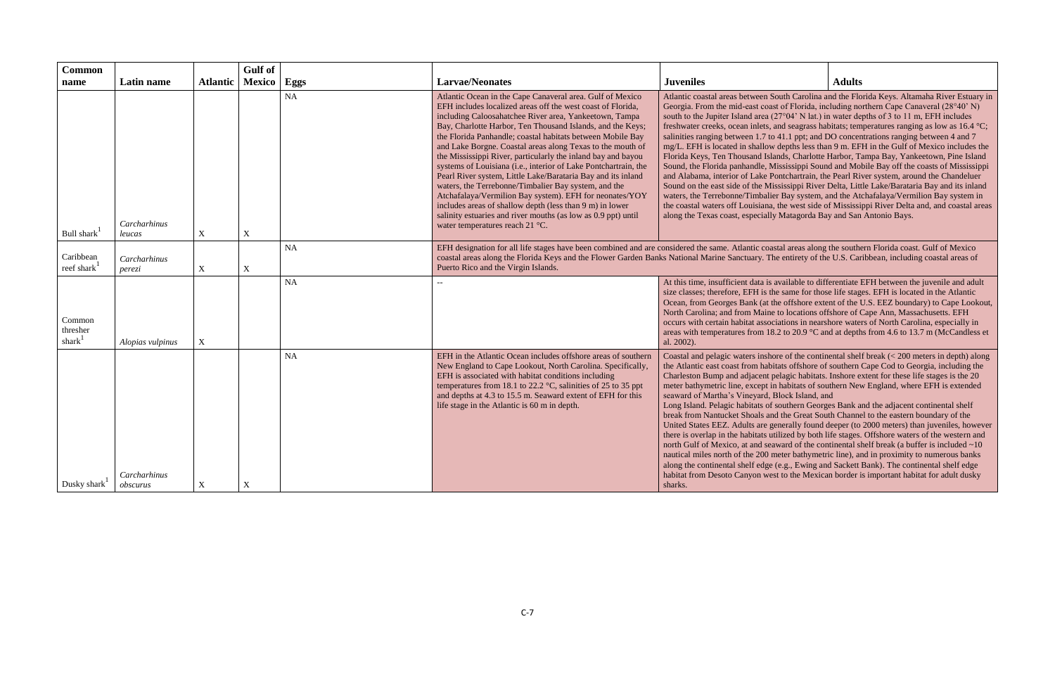| Common name | Latin name | Atlantic | Gulf of Mexico | Eggs | Larvae/Neonates | Juveniles | Adults |
|---|---|---|---|---|---|---|---|
| Bull shark[1] | *Carcharhinus leucas* | X | X | NA | Atlantic Ocean in the Cape Canaveral area. Gulf of Mexico EFH includes localized areas off the west coast of Florida, including Caloosahatchee River area, Yankeetown, Tampa Bay, Charlotte Harbor, Ten Thousand Islands, and the Keys; the Florida Panhandle; coastal habitats between Mobile Bay and Lake Borgne. Coastal areas along Texas to the mouth of the Mississippi River, particularly the inland bay and bayou systems of Louisiana (i.e., interior of Lake Pontchartrain, the Pearl River system, Little Lake/Barataria Bay and its inland waters, the Terrebonne/Timbalier Bay system, and the Atchafalaya/Vermilion Bay system). EFH for neonates/YOY includes areas of shallow depth (less than 9 m) in lower salinity estuaries and river mouths (as low as 0.9 ppt) until water temperatures reach 21 °C. | Atlantic coastal areas between South Carolina and the Florida Keys. Altamaha River Estuary in Georgia. From the mid-east coast of Florida, including northern Cape Canaveral (28°40' N) south to the Jupiter Island area (27°04' N lat.) in water depths of 3 to 11 m, EFH includes freshwater creeks, ocean inlets, and seagrass habitats; temperatures ranging as low as 16.4 °C; salinities ranging between 1.7 to 41.1 ppt; and DO concentrations ranging between 4 and 7 mg/L. EFH is located in shallow depths less than 9 m. EFH in the Gulf of Mexico includes the Florida Keys, Ten Thousand Islands, Charlotte Harbor, Tampa Bay, Yankeetown, Pine Island Sound, the Florida panhandle, Mississippi Sound and Mobile Bay off the coasts of Mississippi and Alabama, interior of Lake Pontchartrain, the Pearl River system, around the Chandeluer Sound on the east side of the Mississippi River Delta, Little Lake/Barataria Bay and its inland waters, the Terrebonne/Timbalier Bay system, and the Atchafalaya/Vermilion Bay system in the coastal waters off Louisiana, the west side of Mississippi River Delta and, and coastal areas along the Texas coast, especially Matagorda Bay and San Antonio Bays. | |
| Caribbean reef shark[1] | *Carcharhinus perezi* | X | X | NA | EFH designation for all life stages have been combined and are considered the same. Atlantic coastal areas along the southern Florida coast. Gulf of Mexico coastal areas along the Florida Keys and the Flower Garden Banks National Marine Sanctuary. The entirety of the U.S. Caribbean, including coastal areas of Puerto Rico and the Virgin Islands. | | |
| Common thresher shark[1] | *Alopias vulpinus* | X | | NA | -- | At this time, insufficient data is available to differentiate EFH between the juvenile and adult size classes; therefore, EFH is the same for those life stages. EFH is located in the Atlantic Ocean, from Georges Bank (at the offshore extent of the U.S. EEZ boundary) to Cape Lookout, North Carolina; and from Maine to locations offshore of Cape Ann, Massachusetts. EFH occurs with certain habitat associations in nearshore waters of North Carolina, especially in areas with temperatures from 18.2 to 20.9 °C and at depths from 4.6 to 13.7 m (McCandless et al. 2002). | |
| Dusky shark[1] | *Carcharhinus obscurus* | X | X | NA | EFH in the Atlantic Ocean includes offshore areas of southern New England to Cape Lookout, North Carolina. Specifically, EFH is associated with habitat conditions including temperatures from 18.1 to 22.2 °C, salinities of 25 to 35 ppt and depths at 4.3 to 15.5 m. Seaward extent of EFH for this life stage in the Atlantic is 60 m in depth. | Coastal and pelagic waters inshore of the continental shelf break (< 200 meters in depth) along the Atlantic east coast from habitats offshore of southern Cape Cod to Georgia, including the Charleston Bump and adjacent pelagic habitats. Inshore extent for these life stages is the 20 meter bathymetric line, except in habitats of southern New England, where EFH is extended seaward of Martha's Vineyard, Block Island, and Long Island. Pelagic habitats of southern Georges Bank and the adjacent continental shelf break from Nantucket Shoals and the Great South Channel to the eastern boundary of the United States EEZ. Adults are generally found deeper (to 2000 meters) than juveniles, however there is overlap in the habitats utilized by both life stages. Offshore waters of the western and north Gulf of Mexico, at and seaward of the continental shelf break (a buffer is included ~10 nautical miles north of the 200 meter bathymetric line), and in proximity to numerous banks along the continental shelf edge (e.g., Ewing and Sackett Bank). The continental shelf edge habitat from Desoto Canyon west to the Mexican border is important habitat for adult dusky sharks. | |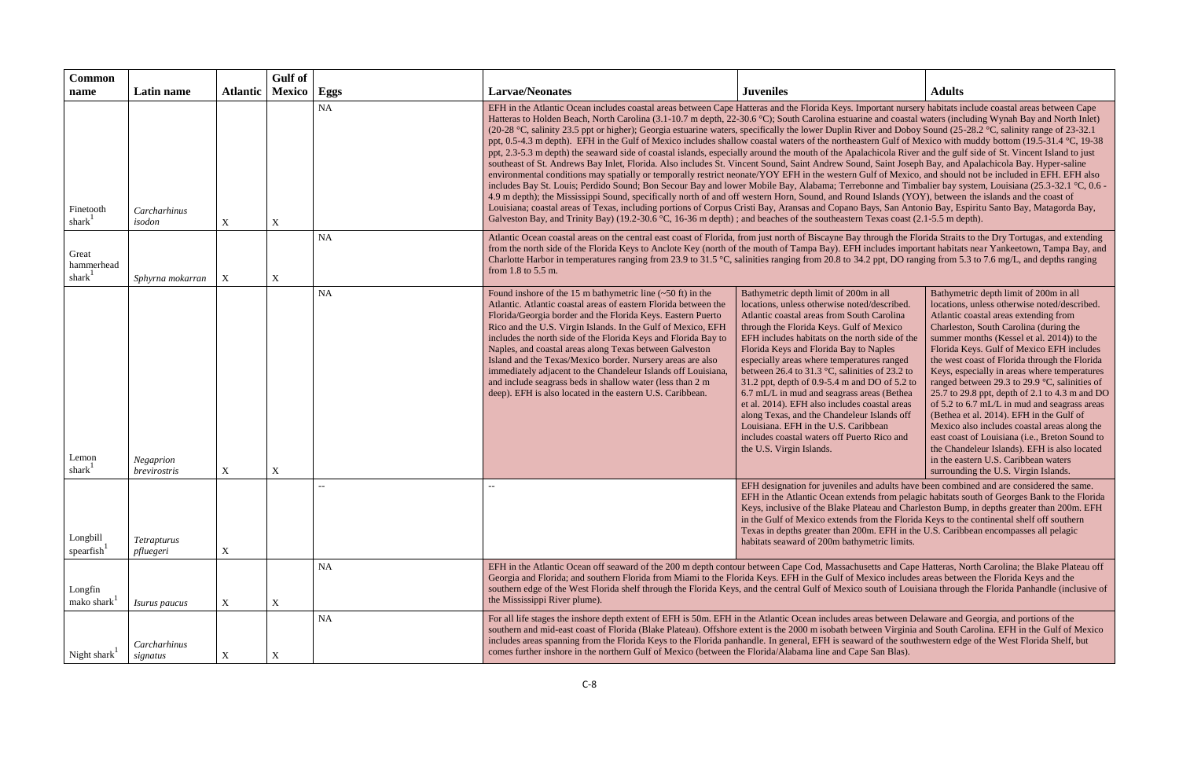| Common name | Latin name | Atlantic | Gulf of Mexico | Eggs | Larvae/Neonates | Juveniles | Adults |
|---|---|---|---|---|---|---|---|
| Finetooth shark[1] | *Carcharhinus isodon* | X | X | NA | EFH in the Atlantic Ocean includes coastal areas between Cape Hatteras and the Florida Keys. Important nursery habitats include coastal areas between Cape Hatteras to Holden Beach, North Carolina (3.1-10.7 m depth, 22-30.6 °C); South Carolina estuarine and coastal waters (including Wynah Bay and North Inlet) (20-28 °C, salinity 23.5 ppt or higher); Georgia estuarine waters, specifically the lower Duplin River and Doboy Sound (25-28.2 °C, salinity range of 23-32.1 ppt, 0.5-4.3 m depth). EFH in the Gulf of Mexico includes shallow coastal waters of the northeastern Gulf of Mexico with muddy bottom (19.5-31.4 °C, 19-38 ppt, 2.3-5.3 m depth) the seaward side of coastal islands, especially around the mouth of the Apalachicola River and the gulf side of St. Vincent Island to just southeast of St. Andrews Bay Inlet, Florida. Also includes St. Vincent Sound, Saint Andrew Sound, Saint Joseph Bay, and Apalachicola Bay. Hyper-saline environmental conditions may spatially or temporally restrict neonate/YOY EFH in the western Gulf of Mexico, and should not be included in EFH. EFH also includes Bay St. Louis; Perdido Sound; Bon Secour Bay and lower Mobile Bay, Alabama; Terrebonne and Timbalier bay system, Louisiana (25.3-32.1 °C, 0.6 - 4.9 m depth); the Mississippi Sound, specifically north of and off western Horn, Sound, and Round Islands (YOY), between the islands and the coast of Louisiana; coastal areas of Texas, including portions of Corpus Cristi Bay, Aransas and Copano Bays, San Antonio Bay, Espiritu Santo Bay, Matagorda Bay, Galveston Bay, and Trinity Bay) (19.2-30.6 °C, 16-36 m depth) ; and beaches of the southeastern Texas coast (2.1-5.5 m depth). | | |
| Great hammerhead shark[1] | *Sphyrna mokarran* | X | X | NA | Atlantic Ocean coastal areas on the central east coast of Florida, from just north of Biscayne Bay through the Florida Straits to the Dry Tortugas, and extending from the north side of the Florida Keys to Anclote Key (north of the mouth of Tampa Bay). EFH includes important habitats near Yankeetown, Tampa Bay, and Charlotte Harbor in temperatures ranging from 23.9 to 31.5 °C, salinities ranging from 20.8 to 34.2 ppt, DO ranging from 5.3 to 7.6 mg/L, and depths ranging from 1.8 to 5.5 m. | | |
| Lemon shark[1] | *Negaprion brevirostris* | X | X | NA | Found inshore of the 15 m bathymetric line (~50 ft) in the Atlantic. Atlantic coastal areas of eastern Florida between the Florida/Georgia border and the Florida Keys. Eastern Puerto Rico and the U.S. Virgin Islands. In the Gulf of Mexico, EFH includes the north side of the Florida Keys and Florida Bay to Naples, and coastal areas along Texas between Galveston Island and the Texas/Mexico border. Nursery areas are also immediately adjacent to the Chandeleur Islands off Louisiana, and include seagrass beds in shallow water (less than 2 m deep). EFH is also located in the eastern U.S. Caribbean. | Bathymetric depth limit of 200m in all locations, unless otherwise noted/described. Atlantic coastal areas from South Carolina through the Florida Keys. Gulf of Mexico EFH includes habitats on the north side of the Florida Keys and Florida Bay to Naples especially areas where temperatures ranged between 26.4 to 31.3 °C, salinities of 23.2 to 31.2 ppt, depth of 0.9-5.4 m and DO of 5.2 to 6.7 mL/L in mud and seagrass areas (Bethea et al. 2014). EFH also includes coastal areas along Texas, and the Chandeleur Islands off Louisiana. EFH in the U.S. Caribbean includes coastal waters off Puerto Rico and the U.S. Virgin Islands. | Bathymetric depth limit of 200m in all locations, unless otherwise noted/described. Atlantic coastal areas extending from Charleston, South Carolina (during the summer months (Kessel et al. 2014)) to the Florida Keys. Gulf of Mexico EFH includes the west coast of Florida through the Florida Keys, especially in areas where temperatures ranged between 29.3 to 29.9 °C, salinities of 25.7 to 29.8 ppt, depth of 2.1 to 4.3 m and DO of 5.2 to 6.7 mL/L in mud and seagrass areas (Bethea et al. 2014). EFH in the Gulf of Mexico also includes coastal areas along the east coast of Louisiana (i.e., Breton Sound to the Chandeleur Islands). EFH is also located in the eastern U.S. Caribbean waters surrounding the U.S. Virgin Islands. |
| Longbill spearfish[1] | *Tetrapturus pfluegeri* | X | | -- | -- | EFH designation for juveniles and adults have been combined and are considered the same. EFH in the Atlantic Ocean extends from pelagic habitats south of Georges Bank to the Florida Keys, inclusive of the Blake Plateau and Charleston Bump, in depths greater than 200m. EFH in the Gulf of Mexico extends from the Florida Keys to the continental shelf off southern Texas in depths greater than 200m. EFH in the U.S. Caribbean encompasses all pelagic habitats seaward of 200m bathymetric limits. | |
| Longfin mako shark[1] | *Isurus paucus* | X | X | NA | EFH in the Atlantic Ocean off seaward of the 200 m depth contour between Cape Cod, Massachusetts and Cape Hatteras, North Carolina; the Blake Plateau off Georgia and Florida; and southern Florida from Miami to the Florida Keys. EFH in the Gulf of Mexico includes areas between the Florida Keys and the southern edge of the West Florida shelf through the Florida Keys, and the central Gulf of Mexico south of Louisiana through the Florida Panhandle (inclusive of the Mississippi River plume). | | |
| Night shark[1] | *Carcharhinus signatus* | X | X | NA | For all life stages the inshore depth extent of EFH is 50m. EFH in the Atlantic Ocean includes areas between Delaware and Georgia, and portions of the southern and mid-east coast of Florida (Blake Plateau). Offshore extent is the 2000 m isobath between Virginia and South Carolina. EFH in the Gulf of Mexico includes areas spanning from the Florida Keys to the Florida panhandle. In general, EFH is seaward of the southwestern edge of the West Florida Shelf, but comes further inshore in the northern Gulf of Mexico (between the Florida/Alabama line and Cape San Blas). | | |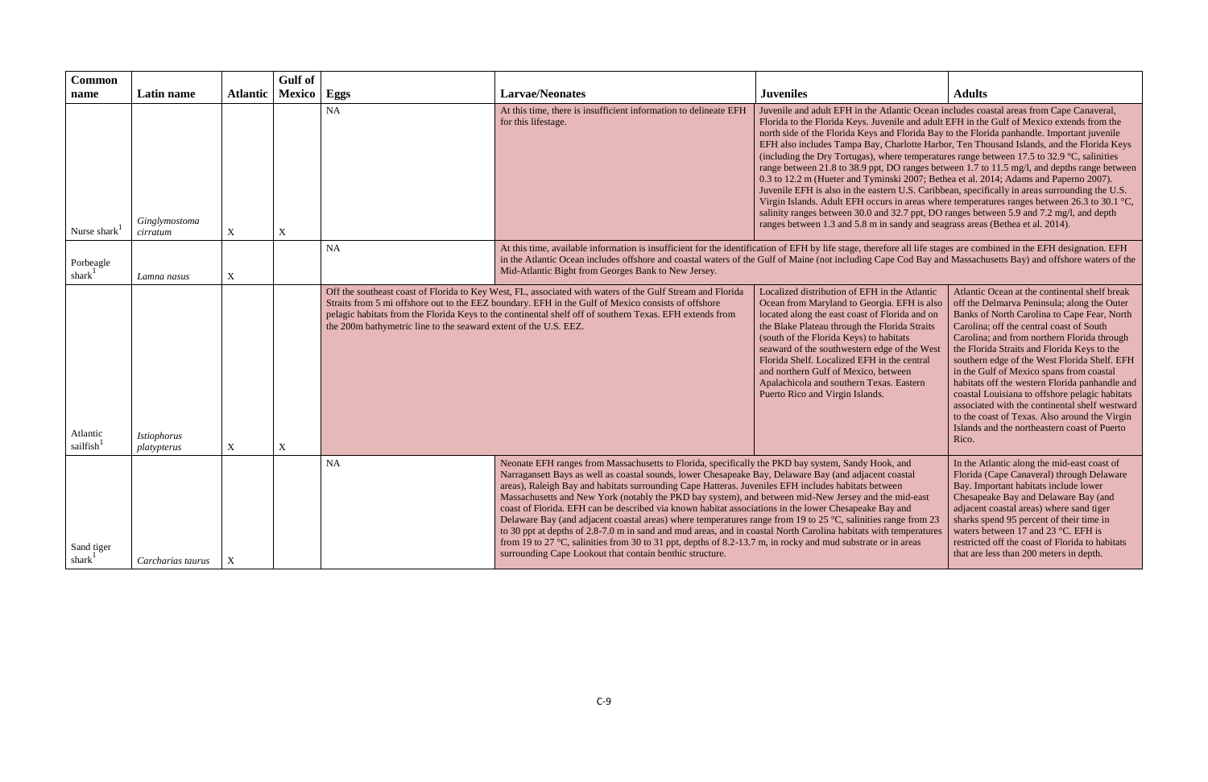| Common name | Latin name | Atlantic | Gulf of Mexico | Eggs | Larvae/Neonates | Juveniles | Adults |
| --- | --- | --- | --- | --- | --- | --- | --- |
| Nurse shark[1] | *Ginglymostoma cirratum* | X | X | NA | At this time, there is insufficient information to delineate EFH for this lifestage. | Juvenile and adult EFH in the Atlantic Ocean includes coastal areas from Cape Canaveral, Florida to the Florida Keys. Juvenile and adult EFH in the Gulf of Mexico extends from the north side of the Florida Keys and Florida Bay to the Florida panhandle. Important juvenile EFH also includes Tampa Bay, Charlotte Harbor, Ten Thousand Islands, and the Florida Keys (including the Dry Tortugas), where temperatures range between 17.5 to 32.9 °C, salinities range between 21.8 to 38.9 ppt, DO ranges between 1.7 to 11.5 mg/l, and depths range between 0.3 to 12.2 m (Hueter and Tyminski 2007; Bethea et al. 2014; Adams and Paperno 2007). Juvenile EFH is also in the eastern U.S. Caribbean, specifically in areas surrounding the U.S. Virgin Islands. Adult EFH occurs in areas where temperatures ranges between 26.3 to 30.1 °C, salinity ranges between 30.0 and 32.7 ppt, DO ranges between 5.9 and 7.2 mg/l, and depth ranges between 1.3 and 5.8 m in sandy and seagrass areas (Bethea et al. 2014). | |
| Porbeagle shark[1] | *Lamna nasus* | X | | NA | At this time, available information is insufficient for the identification of EFH by life stage, therefore all life stages are combined in the EFH designation. EFH in the Atlantic Ocean includes offshore and coastal waters of the Gulf of Maine (not including Cape Cod Bay and Massachusetts Bay) and offshore waters of the Mid-Atlantic Bight from Georges Bank to New Jersey. | | |
| Atlantic sailfish[1] | *Istiophorus platypterus* | X | X | Off the southeast coast of Florida to Key West, FL, associated with waters of the Gulf Stream and Florida Straits from 5 mi offshore out to the EEZ boundary. EFH in the Gulf of Mexico consists of offshore pelagic habitats from the Florida Keys to the continental shelf off of southern Texas. EFH extends from the 200m bathymetric line to the seaward extent of the U.S. EEZ. | | Localized distribution of EFH in the Atlantic Ocean from Maryland to Georgia. EFH is also located along the east coast of Florida and on the Blake Plateau through the Florida Straits (south of the Florida Keys) to habitats seaward of the southwestern edge of the West Florida Shelf. Localized EFH in the central and northern Gulf of Mexico, between Apalachicola and southern Texas. Eastern Puerto Rico and Virgin Islands. | Atlantic Ocean at the continental shelf break off the Delmarva Peninsula; along the Outer Banks of North Carolina to Cape Fear, North Carolina; off the central coast of South Carolina; and from northern Florida through the Florida Straits and Florida Keys to the southern edge of the West Florida Shelf. EFH in the Gulf of Mexico spans from coastal habitats off the western Florida panhandle and coastal Louisiana to offshore pelagic habitats associated with the continental shelf westward to the coast of Texas. Also around the Virgin Islands and the northeastern coast of Puerto Rico. |
| Sand tiger shark[1] | *Carcharias taurus* | X | | NA | Neonate EFH ranges from Massachusetts to Florida, specifically the PKD bay system, Sandy Hook, and Narragansett Bays as well as coastal sounds, lower Chesapeake Bay, Delaware Bay (and adjacent coastal areas), Raleigh Bay and habitats surrounding Cape Hatteras. Juveniles EFH includes habitats between Massachusetts and New York (notably the PKD bay system), and between mid-New Jersey and the mid-east coast of Florida. EFH can be described via known habitat associations in the lower Chesapeake Bay and Delaware Bay (and adjacent coastal areas) where temperatures range from 19 to 25 °C, salinities range from 23 to 30 ppt at depths of 2.8-7.0 m in sand and mud areas, and in coastal North Carolina habitats with temperatures from 19 to 27 °C, salinities from 30 to 31 ppt, depths of 8.2-13.7 m, in rocky and mud substrate or in areas surrounding Cape Lookout that contain benthic structure. | | In the Atlantic along the mid-east coast of Florida (Cape Canaveral) through Delaware Bay. Important habitats include lower Chesapeake Bay and Delaware Bay (and adjacent coastal areas) where sand tiger sharks spend 95 percent of their time in waters between 17 and 23 °C. EFH is restricted off the coast of Florida to habitats that are less than 200 meters in depth. |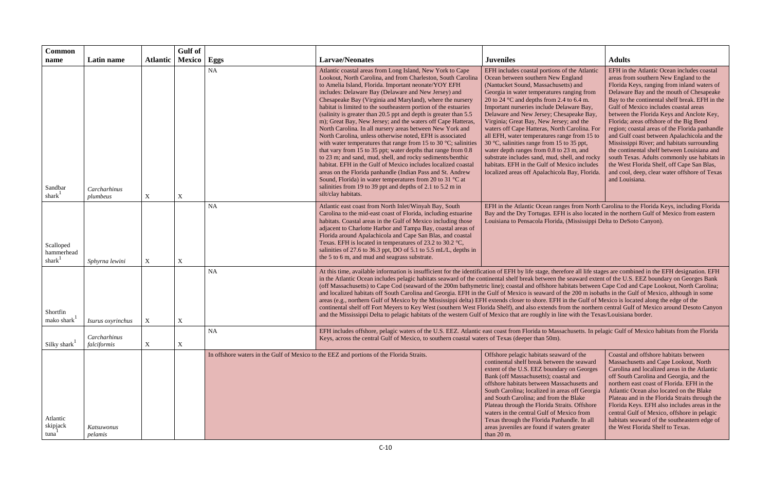| Common name | Latin name | Atlantic | Gulf of Mexico | Eggs | Larvae/Neonates | Juveniles | Adults |
|---|---|---|---|---|---|---|---|
| Sandbar shark[1] | *Carcharhinus plumbeus* | X | X | NA | Atlantic coastal areas from Long Island, New York to Cape Lookout, North Carolina, and from Charleston, South Carolina to Amelia Island, Florida. Important neonate/YOY EFH includes: Delaware Bay (Delaware and New Jersey) and Chesapeake Bay (Virginia and Maryland), where the nursery habitat is limited to the southeastern portion of the estuaries (salinity is greater than 20.5 ppt and depth is greater than 5.5 m); Great Bay, New Jersey; and the waters off Cape Hatteras, North Carolina. In all nursery areas between New York and North Carolina, unless otherwise noted, EFH is associated with water temperatures that range from 15 to 30 °C; salinities that vary from 15 to 35 ppt; water depths that range from 0.8 to 23 m; and sand, mud, shell, and rocky sediments/benthic habitat. EFH in the Gulf of Mexico includes localized coastal areas on the Florida panhandle (Indian Pass and St. Andrew Sound, Florida) in water temperatures from 20 to 31 °C at salinities from 19 to 39 ppt and depths of 2.1 to 5.2 m in silt/clay habitats. | EFH includes coastal portions of the Atlantic Ocean between southern New England (Nantucket Sound, Massachusetts) and Georgia in water temperatures ranging from 20 to 24 °C and depths from 2.4 to 6.4 m. Important nurseries include Delaware Bay, Delaware and New Jersey; Chesapeake Bay, Virginia; Great Bay, New Jersey; and the waters off Cape Hatteras, North Carolina. For all EFH, water temperatures range from 15 to 30 °C, salinities range from 15 to 35 ppt, water depth ranges from 0.8 to 23 m, and substrate includes sand, mud, shell, and rocky habitats. EFH in the Gulf of Mexico includes localized areas off Apalachicola Bay, Florida. | EFH in the Atlantic Ocean includes coastal areas from southern New England to the Florida Keys, ranging from inland waters of Delaware Bay and the mouth of Chesapeake Bay to the continental shelf break. EFH in the Gulf of Mexico includes coastal areas between the Florida Keys and Anclote Key, Florida; areas offshore of the Big Bend region; coastal areas of the Florida panhandle and Gulf coast between Apalachicola and the Mississippi River; and habitats surrounding the continental shelf between Louisiana and south Texas. Adults commonly use habitats in the West Florida Shelf, off Cape San Blas, and cool, deep, clear water offshore of Texas and Louisiana. |
| Scalloped hammerhead shark[1] | *Sphyrna lewini* | X | X | NA | Atlantic east coast from North Inlet/Winyah Bay, South Carolina to the mid-east coast of Florida, including estuarine habitats. Coastal areas in the Gulf of Mexico including those adjacent to Charlotte Harbor and Tampa Bay, coastal areas of Florida around Apalachicola and Cape San Blas, and coastal Texas. EFH is located in temperatures of 23.2 to 30.2 °C, salinities of 27.6 to 36.3 ppt, DO of 5.1 to 5.5 mL/L, depths in the 5 to 6 m, and mud and seagrass substrate. | EFH in the Atlantic Ocean ranges from North Carolina to the Florida Keys, including Florida Bay and the Dry Tortugas. EFH is also located in the northern Gulf of Mexico from eastern Louisiana to Pensacola Florida, (Mississippi Delta to DeSoto Canyon). | |
| Shortfin mako shark[1] | *Isurus oxyrinchus* | X | X | NA | At this time, available information is insufficient for the identification of EFH by life stage, therefore all life stages are combined in the EFH designation. EFH in the Atlantic Ocean includes pelagic habitats seaward of the continental shelf break between the seaward extent of the U.S. EEZ boundary on Georges Bank (off Massachusetts) to Cape Cod (seaward of the 200m bathymetric line); coastal and offshore habitats between Cape Cod and Cape Lookout, North Carolina; and localized habitats off South Carolina and Georgia. EFH in the Gulf of Mexico is seaward of the 200 m isobaths in the Gulf of Mexico, although in some areas (e.g., northern Gulf of Mexico by the Mississippi delta) EFH extends closer to shore. EFH in the Gulf of Mexico is located along the edge of the continental shelf off Fort Meyers to Key West (southern West Florida Shelf), and also extends from the northern central Gulf of Mexico around Desoto Canyon and the Mississippi Delta to pelagic habitats of the western Gulf of Mexico that are roughly in line with the Texas/Louisiana border. | | |
| Silky shark[1] | *Carcharhinus falciformis* | X | X | NA | EFH includes offshore, pelagic waters of the U.S. EEZ. Atlantic east coast from Florida to Massachusetts. In pelagic Gulf of Mexico habitats from the Florida Keys, across the central Gulf of Mexico, to southern coastal waters of Texas (deeper than 50m). | | |
| Atlantic skipjack tuna[1] | *Katsuwonus pelamis* | | | In offshore waters in the Gulf of Mexico to the EEZ and portions of the Florida Straits. | | Offshore pelagic habitats seaward of the continental shelf break between the seaward extent of the U.S. EEZ boundary on Georges Bank (off Massachusetts); coastal and offshore habitats between Massachusetts and South Carolina; localized in areas off Georgia and South Carolina; and from the Blake Plateau through the Florida Straits. Offshore waters in the central Gulf of Mexico from Texas through the Florida Panhandle. In all areas juveniles are found if waters greater than 20 m. | Coastal and offshore habitats between Massachusetts and Cape Lookout, North Carolina and localized areas in the Atlantic off South Carolina and Georgia, and the northern east coast of Florida. EFH in the Atlantic Ocean also located on the Blake Plateau and in the Florida Straits through the Florida Keys. EFH also includes areas in the central Gulf of Mexico, offshore in pelagic habitats seaward of the southeastern edge of the West Florida Shelf to Texas. |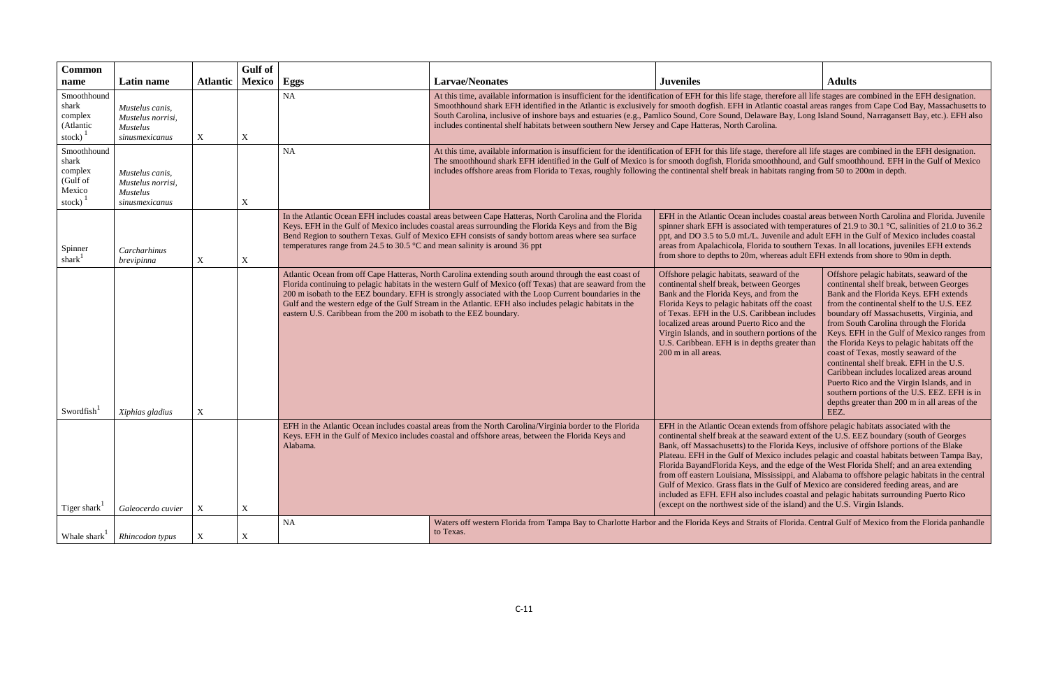| Common name | Latin name | Atlantic | Gulf of Mexico | Eggs | Larvae/Neonates | Juveniles | Adults |
| --- | --- | --- | --- | --- | --- | --- | --- |
| Smoothhound shark complex (Atlantic stock)[1] | *Mustelus canis, Mustelus norrisi, Mustelus sinusmexicanus* | X | X | NA | At this time, available information is insufficient for the identification of EFH for this life stage, therefore all life stages are combined in the EFH designation. Smoothhound shark EFH identified in the Atlantic is exclusively for smooth dogfish. EFH in Atlantic coastal areas ranges from Cape Cod Bay, Massachusetts to South Carolina, inclusive of inshore bays and estuaries (e.g., Pamlico Sound, Core Sound, Delaware Bay, Long Island Sound, Narragansett Bay, etc.). EFH also includes continental shelf habitats between southern New Jersey and Cape Hatteras, North Carolina. | | |
| Smoothhound shark complex (Gulf of Mexico stock)[1] | *Mustelus canis, Mustelus norrisi, Mustelus sinusmexicanus* | | X | NA | At this time, available information is insufficient for the identification of EFH for this life stage, therefore all life stages are combined in the EFH designation. The smoothhound shark EFH identified in the Gulf of Mexico is for smooth dogfish, Florida smoothhound, and Gulf smoothhound. EFH in the Gulf of Mexico includes offshore areas from Florida to Texas, roughly following the continental shelf break in habitats ranging from 50 to 200m in depth. | | |
| Spinner shark[1] | *Carcharhinus brevipinna* | X | X | In the Atlantic Ocean EFH includes coastal areas between Cape Hatteras, North Carolina and the Florida Keys. EFH in the Gulf of Mexico includes coastal areas surrounding the Florida Keys and from the Big Bend Region to southern Texas. Gulf of Mexico EFH consists of sandy bottom areas where sea surface temperatures range from 24.5 to 30.5 °C and mean salinity is around 36 ppt | | EFH in the Atlantic Ocean includes coastal areas between North Carolina and Florida. Juvenile spinner shark EFH is associated with temperatures of 21.9 to 30.1 °C, salinities of 21.0 to 36.2 ppt, and DO 3.5 to 5.0 mL/L. Juvenile and adult EFH in the Gulf of Mexico includes coastal areas from Apalachicola, Florida to southern Texas. In all locations, juveniles EFH extends from shore to depths to 20m, whereas adult EFH extends from shore to 90m in depth. | |
| Swordfish[1] | *Xiphias gladius* | X | | Atlantic Ocean from off Cape Hatteras, North Carolina extending south around through the east coast of Florida continuing to pelagic habitats in the western Gulf of Mexico (off Texas) that are seaward from the 200 m isobath to the EEZ boundary. EFH is strongly associated with the Loop Current boundaries in the Gulf and the western edge of the Gulf Stream in the Atlantic. EFH also includes pelagic habitats in the eastern U.S. Caribbean from the 200 m isobath to the EEZ boundary. | | Offshore pelagic habitats, seaward of the continental shelf break, between Georges Bank and the Florida Keys, and from the Florida Keys to pelagic habitats off the coast of Texas. EFH in the U.S. Caribbean includes localized areas around Puerto Rico and the Virgin Islands, and in southern portions of the U.S. Caribbean. EFH is in depths greater than 200 m in all areas. | Offshore pelagic habitats, seaward of the continental shelf break, between Georges Bank and the Florida Keys. EFH extends from the continental shelf to the U.S. EEZ boundary off Massachusetts, Virginia, and from South Carolina through the Florida Keys. EFH in the Gulf of Mexico ranges from the Florida Keys to pelagic habitats off the coast of Texas, mostly seaward of the continental shelf break. EFH in the U.S. Caribbean includes localized areas around Puerto Rico and the Virgin Islands, and in southern portions of the U.S. EEZ. EFH is in depths greater than 200 m in all areas of the EEZ. |
| Tiger shark[1] | *Galeocerdo cuvier* | X | X | EFH in the Atlantic Ocean includes coastal areas from the North Carolina/Virginia border to the Florida Keys. EFH in the Gulf of Mexico includes coastal and offshore areas, between the Florida Keys and Alabama. | | EFH in the Atlantic Ocean extends from offshore pelagic habitats associated with the continental shelf break at the seaward extent of the U.S. EEZ boundary (south of Georges Bank, off Massachusetts) to the Florida Keys, inclusive of offshore portions of the Blake Plateau. EFH in the Gulf of Mexico includes pelagic and coastal habitats between Tampa Bay, Florida BayandFlorida Keys, and the edge of the West Florida Shelf; and an area extending from off eastern Louisiana, Mississippi, and Alabama to offshore pelagic habitats in the central Gulf of Mexico. Grass flats in the Gulf of Mexico are considered feeding areas, and are included as EFH. EFH also includes coastal and pelagic habitats surrounding Puerto Rico (except on the northwest side of the island) and the U.S. Virgin Islands. | |
| Whale shark[1] | *Rhincodon typus* | X | X | NA | Waters off western Florida from Tampa Bay to Charlotte Harbor and the Florida Keys and Straits of Florida. Central Gulf of Mexico from the Florida panhandle to Texas. | | |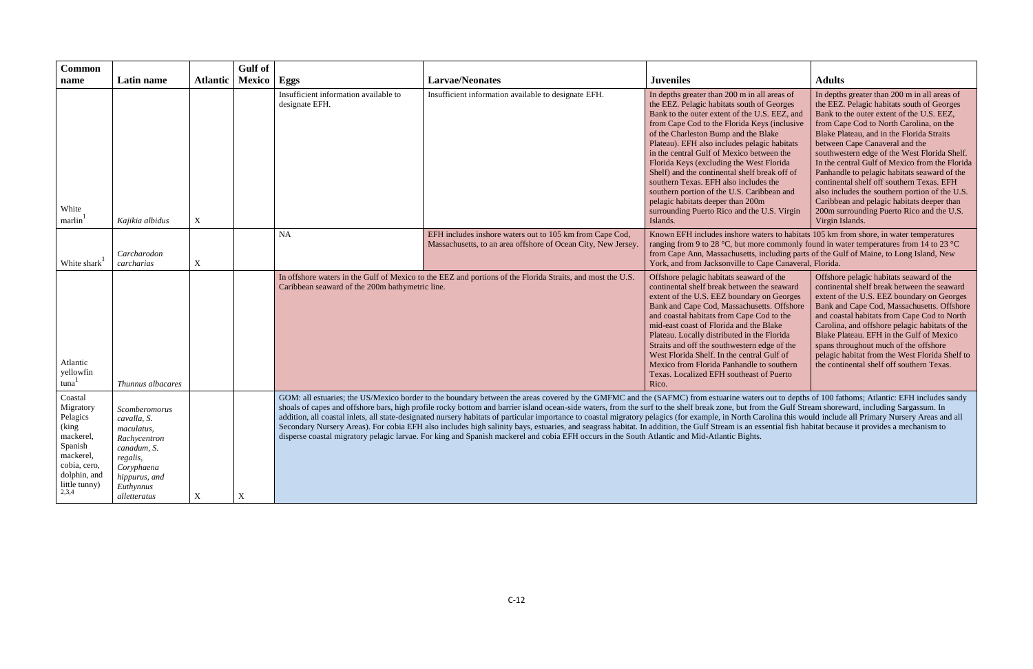| Common name | Latin name | Atlantic | Gulf of Mexico | Eggs | Larvae/Neonates | Juveniles | Adults |
|---|---|---|---|---|---|---|---|
| White marlin[1] | *Kajikia albidus* | X | | Insufficient information available to designate EFH. | Insufficient information available to designate EFH. | In depths greater than 200 m in all areas of the EEZ. Pelagic habitats south of Georges Bank to the outer extent of the U.S. EEZ, and from Cape Cod to the Florida Keys (inclusive of the Charleston Bump and the Blake Plateau). EFH also includes pelagic habitats in the central Gulf of Mexico between the Florida Keys (excluding the West Florida Shelf) and the continental shelf break off of southern Texas. EFH also includes the southern portion of the U.S. Caribbean and pelagic habitats deeper than 200m surrounding Puerto Rico and the U.S. Virgin Islands. | In depths greater than 200 m in all areas of the EEZ. Pelagic habitats south of Georges Bank to the outer extent of the U.S. EEZ, from Cape Cod to North Carolina, on the Blake Plateau, and in the Florida Straits between Cape Canaveral and the southwestern edge of the West Florida Shelf. In the central Gulf of Mexico from the Florida Panhandle to pelagic habitats seaward of the continental shelf off southern Texas. EFH also includes the southern portion of the U.S. Caribbean and pelagic habitats deeper than 200m surrounding Puerto Rico and the U.S. Virgin Islands. |
| White shark[1] | *Carcharodon carcharias* | X | | NA | EFH includes inshore waters out to 105 km from Cape Cod, Massachusetts, to an area offshore of Ocean City, New Jersey. | Known EFH includes inshore waters to habitats 105 km from shore, in water temperatures ranging from 9 to 28 °C, but more commonly found in water temperatures from 14 to 23 °C from Cape Ann, Massachusetts, including parts of the Gulf of Maine, to Long Island, New York, and from Jacksonville to Cape Canaveral, Florida. | |
| Atlantic yellowfin tuna[1] | *Thunnus albacares* | | | In offshore waters in the Gulf of Mexico to the EEZ and portions of the Florida Straits, and most the U.S. Caribbean seaward of the 200m bathymetric line. | | Offshore pelagic habitats seaward of the continental shelf break between the seaward extent of the U.S. EEZ boundary on Georges Bank and Cape Cod, Massachusetts. Offshore and coastal habitats from Cape Cod to the mid-east coast of Florida and the Blake Plateau. Locally distributed in the Florida Straits and off the southwestern edge of the West Florida Shelf. In the central Gulf of Mexico from Florida Panhandle to southern Texas. Localized EFH southeast of Puerto Rico. | Offshore pelagic habitats seaward of the continental shelf break between the seaward extent of the U.S. EEZ boundary on Georges Bank and Cape Cod, Massachusetts. Offshore and coastal habitats from Cape Cod to North Carolina, and offshore pelagic habitats of the Blake Plateau. EFH in the Gulf of Mexico spans throughout much of the offshore pelagic habitat from the West Florida Shelf to the continental shelf off southern Texas. |
| Coastal Migratory Pelagics (king mackerel, Spanish mackerel, cobia, cero, dolphin, and little tunny)[2,3,4] | *Scomberomorus cavalla, S. maculatus, Rachycentron canadum, S. regalis, Coryphaena hippurus, and Euthynnus alletteratus* | X | X | GOM: all estuaries; the US/Mexico border to the boundary between the areas covered by the GMFMC and the (SAFMC) from estuarine waters out to depths of 100 fathoms; Atlantic: EFH includes sandy shoals of capes and offshore bars, high profile rocky bottom and barrier island ocean-side waters, from the surf to the shelf break zone, but from the Gulf Stream shoreward, including Sargassum. In addition, all coastal inlets, all state-designated nursery habitats of particular importance to coastal migratory pelagics (for example, in North Carolina this would include all Primary Nursery Areas and all Secondary Nursery Areas). For cobia EFH also includes high salinity bays, estuaries, and seagrass habitat. In addition, the Gulf Stream is an essential fish habitat because it provides a mechanism to disperse coastal migratory pelagic larvae. For king and Spanish mackerel and cobia EFH occurs in the South Atlantic and Mid-Atlantic Bights. | | | |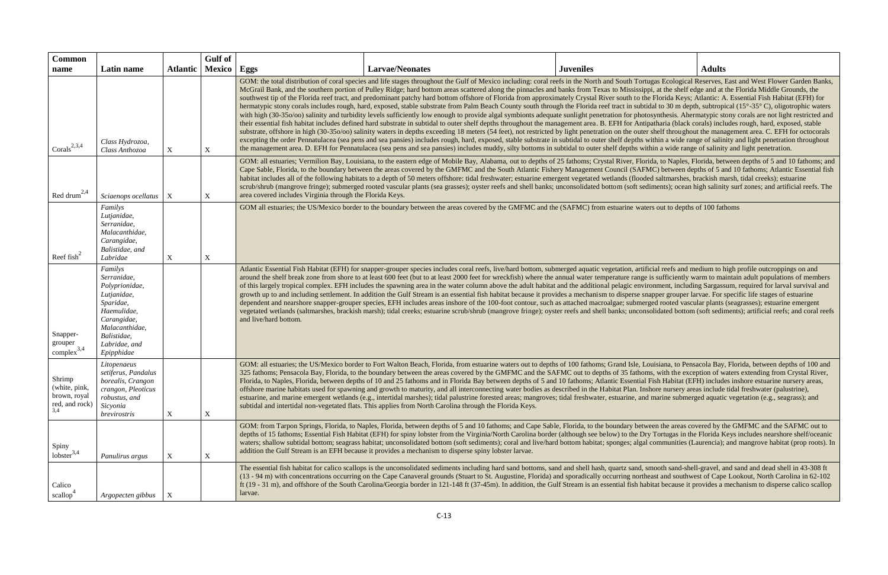| Common name | Latin name | Atlantic | Gulf of Mexico | Eggs | Larvae/Neonates | Juveniles | Adults |
|---|---|---|---|---|---|---|---|
| Corals[2,3,4] | *Class Hydrozoa, Class Anthozoa* | X | X | GOM: the total distribution of coral species and life stages throughout the Gulf of Mexico including: coral reefs in the North and South Tortugas Ecological Reserves, East and West Flower Garden Banks, McGrail Bank, and the southern portion of Pulley Ridge; hard bottom areas scattered along the pinnacles and banks from Texas to Mississippi, at the shelf edge and at the Florida Middle Grounds, the southwest tip of the Florida reef tract, and predominant patchy hard bottom offshore of Florida from approximately Crystal River south to the Florida Keys; Atlantic: A. Essential Fish Habitat (EFH) for hermatypic stony corals includes rough, hard, exposed, stable substrate from Palm Beach County south through the Florida reef tract in subtidal to 30 m depth, subtropical (15°-35° C), oligotrophic waters with high (30-35o/oo) salinity and turbidity levels sufficiently low enough to provide algal symbionts adequate sunlight penetration for photosynthesis. Ahermatypic stony corals are not light restricted and their essential fish habitat includes defined hard substrate in subtidal to outer shelf depths throughout the management area. B. EFH for Antipatharia (black corals) includes rough, hard, exposed, stable substrate, offshore in high (30-35o/oo) salinity waters in depths exceeding 18 meters (54 feet), not restricted by light penetration on the outer shelf throughout the management area. C. EFH for octocorals excepting the order Pennatulacea (sea pens and sea pansies) includes rough, hard, exposed, stable substrate in subtidal to outer shelf depths within a wide range of salinity and light penetration throughout the management area. D. EFH for Pennatulacea (sea pens and sea pansies) includes muddy, silty bottoms in subtidal to outer shelf depths within a wide range of salinity and light penetration. | | | |
| Red drum[2,4] | *Sciaenops ocellatus* | X | X | GOM: all estuaries; Vermilion Bay, Louisiana, to the eastern edge of Mobile Bay, Alabama, out to depths of 25 fathoms; Crystal River, Florida, to Naples, Florida, between depths of 5 and 10 fathoms; and Cape Sable, Florida, to the boundary between the areas covered by the GMFMC and the South Atlantic Fishery Management Council (SAFMC) between depths of 5 and 10 fathoms; Atlantic Essential fish habitat includes all of the following habitats to a depth of 50 meters offshore: tidal freshwater; estuarine emergent vegetated wetlands (flooded saltmarshes, brackish marsh, tidal creeks); estuarine scrub/shrub (mangrove fringe); submerged rooted vascular plants (sea grasses); oyster reefs and shell banks; unconsolidated bottom (soft sediments); ocean high salinity surf zones; and artificial reefs. The area covered includes Virginia through the Florida Keys. | | | |
| Reef fish[2] | *Familys Lutjanidae, Serranidae, Malacanthidae, Carangidae, Balistidae, and Labridae* | X | X | GOM all estuaries; the US/Mexico border to the boundary between the areas covered by the GMFMC and the (SAFMC) from estuarine waters out to depths of 100 fathoms | | | |
| Snapper-grouper complex[3,4] | *Familys Serranidae, Polyprionidae, Lutjanidae, Sparidae, Haemulidae, Carangidae, Malacanthidae, Balistidae, Labridae, and Epipphidae* | | | Atlantic Essential Fish Habitat (EFH) for snapper-grouper species includes coral reefs, live/hard bottom, submerged aquatic vegetation, artificial reefs and medium to high profile outcroppings on and around the shelf break zone from shore to at least 600 feet (but to at least 2000 feet for wreckfish) where the annual water temperature range is sufficiently warm to maintain adult populations of members of this largely tropical complex. EFH includes the spawning area in the water column above the adult habitat and the additional pelagic environment, including Sargassum, required for larval survival and growth up to and including settlement. In addition the Gulf Stream is an essential fish habitat because it provides a mechanism to disperse snapper grouper larvae. For specific life stages of estuarine dependent and nearshore snapper-grouper species, EFH includes areas inshore of the 100-foot contour, such as attached macroalgae; submerged rooted vascular plants (seagrasses); estuarine emergent vegetated wetlands (saltmarshes, brackish marsh); tidal creeks; estuarine scrub/shrub (mangrove fringe); oyster reefs and shell banks; unconsolidated bottom (soft sediments); artificial reefs; and coral reefs and live/hard bottom. | | | |
| Shrimp (white, pink, brown, royal red, and rock)[3,4] | *Litopenaeus setiferus, Pandalus borealis, Crangon crangon, Pleoticus robustus, and Sicyonia brevirostris* | X | X | GOM: all estuaries; the US/Mexico border to Fort Walton Beach, Florida, from estuarine waters out to depths of 100 fathoms; Grand Isle, Louisiana, to Pensacola Bay, Florida, between depths of 100 and 325 fathoms; Pensacola Bay, Florida, to the boundary between the areas covered by the GMFMC and the SAFMC out to depths of 35 fathoms, with the exception of waters extending from Crystal River, Florida, to Naples, Florida, between depths of 10 and 25 fathoms and in Florida Bay between depths of 5 and 10 fathoms; Atlantic Essential Fish Habitat (EFH) includes inshore estuarine nursery areas, offshore marine habitats used for spawning and growth to maturity, and all interconnecting water bodies as described in the Habitat Plan. Inshore nursery areas include tidal freshwater (palustrine), estuarine, and marine emergent wetlands (e.g., intertidal marshes); tidal palustrine forested areas; mangroves; tidal freshwater, estuarine, and marine submerged aquatic vegetation (e.g., seagrass); and subtidal and intertidal non-vegetated flats. This applies from North Carolina through the Florida Keys. | | | |
| Spiny lobster[3,4] | *Panulirus argus* | X | X | GOM: from Tarpon Springs, Florida, to Naples, Florida, between depths of 5 and 10 fathoms; and Cape Sable, Florida, to the boundary between the areas covered by the GMFMC and the SAFMC out to depths of 15 fathoms; Essential Fish Habitat (EFH) for spiny lobster from the Virginia/North Carolina border (although see below) to the Dry Tortugas in the Florida Keys includes nearshore shelf/oceanic waters; shallow subtidal bottom; seagrass habitat; unconsolidated bottom (soft sediments); coral and live/hard bottom habitat; sponges; algal communities (Laurencia); and mangrove habitat (prop roots). In addition the Gulf Stream is an EFH because it provides a mechanism to disperse spiny lobster larvae. | | | |
| Calico scallop[4] | *Argopecten gibbus* | X | | The essential fish habitat for calico scallops is the unconsolidated sediments including hard sand bottoms, sand and shell hash, quartz sand, smooth sand-shell-gravel, and sand and dead shell in 43-308 ft (13 - 94 m) with concentrations occurring on the Cape Canaveral grounds (Stuart to St. Augustine, Florida) and sporadically occurring northeast and southwest of Cape Lookout, North Carolina in 62-102 ft (19 - 31 m), and offshore of the South Carolina/Georgia border in 121-148 ft (37-45m). In addition, the Gulf Stream is an essential fish habitat because it provides a mechanism to disperse calico scallop larvae. | | | |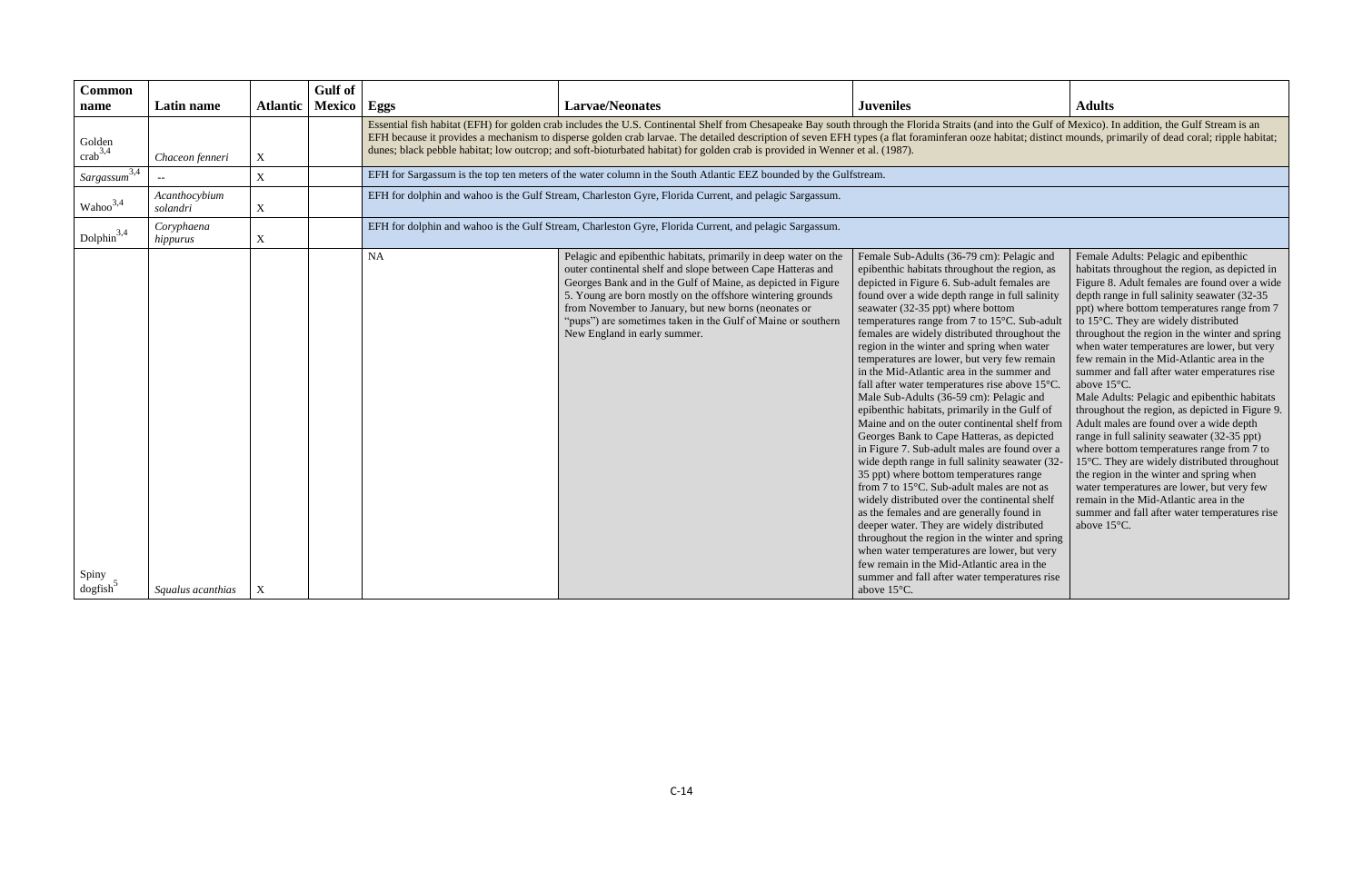| Common name | Latin name | Atlantic | Gulf of Mexico | Eggs | Larvae/Neonates | Juveniles | Adults |
|---|---|---|---|---|---|---|---|
| Golden crab[3,4] | *Chaceon fenneri* | X | | Essential fish habitat (EFH) for golden crab includes the U.S. Continental Shelf from Chesapeake Bay south through the Florida Straits (and into the Gulf of Mexico). In addition, the Gulf Stream is an EFH because it provides a mechanism to disperse golden crab larvae. The detailed description of seven EFH types (a flat foraminferan ooze habitat; distinct mounds, primarily of dead coral; ripple habitat; dunes; black pebble habitat; low outcrop; and soft-bioturbated habitat) for golden crab is provided in Wenner et al. (1987). | | | |
| *Sargassum*[3,4] | -- | X | | EFH for Sargassum is the top ten meters of the water column in the South Atlantic EEZ bounded by the Gulfstream. | | | |
| Wahoo[3,4] | *Acanthocybium solandri* | X | | EFH for dolphin and wahoo is the Gulf Stream, Charleston Gyre, Florida Current, and pelagic Sargassum. | | | |
| Dolphin[3,4] | *Coryphaena hippurus* | X | | EFH for dolphin and wahoo is the Gulf Stream, Charleston Gyre, Florida Current, and pelagic Sargassum. | | | |
| Spiny dogfish[5] | *Squalus acanthias* | X | | NA | Pelagic and epibenthic habitats, primarily in deep water on the outer continental shelf and slope between Cape Hatteras and Georges Bank and in the Gulf of Maine, as depicted in Figure 5. Young are born mostly on the offshore wintering grounds from November to January, but new borns (neonates or "pups") are sometimes taken in the Gulf of Maine or southern New England in early summer. | Female Sub-Adults (36-79 cm): Pelagic and epibenthic habitats throughout the region, as depicted in Figure 6. Sub-adult females are found over a wide depth range in full salinity seawater (32-35 ppt) where bottom temperatures range from 7 to 15°C. Sub-adult females are widely distributed throughout the region in the winter and spring when water temperatures are lower, but very few remain in the Mid-Atlantic area in the summer and fall after water temperatures rise above 15°C. Male Sub-Adults (36-59 cm): Pelagic and epibenthic habitats, primarily in the Gulf of Maine and on the outer continental shelf from Georges Bank to Cape Hatteras, as depicted in Figure 7. Sub-adult males are found over a wide depth range in full salinity seawater (32-35 ppt) where bottom temperatures range from 7 to 15°C. Sub-adult males are not as widely distributed over the continental shelf as the females and are generally found in deeper water. They are widely distributed throughout the region in the winter and spring when water temperatures are lower, but very few remain in the Mid-Atlantic area in the summer and fall after water temperatures rise above 15°C. | Female Adults: Pelagic and epibenthic habitats throughout the region, as depicted in Figure 8. Adult females are found over a wide depth range in full salinity seawater (32-35 ppt) where bottom temperatures range from 7 to 15°C. They are widely distributed throughout the region in the winter and spring when water temperatures are lower, but very few remain in the Mid-Atlantic area in the summer and fall after water emperatures rise above 15°C. Male Adults: Pelagic and epibenthic habitats throughout the region, as depicted in Figure 9. Adult males are found over a wide depth range in full salinity seawater (32-35 ppt) where bottom temperatures range from 7 to 15°C. They are widely distributed throughout the region in the winter and spring when water temperatures are lower, but very few remain in the Mid-Atlantic area in the summer and fall after water temperatures rise above 15°C. |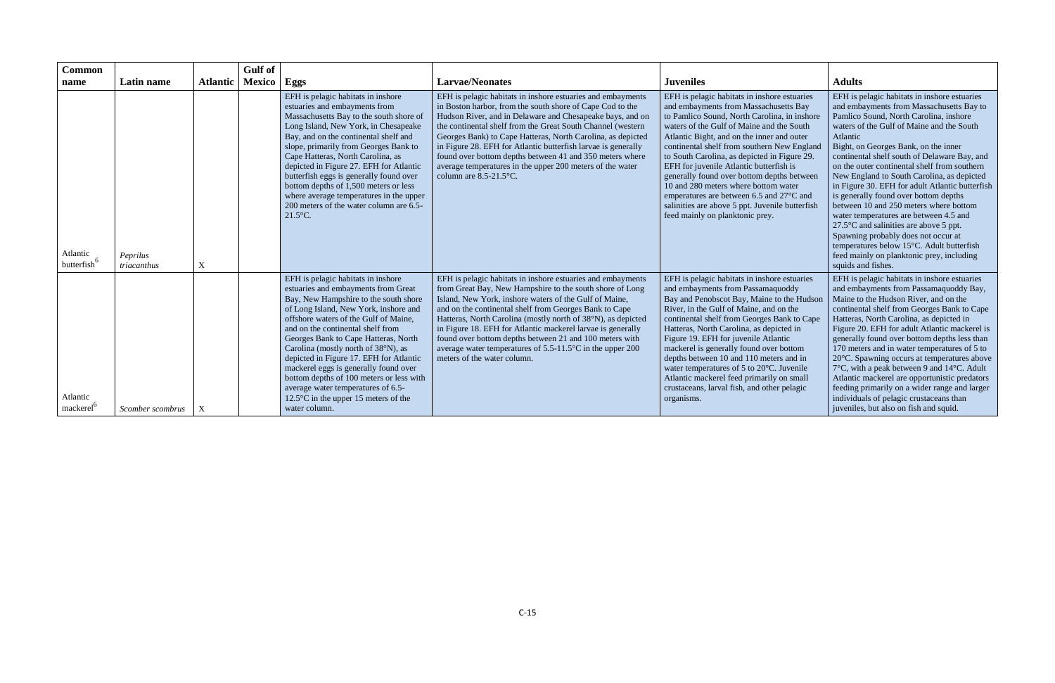| Common name | Latin name | Atlantic | Gulf of Mexico | Eggs | Larvae/Neonates | Juveniles | Adults |
|---|---|---|---|---|---|---|---|
| Atlantic butterfish[6] | *Peprilus triacanthus* | X | | EFH is pelagic habitats in inshore estuaries and embayments from Massachusetts Bay to the south shore of Long Island, New York, in Chesapeake Bay, and on the continental shelf and slope, primarily from Georges Bank to Cape Hatteras, North Carolina, as depicted in Figure 27. EFH for Atlantic butterfish eggs is generally found over bottom depths of 1,500 meters or less where average temperatures in the upper 200 meters of the water column are 6.5-21.5°C. | EFH is pelagic habitats in inshore estuaries and embayments in Boston harbor, from the south shore of Cape Cod to the Hudson River, and in Delaware and Chesapeake bays, and on the continental shelf from the Great South Channel (western Georges Bank) to Cape Hatteras, North Carolina, as depicted in Figure 28. EFH for Atlantic butterfish larvae is generally found over bottom depths between 41 and 350 meters where average temperatures in the upper 200 meters of the water column are 8.5-21.5°C. | EFH is pelagic habitats in inshore estuaries and embayments from Massachusetts Bay to Pamlico Sound, North Carolina, in inshore waters of the Gulf of Maine and the South Atlantic Bight, and on the inner and outer continental shelf from southern New England to South Carolina, as depicted in Figure 29. EFH for juvenile Atlantic butterfish is generally found over bottom depths between 10 and 280 meters where bottom water emperatures are between 6.5 and 27°C and salinities are above 5 ppt. Juvenile butterfish feed mainly on planktonic prey. | EFH is pelagic habitats in inshore estuaries and embayments from Massachusetts Bay to Pamlico Sound, North Carolina, inshore waters of the Gulf of Maine and the South Atlantic Bight, on Georges Bank, on the inner continental shelf south of Delaware Bay, and on the outer continental shelf from southern New England to South Carolina, as depicted in Figure 30. EFH for adult Atlantic butterfish is generally found over bottom depths between 10 and 250 meters where bottom water temperatures are between 4.5 and 27.5°C and salinities are above 5 ppt. Spawning probably does not occur at temperatures below 15°C. Adult butterfish feed mainly on planktonic prey, including squids and fishes. |
| Atlantic mackerel[6] | *Scomber scombrus* | X | | EFH is pelagic habitats in inshore estuaries and embayments from Great Bay, New Hampshire to the south shore of Long Island, New York, inshore and offshore waters of the Gulf of Maine, and on the continental shelf from Georges Bank to Cape Hatteras, North Carolina (mostly north of 38°N), as depicted in Figure 17. EFH for Atlantic mackerel eggs is generally found over bottom depths of 100 meters or less with average water temperatures of 6.5-12.5°C in the upper 15 meters of the water column. | EFH is pelagic habitats in inshore estuaries and embayments from Great Bay, New Hampshire to the south shore of Long Island, New York, inshore waters of the Gulf of Maine, and on the continental shelf from Georges Bank to Cape Hatteras, North Carolina (mostly north of 38°N), as depicted in Figure 18. EFH for Atlantic mackerel larvae is generally found over bottom depths between 21 and 100 meters with average water temperatures of 5.5-11.5°C in the upper 200 meters of the water column. | EFH is pelagic habitats in inshore estuaries and embayments from Passamaquoddy Bay and Penobscot Bay, Maine to the Hudson River, in the Gulf of Maine, and on the continental shelf from Georges Bank to Cape Hatteras, North Carolina, as depicted in Figure 19. EFH for juvenile Atlantic mackerel is generally found over bottom depths between 10 and 110 meters and in water temperatures of 5 to 20°C. Juvenile Atlantic mackerel feed primarily on small crustaceans, larval fish, and other pelagic organisms. | EFH is pelagic habitats in inshore estuaries and embayments from Passamaquoddy Bay, Maine to the Hudson River, and on the continental shelf from Georges Bank to Cape Hatteras, North Carolina, as depicted in Figure 20. EFH for adult Atlantic mackerel is generally found over bottom depths less than 170 meters and in water temperatures of 5 to 20°C. Spawning occurs at temperatures above 7°C, with a peak between 9 and 14°C. Adult Atlantic mackerel are opportunistic predators feeding primarily on a wider range and larger individuals of pelagic crustaceans than juveniles, but also on fish and squid. |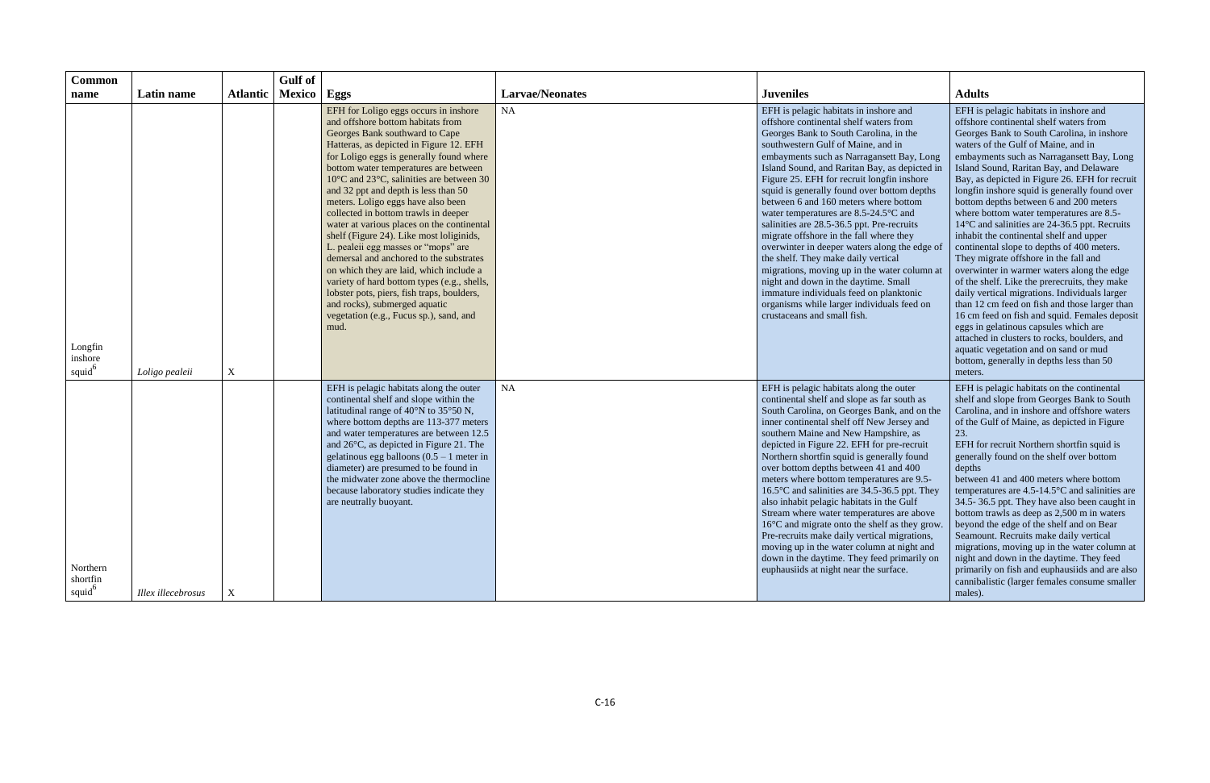| Common name | Latin name | Atlantic | Gulf of Mexico | Eggs | Larvae/Neonates | Juveniles | Adults |
|---|---|---|---|---|---|---|---|
| Longfin inshore squid[6] | *Loligo pealeii* | X | | EFH for Loligo eggs occurs in inshore and offshore bottom habitats from Georges Bank southward to Cape Hatteras, as depicted in Figure 12. EFH for Loligo eggs is generally found where bottom water temperatures are between 10°C and 23°C, salinities are between 30 and 32 ppt and depth is less than 50 meters. Loligo eggs have also been collected in bottom trawls in deeper water at various places on the continental shelf (Figure 24). Like most loliginids, L. pealeii egg masses or "mops" are demersal and anchored to the substrates on which they are laid, which include a variety of hard bottom types (e.g., shells, lobster pots, piers, fish traps, boulders, and rocks), submerged aquatic vegetation (e.g., Fucus sp.), sand, and mud. | NA | EFH is pelagic habitats in inshore and offshore continental shelf waters from Georges Bank to South Carolina, in the southwestern Gulf of Maine, and in embayments such as Narragansett Bay, Long Island Sound, and Raritan Bay, as depicted in Figure 25. EFH for recruit longfin inshore squid is generally found over bottom depths between 6 and 160 meters where bottom water temperatures are 8.5-24.5°C and salinities are 28.5-36.5 ppt. Pre-recruits migrate offshore in the fall where they overwinter in deeper waters along the edge of the shelf. They make daily vertical migrations, moving up in the water column at night and down in the daytime. Small immature individuals feed on planktonic organisms while larger individuals feed on crustaceans and small fish. | EFH is pelagic habitats in inshore and offshore continental shelf waters from Georges Bank to South Carolina, in inshore waters of the Gulf of Maine, and in embayments such as Narragansett Bay, Long Island Sound, Raritan Bay, and Delaware Bay, as depicted in Figure 26. EFH for recruit longfin inshore squid is generally found over bottom depths between 6 and 200 meters where bottom water temperatures are 8.5-14°C and salinities are 24-36.5 ppt. Recruits inhabit the continental shelf and upper continental slope to depths of 400 meters. They migrate offshore in the fall and overwinter in warmer waters along the edge of the shelf. Like the prerecruits, they make daily vertical migrations. Individuals larger than 12 cm feed on fish and those larger than 16 cm feed on fish and squid. Females deposit eggs in gelatinous capsules which are attached in clusters to rocks, boulders, and aquatic vegetation and on sand or mud bottom, generally in depths less than 50 meters. |
| Northern shortfin squid[6] | *Illex illecebrosus* | X | | EFH is pelagic habitats along the outer continental shelf and slope within the latitudinal range of 40°N to 35°50 N, where bottom depths are 113-377 meters and water temperatures are between 12.5 and 26°C, as depicted in Figure 21. The gelatinous egg balloons (0.5 – 1 meter in diameter) are presumed to be found in the midwater zone above the thermocline because laboratory studies indicate they are neutrally buoyant. | NA | EFH is pelagic habitats along the outer continental shelf and slope as far south as South Carolina, on Georges Bank, and on the inner continental shelf off New Jersey and southern Maine and New Hampshire, as depicted in Figure 22. EFH for pre-recruit Northern shortfin squid is generally found over bottom depths between 41 and 400 meters where bottom temperatures are 9.5-16.5°C and salinities are 34.5-36.5 ppt. They also inhabit pelagic habitats in the Gulf Stream where water temperatures are above 16°C and migrate onto the shelf as they grow. Pre-recruits make daily vertical migrations, moving up in the water column at night and down in the daytime. They feed primarily on euphausiids at night near the surface. | EFH is pelagic habitats on the continental shelf and slope from Georges Bank to South Carolina, and in inshore and offshore waters of the Gulf of Maine, as depicted in Figure 23. EFH for recruit Northern shortfin squid is generally found on the shelf over bottom depths between 41 and 400 meters where bottom temperatures are 4.5-14.5°C and salinities are 34.5- 36.5 ppt. They have also been caught in bottom trawls as deep as 2,500 m in waters beyond the edge of the shelf and on Bear Seamount. Recruits make daily vertical migrations, moving up in the water column at night and down in the daytime. They feed primarily on fish and euphausiids and are also cannibalistic (larger females consume smaller males). |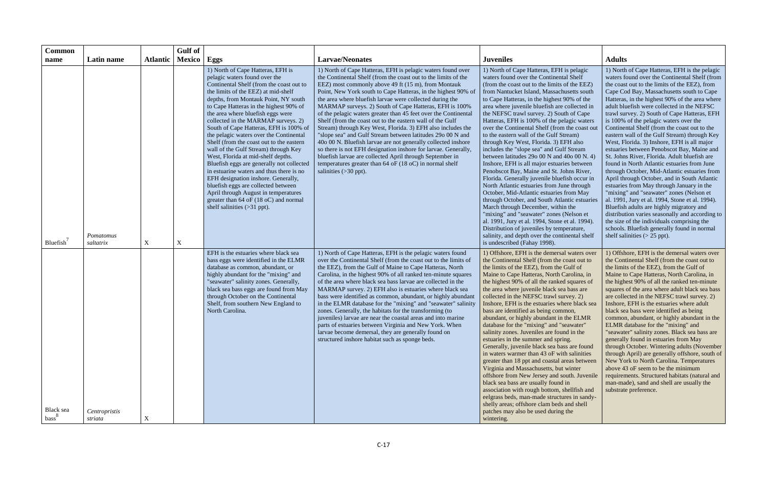| Common name | Latin name | Atlantic | Gulf of Mexico | Eggs | Larvae/Neonates | Juveniles | Adults |
|---|---|---|---|---|---|---|---|
| Bluefish[7] | *Pomatomus saltatrix* | X | X | 1) North of Cape Hatteras, EFH is pelagic waters found over the Continental Shelf (from the coast out to the limits of the EEZ) at mid-shelf depths, from Montauk Point, NY south to Cape Hatteras in the highest 90% of the area where bluefish eggs were collected in the MARMAP surveys. 2) South of Cape Hatteras, EFH is 100% of the pelagic waters over the Continental Shelf (from the coast out to the eastern wall of the Gulf Stream) through Key West, Florida at mid-shelf depths. Bluefish eggs are generally not collected in estuarine waters and thus there is no EFH designation inshore. Generally, bluefish eggs are collected between April through August in temperatures greater than 64 oF (18 oC) and normal shelf salinities (>31 ppt). | 1) North of Cape Hatteras, EFH is pelagic waters found over the Continental Shelf (from the coast out to the limits of the EEZ) most commonly above 49 ft (15 m), from Montauk Point, New York south to Cape Hatteras, in the highest 90% of the area where bluefish larvae were collected during the MARMAP surveys. 2) South of Cape Hatteras, EFH is 100% of the pelagic waters greater than 45 feet over the Continental Shelf (from the coast out to the eastern wall of the Gulf Stream) through Key West, Florida. 3) EFH also includes the "slope sea" and Gulf Stream between latitudes 29o 00 N and 40o 00 N. Bluefish larvae are not generally collected inshore so there is not EFH designation inshore for larvae. Generally, bluefish larvae are collected April through September in temperatures greater than 64 oF (18 oC) in normal shelf salinities (>30 ppt). | 1) North of Cape Hatteras, EFH is pelagic waters found over the Continental Shelf (from the coast out to the limits of the EEZ) from Nantucket Island, Massachusetts south to Cape Hatteras, in the highest 90% of the area where juvenile bluefish are collected in the NEFSC trawl survey. 2) South of Cape Hatteras, EFH is 100% of the pelagic waters over the Continental Shelf (from the coast out to the eastern wall of the Gulf Stream) through Key West, Florida. 3) EFH also includes the "slope sea" and Gulf Stream between latitudes 29o 00 N and 40o 00 N. 4) Inshore, EFH is all major estuaries between Penobscot Bay, Maine and St. Johns River, Florida. Generally juvenile bluefish occur in North Atlantic estuaries from June through October, Mid-Atlantic estuaries from May through October, and South Atlantic estuaries March through December, within the "mixing" and "seawater" zones (Nelson et al. 1991, Jury et al. 1994, Stone et al. 1994). Distribution of juveniles by temperature, salinity, and depth over the continental shelf is undescribed (Fahay 1998). | 1) North of Cape Hatteras, EFH is the pelagic waters found over the Continental Shelf (from the coast out to the limits of the EEZ), from Cape Cod Bay, Massachusetts south to Cape Hatteras, in the highest 90% of the area where adult bluefish were collected in the NEFSC trawl survey. 2) South of Cape Hatteras, EFH is 100% of the pelagic waters over the Continental Shelf (from the coast out to the eastern wall of the Gulf Stream) through Key West, Florida. 3) Inshore, EFH is all major estuaries between Penobscot Bay, Maine and St. Johns River, Florida. Adult bluefish are found in North Atlantic estuaries from June through October, Mid-Atlantic estuaries from April through October, and in South Atlantic estuaries from May through January in the "mixing" and "seawater" zones (Nelson et al. 1991, Jury et al. 1994, Stone et al. 1994). Bluefish adults are highly migratory and distribution varies seasonally and according to the size of the individuals comprising the schools. Bluefish generally found in normal shelf salinities (> 25 ppt). |
| Black sea bass[8] | *Centropristis striata* | X | | EFH is the estuaries where black sea bass eggs were identified in the ELMR database as common, abundant, or highly abundant for the "mixing" and "seawater" salinity zones. Generally, black sea bass eggs are found from May through October on the Continental Shelf, from southern New England to North Carolina. | 1) North of Cape Hatteras, EFH is the pelagic waters found over the Continental Shelf (from the coast out to the limits of the EEZ), from the Gulf of Maine to Cape Hatteras, North Carolina, in the highest 90% of all ranked ten-minute squares of the area where black sea bass larvae are collected in the MARMAP survey. 2) EFH also is estuaries where black sea bass were identified as common, abundant, or highly abundant in the ELMR database for the "mixing" and "seawater" salinity zones. Generally, the habitats for the transforming (to juveniles) larvae are near the coastal areas and into marine parts of estuaries between Virginia and New York. When larvae become demersal, they are generally found on structured inshore habitat such as sponge beds. | 1) Offshore, EFH is the demersal waters over the Continental Shelf (from the coast out to the limits of the EEZ), from the Gulf of Maine to Cape Hatteras, North Carolina, in the highest 90% of all the ranked squares of the area where juvenile black sea bass are collected in the NEFSC trawl survey. 2) Inshore, EFH is the estuaries where black sea bass are identified as being common, abundant, or highly abundant in the ELMR database for the "mixing" and "seawater" salinity zones. Juveniles are found in the estuaries in the summer and spring. Generally, juvenile black sea bass are found in waters warmer than 43 oF with salinities greater than 18 ppt and coastal areas between Virginia and Massachusetts, but winter offshore from New Jersey and south. Juvenile black sea bass are usually found in association with rough bottom, shellfish and eelgrass beds, man-made structures in sandy-shelly areas; offshore clam beds and shell patches may also be used during the wintering. | 1) Offshore, EFH is the demersal waters over the Continental Shelf (from the coast out to the limits of the EEZ), from the Gulf of Maine to Cape Hatteras, North Carolina, in the highest 90% of all the ranked ten-minute squares of the area where adult black sea bass are collected in the NEFSC trawl survey. 2) Inshore, EFH is the estuaries where adult black sea bass were identified as being common, abundant, or highly abundant in the ELMR database for the "mixing" and "seawater" salinity zones. Black sea bass are generally found in estuaries from May through October. Wintering adults (November through April) are generally offshore, south of New York to North Carolina. Temperatures above 43 oF seem to be the minimum requirements. Structured habitats (natural and man-made), sand and shell are usually the substrate preference. |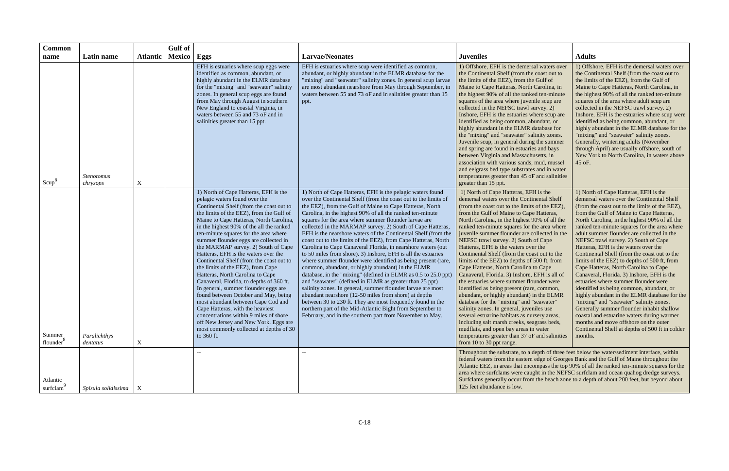| Common name | Latin name | Atlantic | Gulf of Mexico | Eggs | Larvae/Neonates | Juveniles | Adults |
|---|---|---|---|---|---|---|---|
| Scup[8] | *Stenotomus chrysops* | X | | EFH is estuaries where scup eggs were identified as common, abundant, or highly abundant in the ELMR database for the "mixing" and "seawater" salinity zones. In general scup eggs are found from May through August in southern New England to coastal Virginia, in waters between 55 and 73 oF and in salinities greater than 15 ppt. | EFH is estuaries where scup were identified as common, abundant, or highly abundant in the ELMR database for the "mixing" and "seawater" salinity zones. In general scup larvae are most abundant nearshore from May through September, in waters between 55 and 73 oF and in salinities greater than 15 ppt. | 1) Offshore, EFH is the demersal waters over the Continental Shelf (from the coast out to the limits of the EEZ), from the Gulf of Maine to Cape Hatteras, North Carolina, in the highest 90% of all the ranked ten-minute squares of the area where juvenile scup are collected in the NEFSC trawl survey. 2) Inshore, EFH is the estuaries where scup are identified as being common, abundant, or highly abundant in the ELMR database for the "mixing" and "seawater" salinity zones. Juvenile scup, in general during the summer and spring are found in estuaries and bays between Virginia and Massachusetts, in association with various sands, mud, mussel and eelgrass bed type substrates and in water temperatures greater than 45 oF and salinities greater than 15 ppt. | 1) Offshore, EFH is the demersal waters over the Continental Shelf (from the coast out to the limits of the EEZ), from the Gulf of Maine to Cape Hatteras, North Carolina, in the highest 90% of all the ranked ten-minute squares of the area where adult scup are collected in the NEFSC trawl survey. 2) Inshore, EFH is the estuaries where scup were identified as being common, abundant, or highly abundant in the ELMR database for the "mixing" and "seawater" salinity zones. Generally, wintering adults (November through April) are usually offshore, south of New York to North Carolina, in waters above 45 oF. |
| Summer flounder[8] | *Paralichthys dentatus* | X | | 1) North of Cape Hatteras, EFH is the pelagic waters found over the Continental Shelf (from the coast out to the limits of the EEZ), from the Gulf of Maine to Cape Hatteras, North Carolina, in the highest 90% of the all the ranked ten-minute squares for the area where summer flounder eggs are collected in the MARMAP survey. 2) South of Cape Hatteras, EFH is the waters over the Continental Shelf (from the coast out to the limits of the EEZ), from Cape Hatteras, North Carolina to Cape Canaveral, Florida, to depths of 360 ft. In general, summer flounder eggs are found between October and May, being most abundant between Cape Cod and Cape Hatteras, with the heaviest concentrations within 9 miles of shore off New Jersey and New York. Eggs are most commonly collected at depths of 30 to 360 ft. | 1) North of Cape Hatteras, EFH is the pelagic waters found over the Continental Shelf (from the coast out to the limits of the EEZ), from the Gulf of Maine to Cape Hatteras, North Carolina, in the highest 90% of all the ranked ten-minute squares for the area where summer flounder larvae are collected in the MARMAP survey. 2) South of Cape Hatteras, EFH is the nearshore waters of the Continental Shelf (from the coast out to the limits of the EEZ), from Cape Hatteras, North Carolina to Cape Canaveral Florida, in nearshore waters (out to 50 miles from shore). 3) Inshore, EFH is all the estuaries where summer flounder were identified as being present (rare, common, abundant, or highly abundant) in the ELMR database, in the "mixing" (defined in ELMR as 0.5 to 25.0 ppt) and "seawater" (defined in ELMR as greater than 25 ppt) salinity zones. In general, summer flounder larvae are most abundant nearshore (12-50 miles from shore) at depths between 30 to 230 ft. They are most frequently found in the northern part of the Mid-Atlantic Bight from September to February, and in the southern part from November to May. | 1) North of Cape Hatteras, EFH is the demersal waters over the Continental Shelf (from the coast out to the limits of the EEZ), from the Gulf of Maine to Cape Hatteras, North Carolina, in the highest 90% of all the ranked ten-minute squares for the area where juvenile summer flounder are collected in the NEFSC trawl survey. 2) South of Cape Hatteras, EFH is the waters over the Continental Shelf (from the coast out to the limits of the EEZ) to depths of 500 ft, from Cape Hatteras, North Carolina to Cape Canaveral, Florida. 3) Inshore, EFH is all of the estuaries where summer flounder were identified as being present (rare, common, abundant, or highly abundant) in the ELMR database for the "mixing" and "seawater" salinity zones. In general, juveniles use several estuarine habitats as nursery areas, including salt marsh creeks, seagrass beds, mudflats, and open bay areas in water temperatures greater than 37 oF and salinities from 10 to 30 ppt range. | 1) North of Cape Hatteras, EFH is the demersal waters over the Continental Shelf (from the coast out to the limits of the EEZ), from the Gulf of Maine to Cape Hatteras, North Carolina, in the highest 90% of all the ranked ten-minute squares for the area where adult summer flounder are collected in the NEFSC trawl survey. 2) South of Cape Hatteras, EFH is the waters over the Continental Shelf (from the coast out to the limits of the EEZ) to depths of 500 ft, from Cape Hatteras, North Carolina to Cape Canaveral, Florida. 3) Inshore, EFH is the estuaries where summer flounder were identified as being common, abundant, or highly abundant in the ELMR database for the "mixing" and "seawater" salinity zones. Generally summer flounder inhabit shallow coastal and estuarine waters during warmer months and move offshore on the outer Continental Shelf at depths of 500 ft in colder months. |
| Atlantic surfclam[9] | *Spisula solidissima* | X | | -- | -- | Throughout the substrate, to a depth of three feet below the water/sediment interface, within federal waters from the eastern edge of Georges Bank and the Gulf of Maine throughout the Atlantic EEZ, in areas that encompass the top 90% of all the ranked ten-minute squares for the area where surfclams were caught in the NEFSC surfclam and ocean quahog dredge surveys. Surfclams generally occur from the beach zone to a depth of about 200 feet, but beyond about 125 feet abundance is low. | |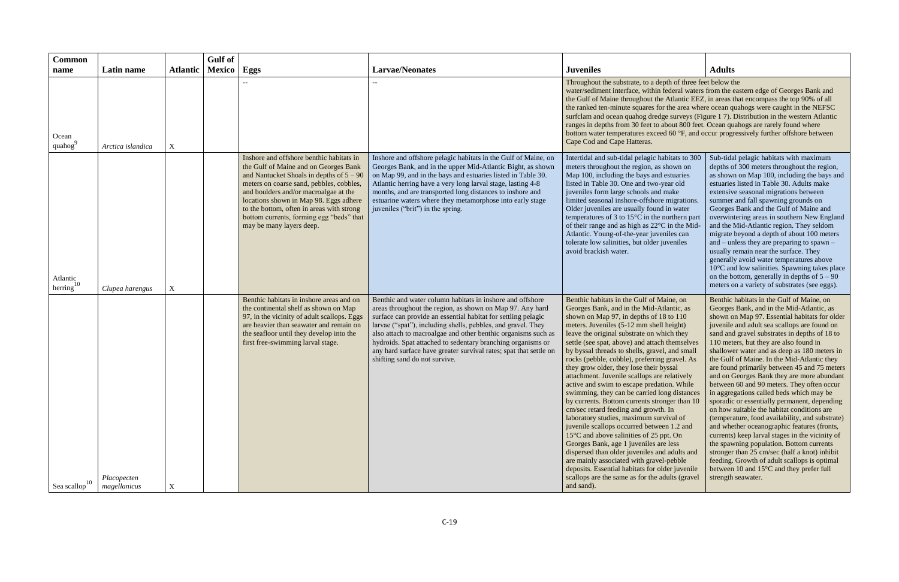| Common name | Latin name | Atlantic | Gulf of Mexico | Eggs | Larvae/Neonates | Juveniles | Adults |
|---|---|---|---|---|---|---|---|
| Ocean quahog[9] | *Arctica islandica* | X | | -- | -- | Throughout the substrate, to a depth of three feet below the water/sediment interface, within federal waters from the eastern edge of Georges Bank and the Gulf of Maine throughout the Atlantic EEZ, in areas that encompass the top 90% of all the ranked ten-minute squares for the area where ocean quahogs were caught in the NEFSC surfclam and ocean quahog dredge surveys (Figure 1 7). Distribution in the western Atlantic ranges in depths from 30 feet to about 800 feet. Ocean quahogs are rarely found where bottom water temperatures exceed 60 °F, and occur progressively further offshore between Cape Cod and Cape Hatteras. | |
| Atlantic herring[10] | *Clupea harengus* | X | | Inshore and offshore benthic habitats in the Gulf of Maine and on Georges Bank and Nantucket Shoals in depths of 5 – 90 meters on coarse sand, pebbles, cobbles, and boulders and/or macroalgae at the locations shown in Map 98. Eggs adhere to the bottom, often in areas with strong bottom currents, forming egg "beds" that may be many layers deep. | Inshore and offshore pelagic habitats in the Gulf of Maine, on Georges Bank, and in the upper Mid-Atlantic Bight, as shown on Map 99, and in the bays and estuaries listed in Table 30. Atlantic herring have a very long larval stage, lasting 4-8 months, and are transported long distances to inshore and estuarine waters where they metamorphose into early stage juveniles ("brit") in the spring. | Intertidal and sub-tidal pelagic habitats to 300 meters throughout the region, as shown on Map 100, including the bays and estuaries listed in Table 30. One and two-year old juveniles form large schools and make limited seasonal inshore-offshore migrations. Older juveniles are usually found in water temperatures of 3 to 15°C in the northern part of their range and as high as 22°C in the Mid-Atlantic. Young-of-the-year juveniles can tolerate low salinities, but older juveniles avoid brackish water. | Sub-tidal pelagic habitats with maximum depths of 300 meters throughout the region, as shown on Map 100, including the bays and estuaries listed in Table 30. Adults make extensive seasonal migrations between summer and fall spawning grounds on Georges Bank and the Gulf of Maine and overwintering areas in southern New England and the Mid-Atlantic region. They seldom migrate beyond a depth of about 100 meters and – unless they are preparing to spawn – usually remain near the surface. They generally avoid water temperatures above 10°C and low salinities. Spawning takes place on the bottom, generally in depths of 5 – 90 meters on a variety of substrates (see eggs). |
| Sea scallop[10] | *Placopecten magellanicus* | X | | Benthic habitats in inshore areas and on the continental shelf as shown on Map 97, in the vicinity of adult scallops. Eggs are heavier than seawater and remain on the seafloor until they develop into the first free-swimming larval stage. | Benthic and water column habitats in inshore and offshore areas throughout the region, as shown on Map 97. Any hard surface can provide an essential habitat for settling pelagic larvae ("spat"), including shells, pebbles, and gravel. They also attach to macroalgae and other benthic organisms such as hydroids. Spat attached to sedentary branching organisms or any hard surface have greater survival rates; spat that settle on shifting sand do not survive. | Benthic habitats in the Gulf of Maine, on Georges Bank, and in the Mid-Atlantic, as shown on Map 97, in depths of 18 to 110 meters. Juveniles (5-12 mm shell height) leave the original substrate on which they settle (see spat, above) and attach themselves by byssal threads to shells, gravel, and small rocks (pebble, cobble), preferring gravel. As they grow older, they lose their byssal attachment. Juvenile scallops are relatively active and swim to escape predation. While swimming, they can be carried long distances by currents. Bottom currents stronger than 10 cm/sec retard feeding and growth. In laboratory studies, maximum survival of juvenile scallops occurred between 1.2 and 15°C and above salinities of 25 ppt. On Georges Bank, age 1 juveniles are less dispersed than older juveniles and adults and are mainly associated with gravel-pebble deposits. Essential habitats for older juvenile scallops are the same as for the adults (gravel and sand). | Benthic habitats in the Gulf of Maine, on Georges Bank, and in the Mid-Atlantic, as shown on Map 97. Essential habitats for older juvenile and adult sea scallops are found on sand and gravel substrates in depths of 18 to 110 meters, but they are also found in shallower water and as deep as 180 meters in the Gulf of Maine. In the Mid-Atlantic they are found primarily between 45 and 75 meters and on Georges Bank they are more abundant between 60 and 90 meters. They often occur in aggregations called beds which may be sporadic or essentially permanent, depending on how suitable the habitat conditions are (temperature, food availability, and substrate) and whether oceanographic features (fronts, currents) keep larval stages in the vicinity of the spawning population. Bottom currents stronger than 25 cm/sec (half a knot) inhibit feeding. Growth of adult scallops is optimal between 10 and 15°C and they prefer full strength seawater. |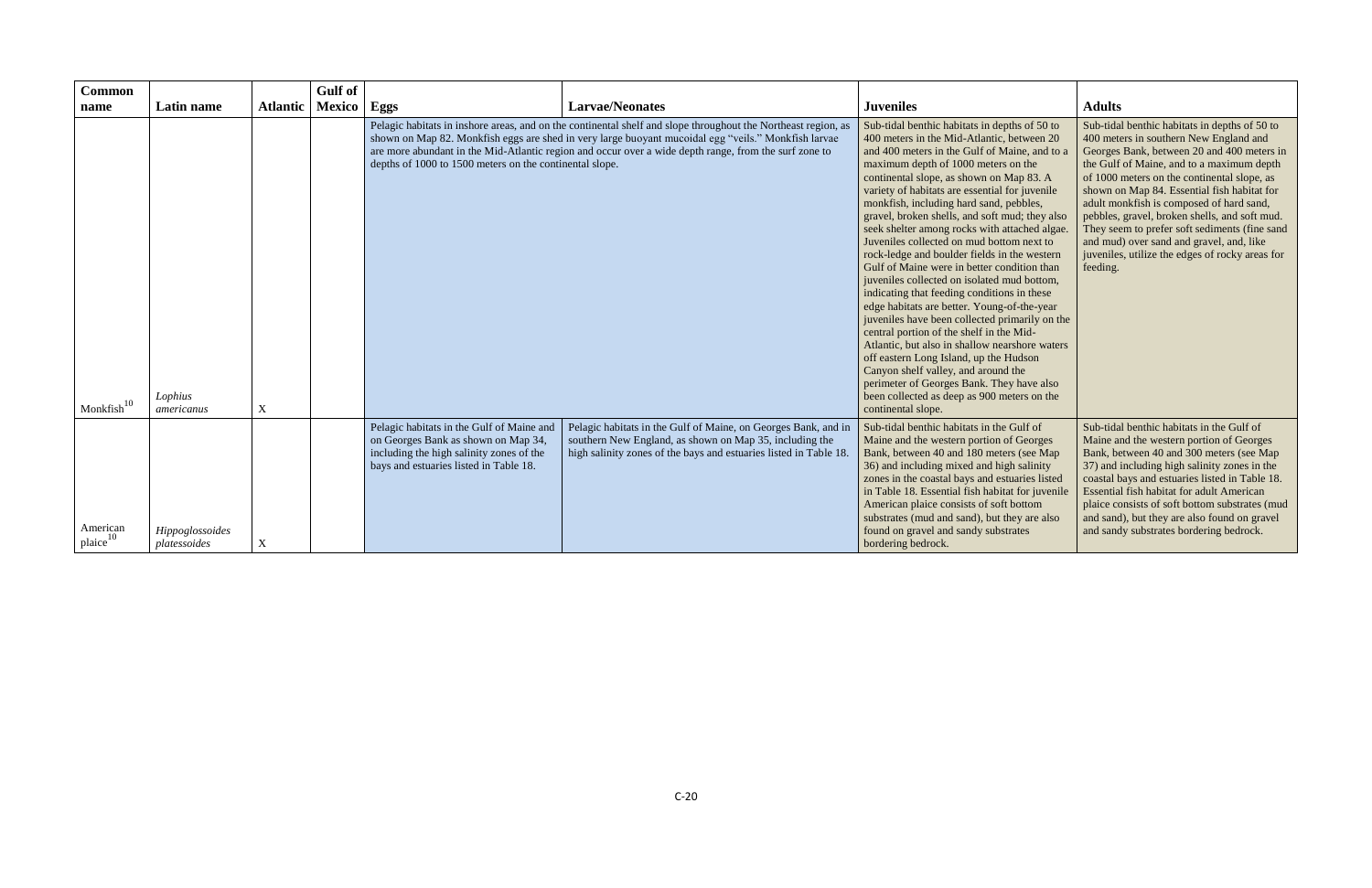| Common name | Latin name | Atlantic | Gulf of Mexico | Eggs | Larvae/Neonates | Juveniles | Adults |
|---|---|---|---|---|---|---|---|
| Monkfish[10] | *Lophius americanus* | X | | Pelagic habitats in inshore areas, and on the continental shelf and slope throughout the Northeast region, as shown on Map 82. Monkfish eggs are shed in very large buoyant mucoidal egg "veils." Monkfish larvae are more abundant in the Mid-Atlantic region and occur over a wide depth range, from the surf zone to depths of 1000 to 1500 meters on the continental slope. | | Sub-tidal benthic habitats in depths of 50 to 400 meters in the Mid-Atlantic, between 20 and 400 meters in the Gulf of Maine, and to a maximum depth of 1000 meters on the continental slope, as shown on Map 83. A variety of habitats are essential for juvenile monkfish, including hard sand, pebbles, gravel, broken shells, and soft mud; they also seek shelter among rocks with attached algae. Juveniles collected on mud bottom next to rock-ledge and boulder fields in the western Gulf of Maine were in better condition than juveniles collected on isolated mud bottom, indicating that feeding conditions in these edge habitats are better. Young-of-the-year juveniles have been collected primarily on the central portion of the shelf in the Mid-Atlantic, but also in shallow nearshore waters off eastern Long Island, up the Hudson Canyon shelf valley, and around the perimeter of Georges Bank. They have also been collected as deep as 900 meters on the continental slope. | Sub-tidal benthic habitats in depths of 50 to 400 meters in southern New England and Georges Bank, between 20 and 400 meters in the Gulf of Maine, and to a maximum depth of 1000 meters on the continental slope, as shown on Map 84. Essential fish habitat for adult monkfish is composed of hard sand, pebbles, gravel, broken shells, and soft mud. They seem to prefer soft sediments (fine sand and mud) over sand and gravel, and, like juveniles, utilize the edges of rocky areas for feeding. |
| American plaice[10] | *Hippoglossoides platessoides* | X | | Pelagic habitats in the Gulf of Maine and on Georges Bank as shown on Map 34, including the high salinity zones of the bays and estuaries listed in Table 18. | Pelagic habitats in the Gulf of Maine, on Georges Bank, and in southern New England, as shown on Map 35, including the high salinity zones of the bays and estuaries listed in Table 18. | Sub-tidal benthic habitats in the Gulf of Maine and the western portion of Georges Bank, between 40 and 180 meters (see Map 36) and including mixed and high salinity zones in the coastal bays and estuaries listed in Table 18. Essential fish habitat for juvenile American plaice consists of soft bottom substrates (mud and sand), but they are also found on gravel and sandy substrates bordering bedrock. | Sub-tidal benthic habitats in the Gulf of Maine and the western portion of Georges Bank, between 40 and 300 meters (see Map 37) and including high salinity zones in the coastal bays and estuaries listed in Table 18. Essential fish habitat for adult American plaice consists of soft bottom substrates (mud and sand), but they are also found on gravel and sandy substrates bordering bedrock. |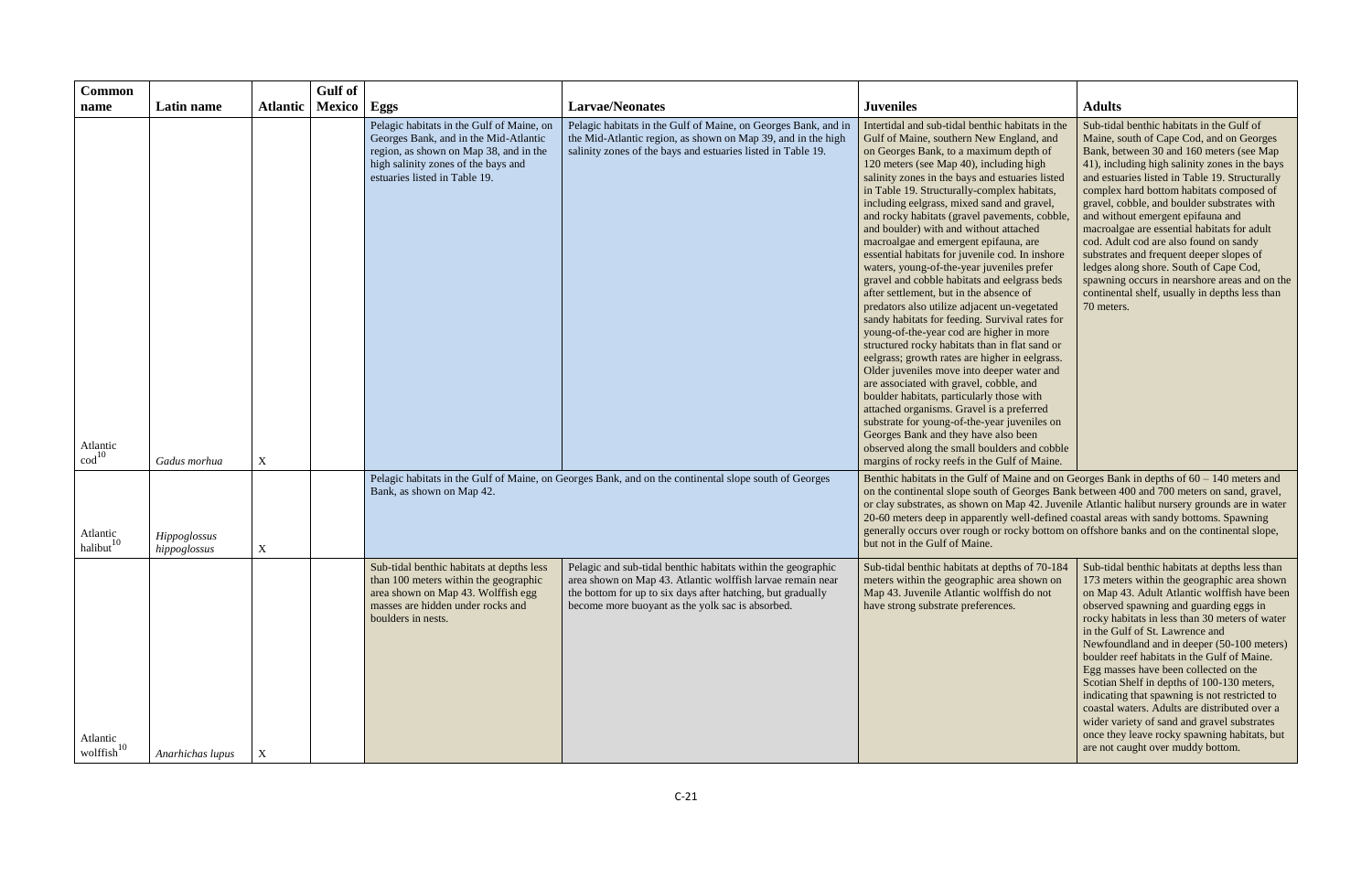| Common name | Latin name | Atlantic | Gulf of Mexico | Eggs | Larvae/Neonates | Juveniles | Adults |
|---|---|---|---|---|---|---|---|
| Atlantic cod[10] | *Gadus morhua* | X | | Pelagic habitats in the Gulf of Maine, on Georges Bank, and in the Mid-Atlantic region, as shown on Map 38, and in the high salinity zones of the bays and estuaries listed in Table 19. | Pelagic habitats in the Gulf of Maine, on Georges Bank, and in the Mid-Atlantic region, as shown on Map 39, and in the high salinity zones of the bays and estuaries listed in Table 19. | Intertidal and sub-tidal benthic habitats in the Gulf of Maine, southern New England, and on Georges Bank, to a maximum depth of 120 meters (see Map 40), including high salinity zones in the bays and estuaries listed in Table 19. Structurally-complex habitats, including eelgrass, mixed sand and gravel, and rocky habitats (gravel pavements, cobble, and boulder) with and without attached macroalgae and emergent epifauna, are essential habitats for juvenile cod. In inshore waters, young-of-the-year juveniles prefer gravel and cobble habitats and eelgrass beds after settlement, but in the absence of predators also utilize adjacent un-vegetated sandy habitats for feeding. Survival rates for young-of-the-year cod are higher in more structured rocky habitats than in flat sand or eelgrass; growth rates are higher in eelgrass. Older juveniles move into deeper water and are associated with gravel, cobble, and boulder habitats, particularly those with attached organisms. Gravel is a preferred substrate for young-of-the-year juveniles on Georges Bank and they have also been observed along the small boulders and cobble margins of rocky reefs in the Gulf of Maine. | Sub-tidal benthic habitats in the Gulf of Maine, south of Cape Cod, and on Georges Bank, between 30 and 160 meters (see Map 41), including high salinity zones in the bays and estuaries listed in Table 19. Structurally complex hard bottom habitats composed of gravel, cobble, and boulder substrates with and without emergent epifauna and macroalgae are essential habitats for adult cod. Adult cod are also found on sandy substrates and frequent deeper slopes of ledges along shore. South of Cape Cod, spawning occurs in nearshore areas and on the continental shelf, usually in depths less than 70 meters. |
| Atlantic halibut[10] | *Hippoglossus hippoglossus* | X | | Pelagic habitats in the Gulf of Maine, on Georges Bank, and on the continental slope south of Georges Bank, as shown on Map 42. | | Benthic habitats in the Gulf of Maine and on Georges Bank in depths of 60 – 140 meters and on the continental slope south of Georges Bank between 400 and 700 meters on sand, gravel, or clay substrates, as shown on Map 42. Juvenile Atlantic halibut nursery grounds are in water 20-60 meters deep in apparently well-defined coastal areas with sandy bottoms. Spawning generally occurs over rough or rocky bottom on offshore banks and on the continental slope, but not in the Gulf of Maine. | |
| Atlantic wolffish[10] | *Anarhichas lupus* | X | | Sub-tidal benthic habitats at depths less than 100 meters within the geographic area shown on Map 43. Wolffish egg masses are hidden under rocks and boulders in nests. | Pelagic and sub-tidal benthic habitats within the geographic area shown on Map 43. Atlantic wolffish larvae remain near the bottom for up to six days after hatching, but gradually become more buoyant as the yolk sac is absorbed. | Sub-tidal benthic habitats at depths of 70-184 meters within the geographic area shown on Map 43. Juvenile Atlantic wolffish do not have strong substrate preferences. | Sub-tidal benthic habitats at depths less than 173 meters within the geographic area shown on Map 43. Adult Atlantic wolffish have been observed spawning and guarding eggs in rocky habitats in less than 30 meters of water in the Gulf of St. Lawrence and Newfoundland and in deeper (50-100 meters) boulder reef habitats in the Gulf of Maine. Egg masses have been collected on the Scotian Shelf in depths of 100-130 meters, indicating that spawning is not restricted to coastal waters. Adults are distributed over a wider variety of sand and gravel substrates once they leave rocky spawning habitats, but are not caught over muddy bottom. |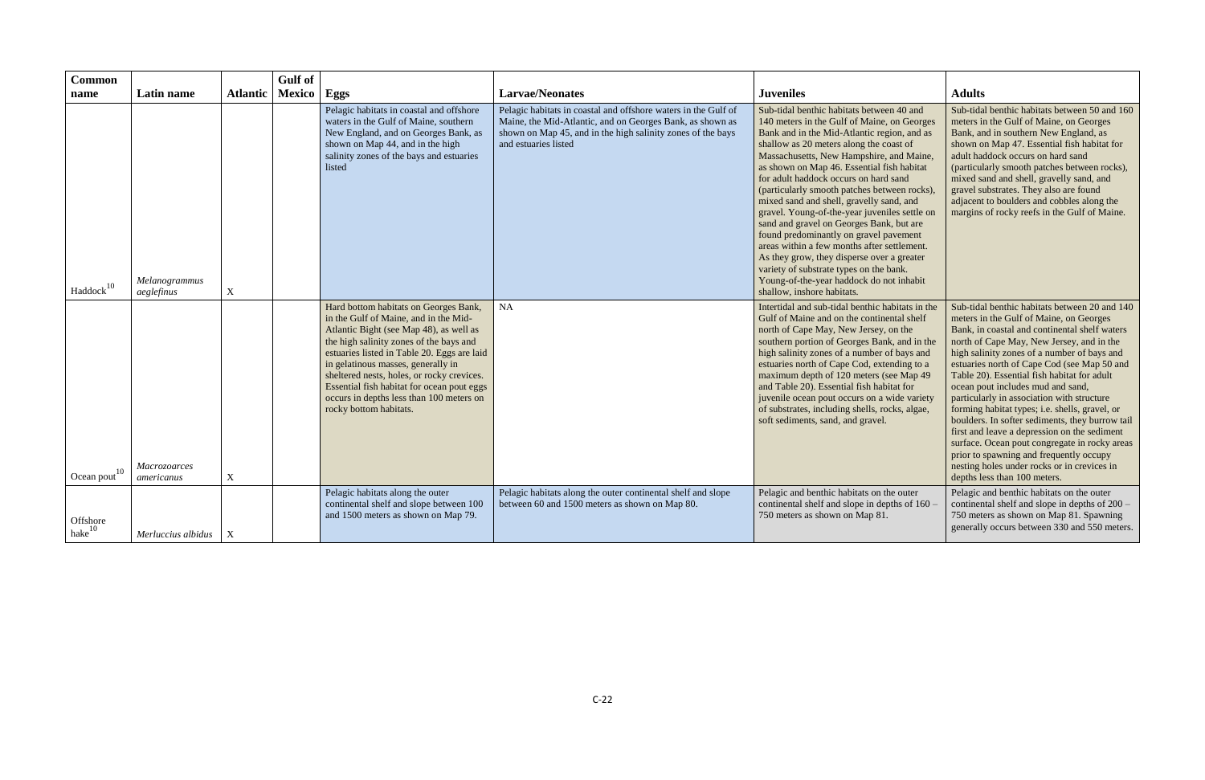| Common name | Latin name | Atlantic | Gulf of Mexico | Eggs | Larvae/Neonates | Juveniles | Adults |
|---|---|---|---|---|---|---|---|
| Haddock[10] | *Melanogrammus aeglefinus* | X | | Pelagic habitats in coastal and offshore waters in the Gulf of Maine, southern New England, and on Georges Bank, as shown on Map 44, and in the high salinity zones of the bays and estuaries listed | Pelagic habitats in coastal and offshore waters in the Gulf of Maine, the Mid-Atlantic, and on Georges Bank, as shown as shown on Map 45, and in the high salinity zones of the bays and estuaries listed | Sub-tidal benthic habitats between 40 and 140 meters in the Gulf of Maine, on Georges Bank and in the Mid-Atlantic region, and as shallow as 20 meters along the coast of Massachusetts, New Hampshire, and Maine, as shown on Map 46. Essential fish habitat for adult haddock occurs on hard sand (particularly smooth patches between rocks), mixed sand and shell, gravelly sand, and gravel. Young-of-the-year juveniles settle on sand and gravel on Georges Bank, but are found predominantly on gravel pavement areas within a few months after settlement. As they grow, they disperse over a greater variety of substrate types on the bank. Young-of-the-year haddock do not inhabit shallow, inshore habitats. | Sub-tidal benthic habitats between 50 and 160 meters in the Gulf of Maine, on Georges Bank, and in southern New England, as shown on Map 47. Essential fish habitat for adult haddock occurs on hard sand (particularly smooth patches between rocks), mixed sand and shell, gravelly sand, and gravel substrates. They also are found adjacent to boulders and cobbles along the margins of rocky reefs in the Gulf of Maine. |
| Ocean pout[10] | *Macrozoarces americanus* | X | | Hard bottom habitats on Georges Bank, in the Gulf of Maine, and in the Mid-Atlantic Bight (see Map 48), as well as the high salinity zones of the bays and estuaries listed in Table 20. Eggs are laid in gelatinous masses, generally in sheltered nests, holes, or rocky crevices. Essential fish habitat for ocean pout eggs occurs in depths less than 100 meters on rocky bottom habitats. | NA | Intertidal and sub-tidal benthic habitats in the Gulf of Maine and on the continental shelf north of Cape May, New Jersey, on the southern portion of Georges Bank, and in the high salinity zones of a number of bays and estuaries north of Cape Cod, extending to a maximum depth of 120 meters (see Map 49 and Table 20). Essential fish habitat for juvenile ocean pout occurs on a wide variety of substrates, including shells, rocks, algae, soft sediments, sand, and gravel. | Sub-tidal benthic habitats between 20 and 140 meters in the Gulf of Maine, on Georges Bank, in coastal and continental shelf waters north of Cape May, New Jersey, and in the high salinity zones of a number of bays and estuaries north of Cape Cod (see Map 50 and Table 20). Essential fish habitat for adult ocean pout includes mud and sand, particularly in association with structure forming habitat types; i.e. shells, gravel, or boulders. In softer sediments, they burrow tail first and leave a depression on the sediment surface. Ocean pout congregate in rocky areas prior to spawning and frequently occupy nesting holes under rocks or in crevices in depths less than 100 meters. |
| Offshore hake[10] | *Merluccius albidus* | X | | Pelagic habitats along the outer continental shelf and slope between 100 and 1500 meters as shown on Map 79. | Pelagic habitats along the outer continental shelf and slope between 60 and 1500 meters as shown on Map 80. | Pelagic and benthic habitats on the outer continental shelf and slope in depths of 160 – 750 meters as shown on Map 81. | Pelagic and benthic habitats on the outer continental shelf and slope in depths of 200 – 750 meters as shown on Map 81. Spawning generally occurs between 330 and 550 meters. |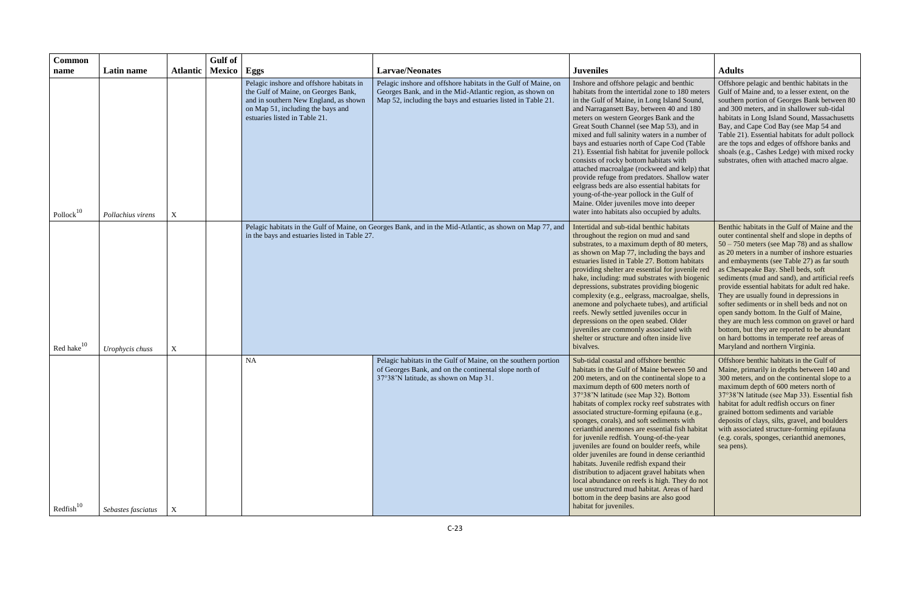| Common name | Latin name | Atlantic | Gulf of Mexico | Eggs | Larvae/Neonates | Juveniles | Adults |
|---|---|---|---|---|---|---|---|
| Pollock[10] | *Pollachius virens* | X | | Pelagic inshore and offshore habitats in the Gulf of Maine, on Georges Bank, and in southern New England, as shown on Map 51, including the bays and estuaries listed in Table 21. | Pelagic inshore and offshore habitats in the Gulf of Maine, on Georges Bank, and in the Mid-Atlantic region, as shown on Map 52, including the bays and estuaries listed in Table 21. | Inshore and offshore pelagic and benthic habitats from the intertidal zone to 180 meters in the Gulf of Maine, in Long Island Sound, and Narragansett Bay, between 40 and 180 meters on western Georges Bank and the Great South Channel (see Map 53), and in mixed and full salinity waters in a number of bays and estuaries north of Cape Cod (Table 21). Essential fish habitat for juvenile pollock consists of rocky bottom habitats with attached macroalgae (rockweed and kelp) that provide refuge from predators. Shallow water eelgrass beds are also essential habitats for young-of-the-year pollock in the Gulf of Maine. Older juveniles move into deeper water into habitats also occupied by adults. | Offshore pelagic and benthic habitats in the Gulf of Maine and, to a lesser extent, on the southern portion of Georges Bank between 80 and 300 meters, and in shallower sub-tidal habitats in Long Island Sound, Massachusetts Bay, and Cape Cod Bay (see Map 54 and Table 21). Essential habitats for adult pollock are the tops and edges of offshore banks and shoals (e.g., Cashes Ledge) with mixed rocky substrates, often with attached macro algae. |
| Red hake[10] | *Urophycis chuss* | X | | Pelagic habitats in the Gulf of Maine, on Georges Bank, and in the Mid-Atlantic, as shown on Map 77, and in the bays and estuaries listed in Table 27. | | Intertidal and sub-tidal benthic habitats throughout the region on mud and sand substrates, to a maximum depth of 80 meters, as shown on Map 77, including the bays and estuaries listed in Table 27. Bottom habitats providing shelter are essential for juvenile red hake, including: mud substrates with biogenic depressions, substrates providing biogenic complexity (e.g., eelgrass, macroalgae, shells, anemone and polychaete tubes), and artificial reefs. Newly settled juveniles occur in depressions on the open seabed. Older juveniles are commonly associated with shelter or structure and often inside live bivalves. | Benthic habitats in the Gulf of Maine and the outer continental shelf and slope in depths of 50 – 750 meters (see Map 78) and as shallow as 20 meters in a number of inshore estuaries and embayments (see Table 27) as far south as Chesapeake Bay. Shell beds, soft sediments (mud and sand), and artificial reefs provide essential habitats for adult red hake. They are usually found in depressions in softer sediments or in shell beds and not on open sandy bottom. In the Gulf of Maine, they are much less common on gravel or hard bottom, but they are reported to be abundant on hard bottoms in temperate reef areas of Maryland and northern Virginia. |
| Redfish[10] | *Sebastes fasciatus* | X | | NA | Pelagic habitats in the Gulf of Maine, on the southern portion of Georges Bank, and on the continental slope north of 37°38'N latitude, as shown on Map 31. | Sub-tidal coastal and offshore benthic habitats in the Gulf of Maine between 50 and 200 meters, and on the continental slope to a maximum depth of 600 meters north of 37°38'N latitude (see Map 32). Bottom habitats of complex rocky reef substrates with associated structure-forming epifauna (e.g., sponges, corals), and soft sediments with cerianthid anemones are essential fish habitat for juvenile redfish. Young-of-the-year juveniles are found on boulder reefs, while older juveniles are found in dense cerianthid habitats. Juvenile redfish expand their distribution to adjacent gravel habitats when local abundance on reefs is high. They do not use unstructured mud habitat. Areas of hard bottom in the deep basins are also good habitat for juveniles. | Offshore benthic habitats in the Gulf of Maine, primarily in depths between 140 and 300 meters, and on the continental slope to a maximum depth of 600 meters north of 37°38'N latitude (see Map 33). Essential fish habitat for adult redfish occurs on finer grained bottom sediments and variable deposits of clays, silts, gravel, and boulders with associated structure-forming epifauna (e.g. corals, sponges, cerianthid anemones, sea pens). |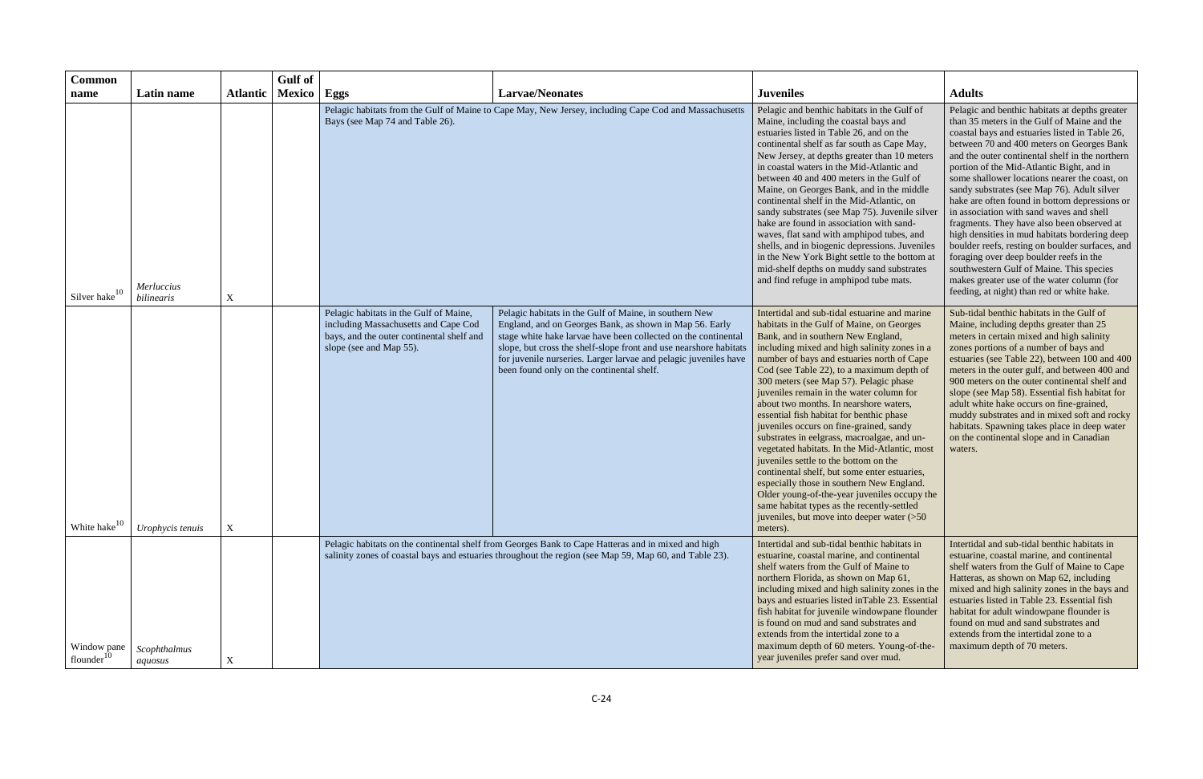| Common name | Latin name | Atlantic | Gulf of Mexico | Eggs | Larvae/Neonates | Juveniles | Adults |
|---|---|---|---|---|---|---|---|
| Silver hake[10] | *Merluccius bilinearis* | X | | Pelagic habitats from the Gulf of Maine to Cape May, New Jersey, including Cape Cod and Massachusetts Bays (see Map 74 and Table 26). | | Pelagic and benthic habitats in the Gulf of Maine, including the coastal bays and estuaries listed in Table 26, and on the continental shelf as far south as Cape May, New Jersey, at depths greater than 10 meters in coastal waters in the Mid-Atlantic and between 40 and 400 meters in the Gulf of Maine, on Georges Bank, and in the middle continental shelf in the Mid-Atlantic, on sandy substrates (see Map 75). Juvenile silver hake are found in association with sand-waves, flat sand with amphipod tubes, and shells, and in biogenic depressions. Juveniles in the New York Bight settle to the bottom at mid-shelf depths on muddy sand substrates and find refuge in amphipod tube mats. | Pelagic and benthic habitats at depths greater than 35 meters in the Gulf of Maine and the coastal bays and estuaries listed in Table 26, between 70 and 400 meters on Georges Bank and the outer continental shelf in the northern portion of the Mid-Atlantic Bight, and in some shallower locations nearer the coast, on sandy substrates (see Map 76). Adult silver hake are often found in bottom depressions or in association with sand waves and shell fragments. They have also been observed at high densities in mud habitats bordering deep boulder reefs, resting on boulder surfaces, and foraging over deep boulder reefs in the southwestern Gulf of Maine. This species makes greater use of the water column (for feeding, at night) than red or white hake. |
| White hake[10] | *Urophycis tenuis* | X | | Pelagic habitats in the Gulf of Maine, including Massachusetts and Cape Cod bays, and the outer continental shelf and slope (see and Map 55). | Pelagic habitats in the Gulf of Maine, in southern New England, and on Georges Bank, as shown in Map 56. Early stage white hake larvae have been collected on the continental slope, but cross the shelf-slope front and use nearshore habitats for juvenile nurseries. Larger larvae and pelagic juveniles have been found only on the continental shelf. | Intertidal and sub-tidal estuarine and marine habitats in the Gulf of Maine, on Georges Bank, and in southern New England, including mixed and high salinity zones in a number of bays and estuaries north of Cape Cod (see Table 22), to a maximum depth of 300 meters (see Map 57). Pelagic phase juveniles remain in the water column for about two months. In nearshore waters, essential fish habitat for benthic phase juveniles occurs on fine-grained, sandy substrates in eelgrass, macroalgae, and un-vegetated habitats. In the Mid-Atlantic, most juveniles settle to the bottom on the continental shelf, but some enter estuaries, especially those in southern New England. Older young-of-the-year juveniles occupy the same habitat types as the recently-settled juveniles, but move into deeper water (>50 meters). | Sub-tidal benthic habitats in the Gulf of Maine, including depths greater than 25 meters in certain mixed and high salinity zones portions of a number of bays and estuaries (see Table 22), between 100 and 400 meters in the outer gulf, and between 400 and 900 meters on the outer continental shelf and slope (see Map 58). Essential fish habitat for adult white hake occurs on fine-grained, muddy substrates and in mixed soft and rocky habitats. Spawning takes place in deep water on the continental slope and in Canadian waters. |
| Window pane flounder[10] | *Scophthalmus aquosus* | X | | Pelagic habitats on the continental shelf from Georges Bank to Cape Hatteras and in mixed and high salinity zones of coastal bays and estuaries throughout the region (see Map 59, Map 60, and Table 23). | | Intertidal and sub-tidal benthic habitats in estuarine, coastal marine, and continental shelf waters from the Gulf of Maine to northern Florida, as shown on Map 61, including mixed and high salinity zones in the bays and estuaries listed inTable 23. Essential fish habitat for juvenile windowpane flounder is found on mud and sand substrates and extends from the intertidal zone to a maximum depth of 60 meters. Young-of-the-year juveniles prefer sand over mud. | Intertidal and sub-tidal benthic habitats in estuarine, coastal marine, and continental shelf waters from the Gulf of Maine to Cape Hatteras, as shown on Map 62, including mixed and high salinity zones in the bays and estuaries listed in Table 23. Essential fish habitat for adult windowpane flounder is found on mud and sand substrates and extends from the intertidal zone to a maximum depth of 70 meters. |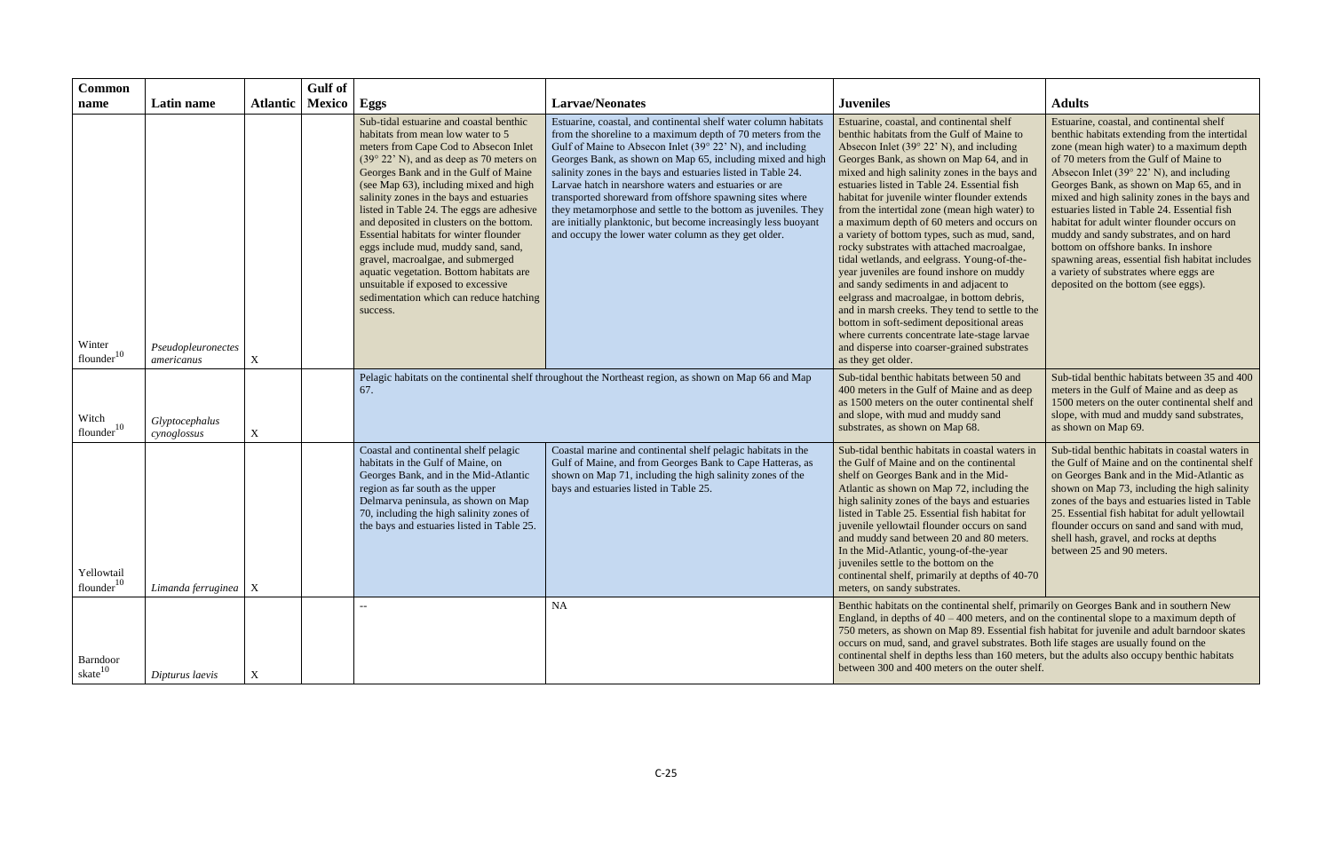| Common name | Latin name | Atlantic | Gulf of Mexico | Eggs | Larvae/Neonates | Juveniles | Adults |
|---|---|---|---|---|---|---|---|
| Winter flounder[10] | *Pseudopleuronectes americanus* | X | | Sub-tidal estuarine and coastal benthic habitats from mean low water to 5 meters from Cape Cod to Absecon Inlet (39° 22' N), and as deep as 70 meters on Georges Bank and in the Gulf of Maine (see Map 63), including mixed and high salinity zones in the bays and estuaries listed in Table 24. The eggs are adhesive and deposited in clusters on the bottom. Essential habitats for winter flounder eggs include mud, muddy sand, sand, gravel, macroalgae, and submerged aquatic vegetation. Bottom habitats are unsuitable if exposed to excessive sedimentation which can reduce hatching success. | Estuarine, coastal, and continental shelf water column habitats from the shoreline to a maximum depth of 70 meters from the Gulf of Maine to Absecon Inlet (39° 22' N), and including Georges Bank, as shown on Map 65, including mixed and high salinity zones in the bays and estuaries listed in Table 24. Larvae hatch in nearshore waters and estuaries or are transported shoreward from offshore spawning sites where they metamorphose and settle to the bottom as juveniles. They are initially planktonic, but become increasingly less buoyant and occupy the lower water column as they get older. | Estuarine, coastal, and continental shelf benthic habitats from the Gulf of Maine to Absecon Inlet (39° 22' N), and including Georges Bank, as shown on Map 64, and in mixed and high salinity zones in the bays and estuaries listed in Table 24. Essential fish habitat for juvenile winter flounder extends from the intertidal zone (mean high water) to a maximum depth of 60 meters and occurs on a variety of bottom types, such as mud, sand, rocky substrates with attached macroalgae, tidal wetlands, and eelgrass. Young-of-the-year juveniles are found inshore on muddy and sandy sediments in and adjacent to eelgrass and macroalgae, in bottom debris, and in marsh creeks. They tend to settle to the bottom in soft-sediment depositional areas where currents concentrate late-stage larvae and disperse into coarser-grained substrates as they get older. | Estuarine, coastal, and continental shelf benthic habitats extending from the intertidal zone (mean high water) to a maximum depth of 70 meters from the Gulf of Maine to Absecon Inlet (39° 22' N), and including Georges Bank, as shown on Map 65, and in mixed and high salinity zones in the bays and estuaries listed in Table 24. Essential fish habitat for adult winter flounder occurs on muddy and sandy substrates, and on hard bottom on offshore banks. In inshore spawning areas, essential fish habitat includes a variety of substrates where eggs are deposited on the bottom (see eggs). |
| Witch flounder[10] | *Glyptocephalus cynoglossus* | X | | Pelagic habitats on the continental shelf throughout the Northeast region, as shown on Map 66 and Map 67. | | Sub-tidal benthic habitats between 50 and 400 meters in the Gulf of Maine and as deep as 1500 meters on the outer continental shelf and slope, with mud and muddy sand substrates, as shown on Map 68. | Sub-tidal benthic habitats between 35 and 400 meters in the Gulf of Maine and as deep as 1500 meters on the outer continental shelf and slope, with mud and muddy sand substrates, as shown on Map 69. |
| Yellowtail flounder[10] | *Limanda ferruginea* | X | | Coastal and continental shelf pelagic habitats in the Gulf of Maine, on Georges Bank, and in the Mid-Atlantic region as far south as the upper Delmarva peninsula, as shown on Map 70, including the high salinity zones of the bays and estuaries listed in Table 25. | Coastal marine and continental shelf pelagic habitats in the Gulf of Maine, and from Georges Bank to Cape Hatteras, as shown on Map 71, including the high salinity zones of the bays and estuaries listed in Table 25. | Sub-tidal benthic habitats in coastal waters in the Gulf of Maine and on the continental shelf on Georges Bank and in the Mid-Atlantic as shown on Map 72, including the high salinity zones of the bays and estuaries listed in Table 25. Essential fish habitat for juvenile yellowtail flounder occurs on sand and muddy sand between 20 and 80 meters. In the Mid-Atlantic, young-of-the-year juveniles settle to the bottom on the continental shelf, primarily at depths of 40-70 meters, on sandy substrates. | Sub-tidal benthic habitats in coastal waters in the Gulf of Maine and on the continental shelf on Georges Bank and in the Mid-Atlantic as shown on Map 73, including the high salinity zones of the bays and estuaries listed in Table 25. Essential fish habitat for adult yellowtail flounder occurs on sand and sand with mud, shell hash, gravel, and rocks at depths between 25 and 90 meters. |
| Barndoor skate[10] | *Dipturus laevis* | X | | -- | NA | Benthic habitats on the continental shelf, primarily on Georges Bank and in southern New England, in depths of 40 – 400 meters, and on the continental slope to a maximum depth of 750 meters, as shown on Map 89. Essential fish habitat for juvenile and adult barndoor skates occurs on mud, sand, and gravel substrates. Both life stages are usually found on the continental shelf in depths less than 160 meters, but the adults also occupy benthic habitats between 300 and 400 meters on the outer shelf. | |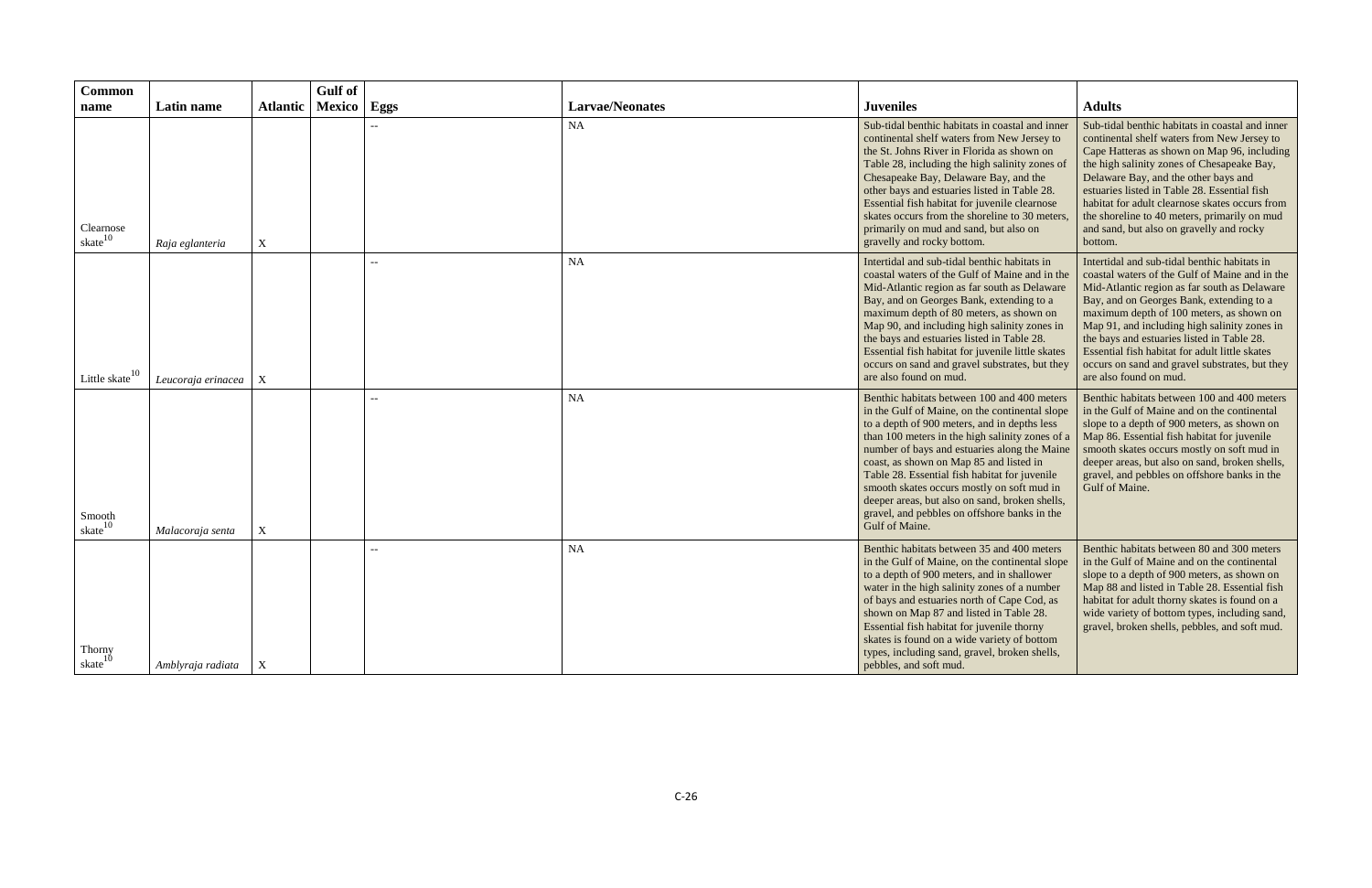| Common name | Latin name | Atlantic | Gulf of Mexico | Eggs | Larvae/Neonates | Juveniles | Adults |
|---|---|---|---|---|---|---|---|
| Clearnose skate[10] | *Raja eglanteria* | X | | -- | NA | Sub-tidal benthic habitats in coastal and inner continental shelf waters from New Jersey to the St. Johns River in Florida as shown on Table 28, including the high salinity zones of Chesapeake Bay, Delaware Bay, and the other bays and estuaries listed in Table 28. Essential fish habitat for juvenile clearnose skates occurs from the shoreline to 30 meters, primarily on mud and sand, but also on gravelly and rocky bottom. | Sub-tidal benthic habitats in coastal and inner continental shelf waters from New Jersey to Cape Hatteras as shown on Map 96, including the high salinity zones of Chesapeake Bay, Delaware Bay, and the other bays and estuaries listed in Table 28. Essential fish habitat for adult clearnose skates occurs from the shoreline to 40 meters, primarily on mud and sand, but also on gravelly and rocky bottom. |
| Little skate[10] | *Leucoraja erinacea* | X | | -- | NA | Intertidal and sub-tidal benthic habitats in coastal waters of the Gulf of Maine and in the Mid-Atlantic region as far south as Delaware Bay, and on Georges Bank, extending to a maximum depth of 80 meters, as shown on Map 90, and including high salinity zones in the bays and estuaries listed in Table 28. Essential fish habitat for juvenile little skates occurs on sand and gravel substrates, but they are also found on mud. | Intertidal and sub-tidal benthic habitats in coastal waters of the Gulf of Maine and in the Mid-Atlantic region as far south as Delaware Bay, and on Georges Bank, extending to a maximum depth of 100 meters, as shown on Map 91, and including high salinity zones in the bays and estuaries listed in Table 28. Essential fish habitat for adult little skates occurs on sand and gravel substrates, but they are also found on mud. |
| Smooth skate[10] | *Malacoraja senta* | X | | -- | NA | Benthic habitats between 100 and 400 meters in the Gulf of Maine, on the continental slope to a depth of 900 meters, and in depths less than 100 meters in the high salinity zones of a number of bays and estuaries along the Maine coast, as shown on Map 85 and listed in Table 28. Essential fish habitat for juvenile smooth skates occurs mostly on soft mud in deeper areas, but also on sand, broken shells, gravel, and pebbles on offshore banks in the Gulf of Maine. | Benthic habitats between 100 and 400 meters in the Gulf of Maine and on the continental slope to a depth of 900 meters, as shown on Map 86. Essential fish habitat for juvenile smooth skates occurs mostly on soft mud in deeper areas, but also on sand, broken shells, gravel, and pebbles on offshore banks in the Gulf of Maine. |
| Thorny skate[10] | *Amblyraja radiata* | X | | -- | NA | Benthic habitats between 35 and 400 meters in the Gulf of Maine, on the continental slope to a depth of 900 meters, and in shallower water in the high salinity zones of a number of bays and estuaries north of Cape Cod, as shown on Map 87 and listed in Table 28. Essential fish habitat for juvenile thorny skates is found on a wide variety of bottom types, including sand, gravel, broken shells, pebbles, and soft mud. | Benthic habitats between 80 and 300 meters in the Gulf of Maine and on the continental slope to a depth of 900 meters, as shown on Map 88 and listed in Table 28. Essential fish habitat for adult thorny skates is found on a wide variety of bottom types, including sand, gravel, broken shells, pebbles, and soft mud. |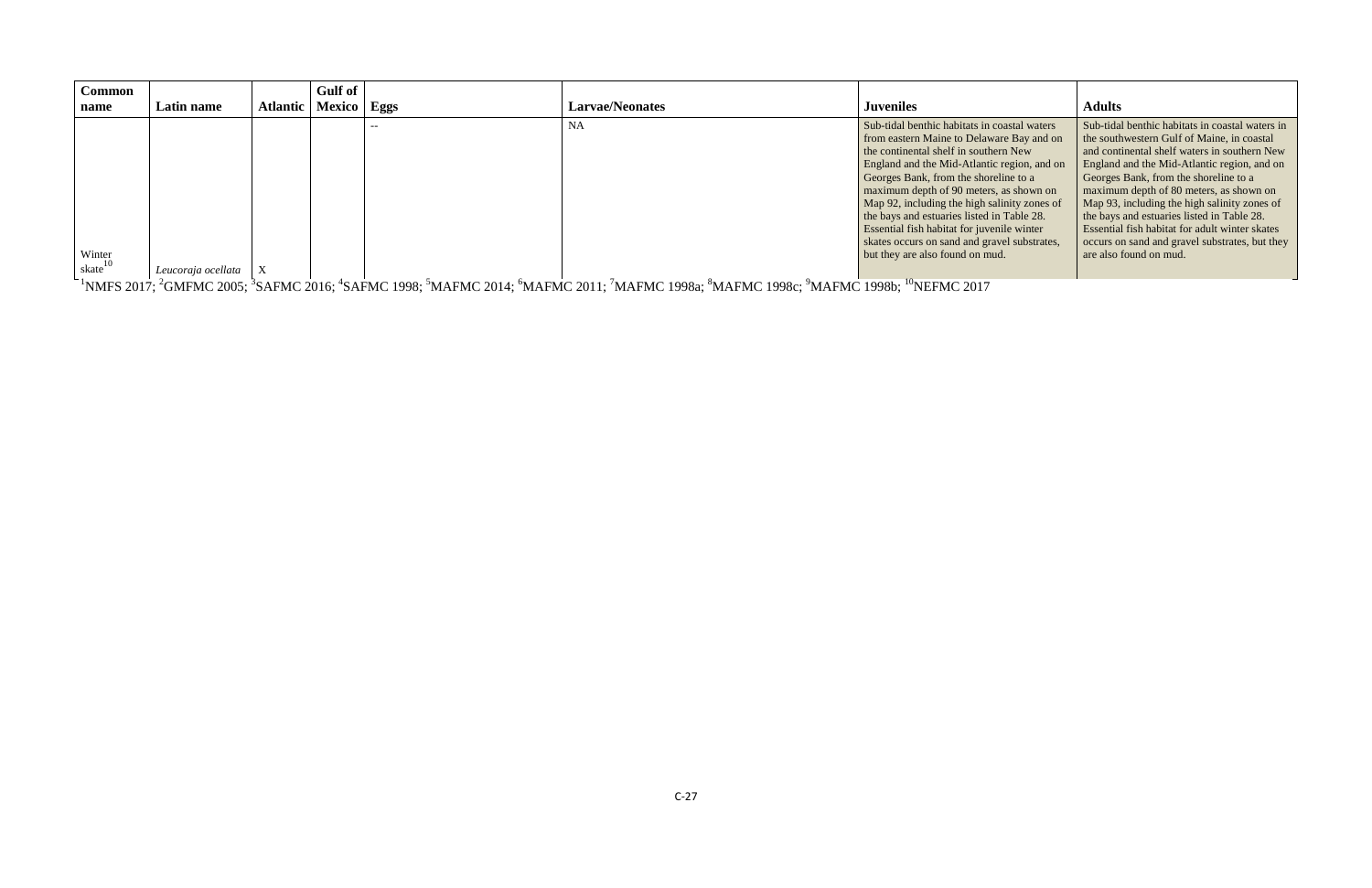| Common name | Latin name | Atlantic | Gulf of Mexico | Eggs | Larvae/Neonates | Juveniles | Adults |
|---|---|---|---|---|---|---|---|
| Winter skate[10] | *Leucoraja ocellata* | X | | -- | NA | Sub-tidal benthic habitats in coastal waters from eastern Maine to Delaware Bay and on the continental shelf in southern New England and the Mid-Atlantic region, and on Georges Bank, from the shoreline to a maximum depth of 90 meters, as shown on Map 92, including the high salinity zones of the bays and estuaries listed in Table 28. Essential fish habitat for juvenile winter skates occurs on sand and gravel substrates, but they are also found on mud. | Sub-tidal benthic habitats in coastal waters in the southwestern Gulf of Maine, in coastal and continental shelf waters in southern New England and the Mid-Atlantic region, and on Georges Bank, from the shoreline to a maximum depth of 80 meters, as shown on Map 93, including the high salinity zones of the bays and estuaries listed in Table 28. Essential fish habitat for adult winter skates occurs on sand and gravel substrates, but they are also found on mud. |

[1]NMFS 2017; [2]GMFMC 2005; [3]SAFMC 2016; [4]SAFMC 1998; [5]MAFMC 2014; [6]MAFMC 2011; [7]MAFMC 1998a; [8]MAFMC 1998c; [9]MAFMC 1998b; [10]NEFMC 2017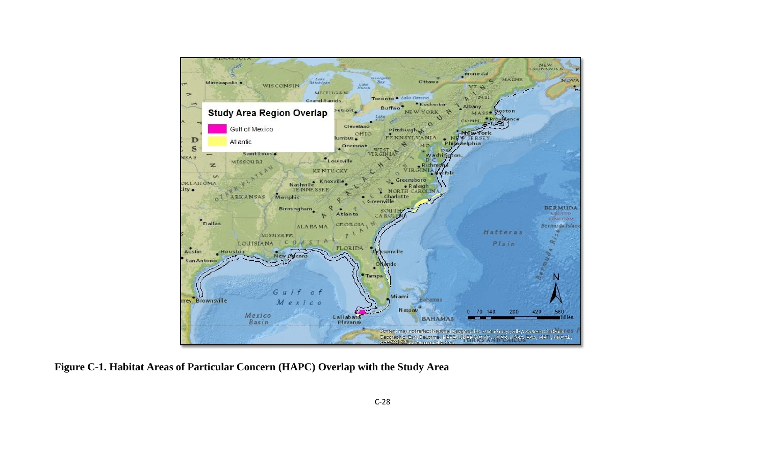**Figure C-1. Habitat Areas of Particular Concern (HAPC) Overlap with the Study Area**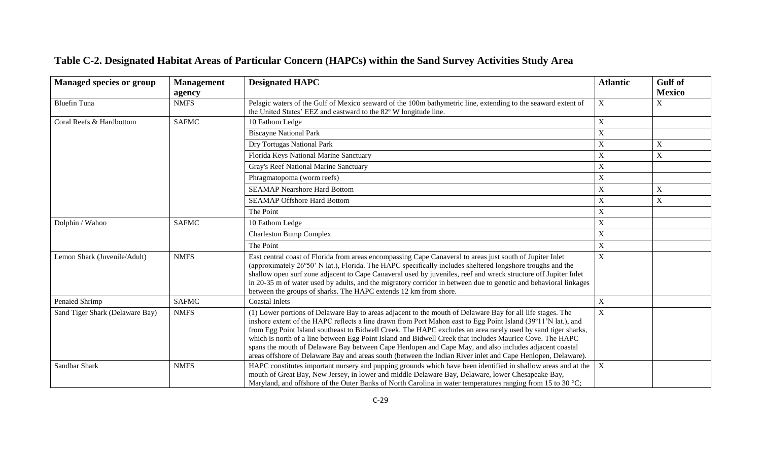## Table C-2. Designated Habitat Areas of Particular Concern (HAPCs) within the Sand Survey Activities Study Area

| Managed species or group | Management agency | Designated HAPC | Atlantic | Gulf of Mexico |
|---|---|---|---|---|
| Bluefin Tuna | NMFS | Pelagic waters of the Gulf of Mexico seaward of the 100m bathymetric line, extending to the seaward extent of the United States' EEZ and eastward to the 82º W longitude line. | X | X |
| Coral Reefs & Hardbottom | SAFMC | 10 Fathom Ledge | X | |
| | | Biscayne National Park | X | |
| | | Dry Tortugas National Park | X | X |
| | | Florida Keys National Marine Sanctuary | X | X |
| | | Gray's Reef National Marine Sanctuary | X | |
| | | Phragmatopoma (worm reefs) | X | |
| | | SEAMAP Nearshore Hard Bottom | X | X |
| | | SEAMAP Offshore Hard Bottom | X | X |
| | | The Point | X | |
| Dolphin / Wahoo | SAFMC | 10 Fathom Ledge | X | |
| | | Charleston Bump Complex | X | |
| | | The Point | X | |
| Lemon Shark (Juvenile/Adult) | NMFS | East central coast of Florida from areas encompassing Cape Canaveral to areas just south of Jupiter Inlet (approximately 26º50' N lat.), Florida. The HAPC specifically includes sheltered longshore troughs and the shallow open surf zone adjacent to Cape Canaveral used by juveniles, reef and wreck structure off Jupiter Inlet in 20-35 m of water used by adults, and the migratory corridor in between due to genetic and behavioral linkages between the groups of sharks. The HAPC extends 12 km from shore. | X | |
| Penaied Shrimp | SAFMC | Coastal Inlets | X | |
| Sand Tiger Shark (Delaware Bay) | NMFS | (1) Lower portions of Delaware Bay to areas adjacent to the mouth of Delaware Bay for all life stages. The inshore extent of the HAPC reflects a line drawn from Port Mahon east to Egg Point Island (39º11'N lat.), and from Egg Point Island southeast to Bidwell Creek. The HAPC excludes an area rarely used by sand tiger sharks, which is north of a line between Egg Point Island and Bidwell Creek that includes Maurice Cove. The HAPC spans the mouth of Delaware Bay between Cape Henlopen and Cape May, and also includes adjacent coastal areas offshore of Delaware Bay and areas south (between the Indian River inlet and Cape Henlopen, Delaware). | X | |
| Sandbar Shark | NMFS | HAPC constitutes important nursery and pupping grounds which have been identified in shallow areas and at the mouth of Great Bay, New Jersey, in lower and middle Delaware Bay, Delaware, lower Chesapeake Bay, Maryland, and offshore of the Outer Banks of North Carolina in water temperatures ranging from 15 to 30 °C; | X | |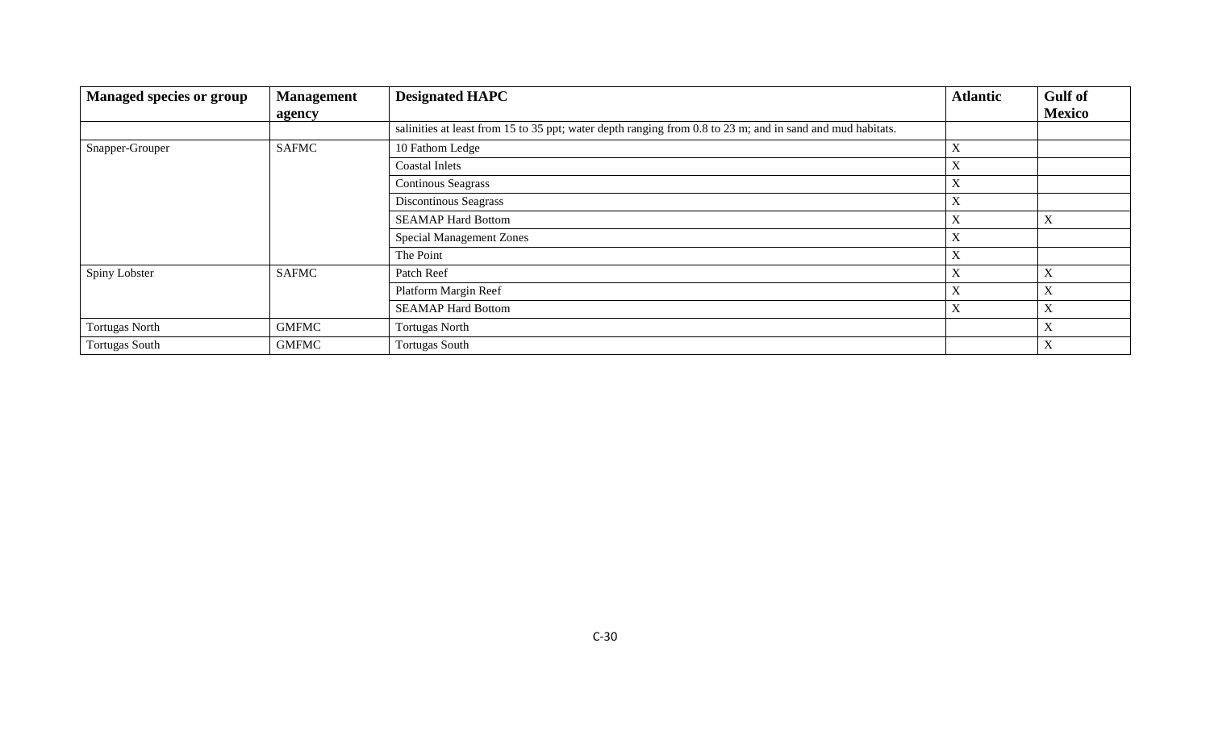| Managed species or group | Management agency | Designated HAPC | Atlantic | Gulf of Mexico |
|---|---|---|---|---|
| | | salinities at least from 15 to 35 ppt; water depth ranging from 0.8 to 23 m; and in sand and mud habitats. | | |
| Snapper-Grouper | SAFMC | 10 Fathom Ledge | X | |
| | | Coastal Inlets | X | |
| | | Continous Seagrass | X | |
| | | Discontinous Seagrass | X | |
| | | SEAMAP Hard Bottom | X | X |
| | | Special Management Zones | X | |
| | | The Point | X | |
| Spiny Lobster | SAFMC | Patch Reef | X | X |
| | | Platform Margin Reef | X | X |
| | | SEAMAP Hard Bottom | X | X |
| Tortugas North | GMFMC | Tortugas North | | X |
| Tortugas South | GMFMC | Tortugas South | | X |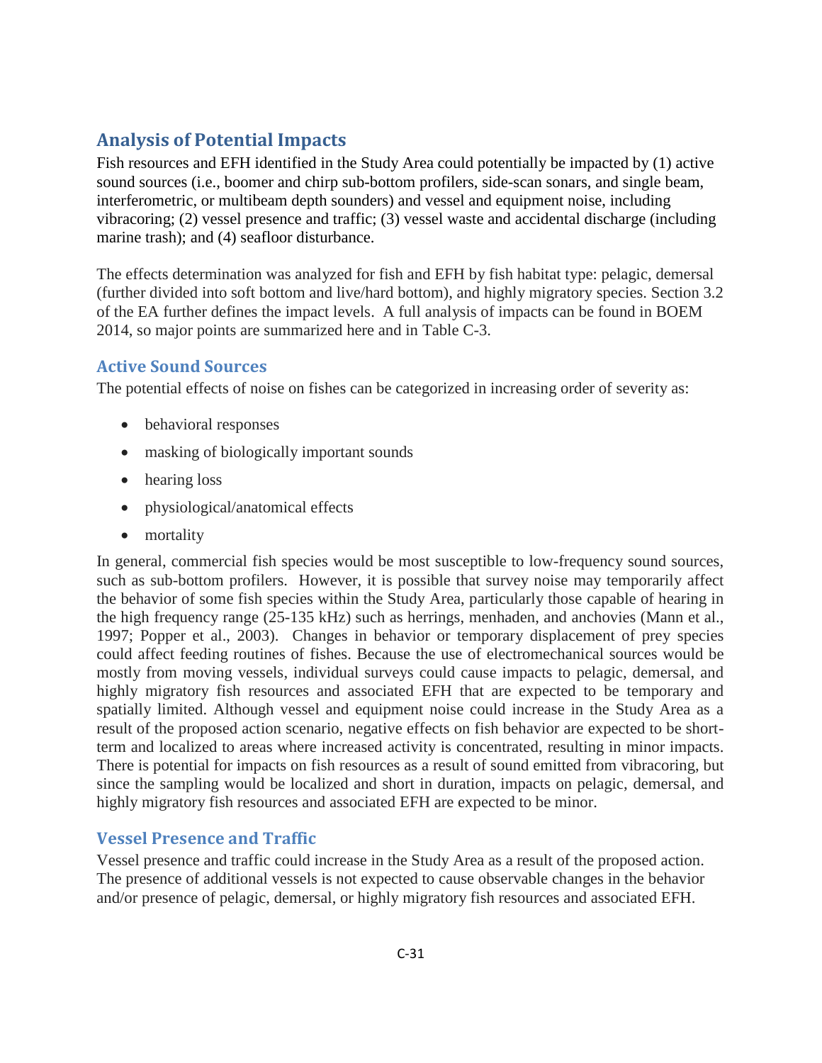## Analysis of Potential Impacts

Fish resources and EFH identified in the Study Area could potentially be impacted by (1) active sound sources (i.e., boomer and chirp sub-bottom profilers, side-scan sonars, and single beam, interferometric, or multibeam depth sounders) and vessel and equipment noise, including vibracoring; (2) vessel presence and traffic; (3) vessel waste and accidental discharge (including marine trash); and (4) seafloor disturbance.

The effects determination was analyzed for fish and EFH by fish habitat type: pelagic, demersal (further divided into soft bottom and live/hard bottom), and highly migratory species. Section 3.2 of the EA further defines the impact levels. A full analysis of impacts can be found in BOEM 2014, so major points are summarized here and in Table C-3.

### Active Sound Sources

The potential effects of noise on fishes can be categorized in increasing order of severity as:

- behavioral responses
- masking of biologically important sounds
- hearing loss
- physiological/anatomical effects
- mortality

In general, commercial fish species would be most susceptible to low-frequency sound sources, such as sub-bottom profilers. However, it is possible that survey noise may temporarily affect the behavior of some fish species within the Study Area, particularly those capable of hearing in the high frequency range (25-135 kHz) such as herrings, menhaden, and anchovies (Mann et al., 1997; Popper et al., 2003). Changes in behavior or temporary displacement of prey species could affect feeding routines of fishes. Because the use of electromechanical sources would be mostly from moving vessels, individual surveys could cause impacts to pelagic, demersal, and highly migratory fish resources and associated EFH that are expected to be temporary and spatially limited. Although vessel and equipment noise could increase in the Study Area as a result of the proposed action scenario, negative effects on fish behavior are expected to be short-term and localized to areas where increased activity is concentrated, resulting in minor impacts. There is potential for impacts on fish resources as a result of sound emitted from vibracoring, but since the sampling would be localized and short in duration, impacts on pelagic, demersal, and highly migratory fish resources and associated EFH are expected to be minor.

### Vessel Presence and Traffic

Vessel presence and traffic could increase in the Study Area as a result of the proposed action. The presence of additional vessels is not expected to cause observable changes in the behavior and/or presence of pelagic, demersal, or highly migratory fish resources and associated EFH.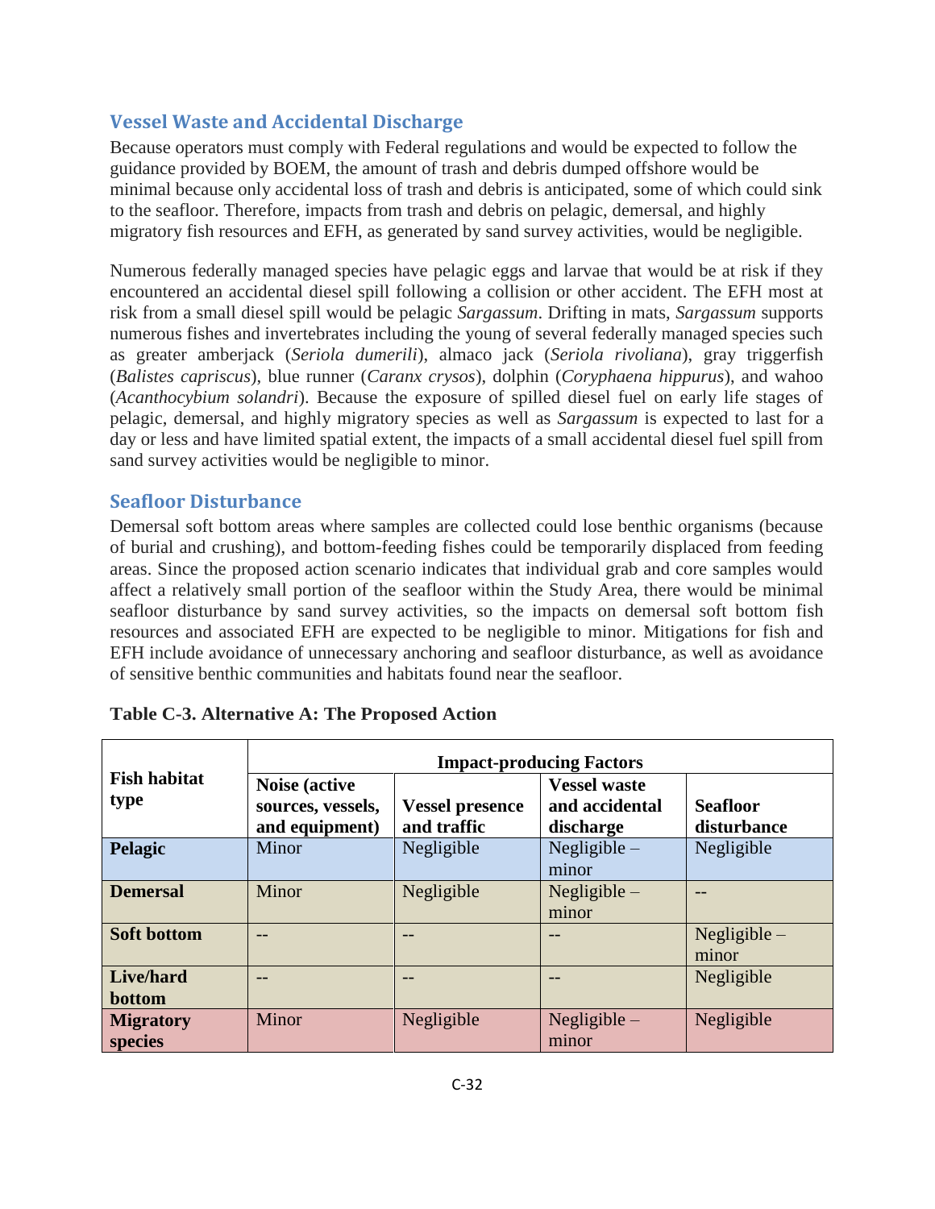## Vessel Waste and Accidental Discharge

Because operators must comply with Federal regulations and would be expected to follow the guidance provided by BOEM, the amount of trash and debris dumped offshore would be minimal because only accidental loss of trash and debris is anticipated, some of which could sink to the seafloor. Therefore, impacts from trash and debris on pelagic, demersal, and highly migratory fish resources and EFH, as generated by sand survey activities, would be negligible.

Numerous federally managed species have pelagic eggs and larvae that would be at risk if they encountered an accidental diesel spill following a collision or other accident. The EFH most at risk from a small diesel spill would be pelagic *Sargassum*. Drifting in mats, *Sargassum* supports numerous fishes and invertebrates including the young of several federally managed species such as greater amberjack (*Seriola dumerili*), almaco jack (*Seriola rivoliana*), gray triggerfish (*Balistes capriscus*), blue runner (*Caranx crysos*), dolphin (*Coryphaena hippurus*), and wahoo (*Acanthocybium solandri*). Because the exposure of spilled diesel fuel on early life stages of pelagic, demersal, and highly migratory species as well as *Sargassum* is expected to last for a day or less and have limited spatial extent, the impacts of a small accidental diesel fuel spill from sand survey activities would be negligible to minor.

## Seafloor Disturbance

Demersal soft bottom areas where samples are collected could lose benthic organisms (because of burial and crushing), and bottom-feeding fishes could be temporarily displaced from feeding areas. Since the proposed action scenario indicates that individual grab and core samples would affect a relatively small portion of the seafloor within the Study Area, there would be minimal seafloor disturbance by sand survey activities, so the impacts on demersal soft bottom fish resources and associated EFH are expected to be negligible to minor. Mitigations for fish and EFH include avoidance of unnecessary anchoring and seafloor disturbance, as well as avoidance of sensitive benthic communities and habitats found near the seafloor.

**Table C-3. Alternative A: The Proposed Action**

| Fish habitat type | Impact-producing Factors | | | |
|---|---|---|---|---|
| | **Noise (active sources, vessels, and equipment)** | **Vessel presence and traffic** | **Vessel waste and accidental discharge** | **Seafloor disturbance** |
| **Pelagic** | Minor | Negligible | Negligible – minor | Negligible |
| **Demersal** | Minor | Negligible | Negligible – minor | -- |
| **Soft bottom** | -- | -- | -- | Negligible – minor |
| **Live/hard bottom** | -- | -- | -- | Negligible |
| **Migratory species** | Minor | Negligible | Negligible – minor | Negligible |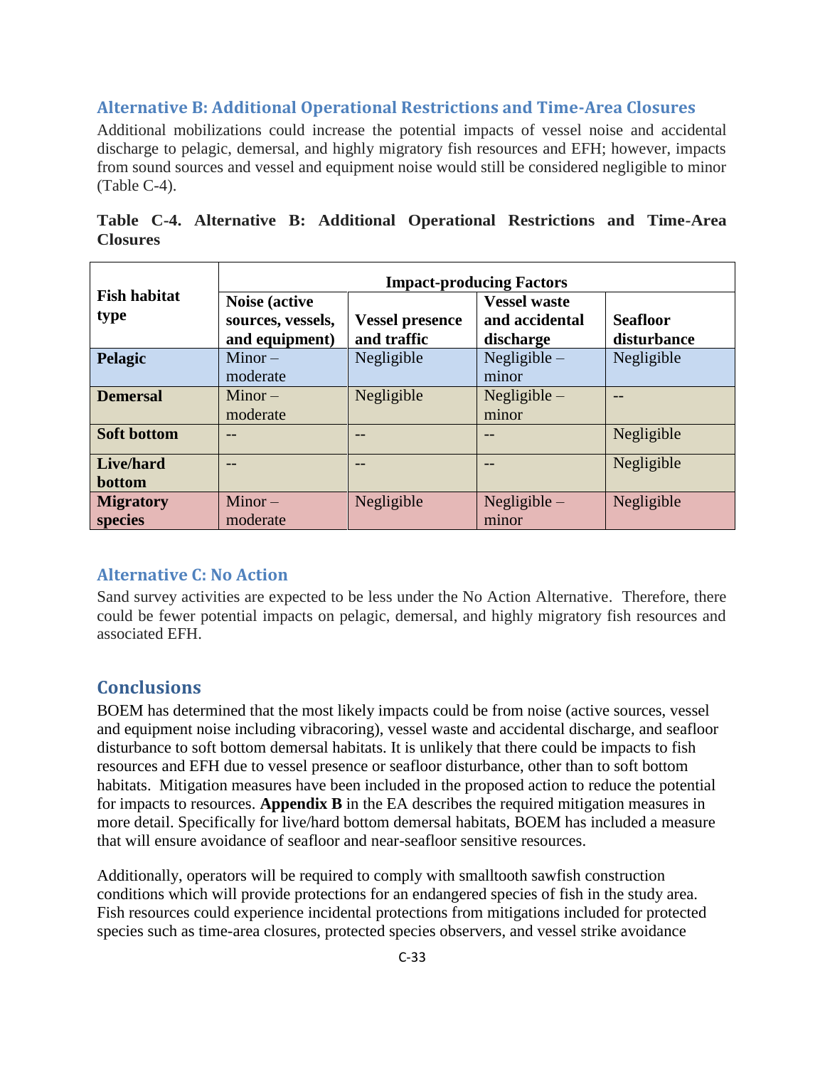### Alternative B: Additional Operational Restrictions and Time-Area Closures

Additional mobilizations could increase the potential impacts of vessel noise and accidental discharge to pelagic, demersal, and highly migratory fish resources and EFH; however, impacts from sound sources and vessel and equipment noise would still be considered negligible to minor (Table C-4).

**Table C-4. Alternative B: Additional Operational Restrictions and Time-Area Closures**

| Fish habitat type | Impact-producing Factors | | | |
|---|---|---|---|---|
| | **Noise (active sources, vessels, and equipment)** | **Vessel presence and traffic** | **Vessel waste and accidental discharge** | **Seafloor disturbance** |
| **Pelagic** | Minor – moderate | Negligible | Negligible – minor | Negligible |
| **Demersal** | Minor – moderate | Negligible | Negligible – minor | -- |
| **Soft bottom** | -- | -- | -- | Negligible |
| **Live/hard bottom** | -- | -- | -- | Negligible |
| **Migratory species** | Minor – moderate | Negligible | Negligible – minor | Negligible |

### Alternative C: No Action

Sand survey activities are expected to be less under the No Action Alternative. Therefore, there could be fewer potential impacts on pelagic, demersal, and highly migratory fish resources and associated EFH.

## Conclusions

BOEM has determined that the most likely impacts could be from noise (active sources, vessel and equipment noise including vibracoring), vessel waste and accidental discharge, and seafloor disturbance to soft bottom demersal habitats. It is unlikely that there could be impacts to fish resources and EFH due to vessel presence or seafloor disturbance, other than to soft bottom habitats. Mitigation measures have been included in the proposed action to reduce the potential for impacts to resources. **Appendix B** in the EA describes the required mitigation measures in more detail. Specifically for live/hard bottom demersal habitats, BOEM has included a measure that will ensure avoidance of seafloor and near-seafloor sensitive resources.

Additionally, operators will be required to comply with smalltooth sawfish construction conditions which will provide protections for an endangered species of fish in the study area. Fish resources could experience incidental protections from mitigations included for protected species such as time-area closures, protected species observers, and vessel strike avoidance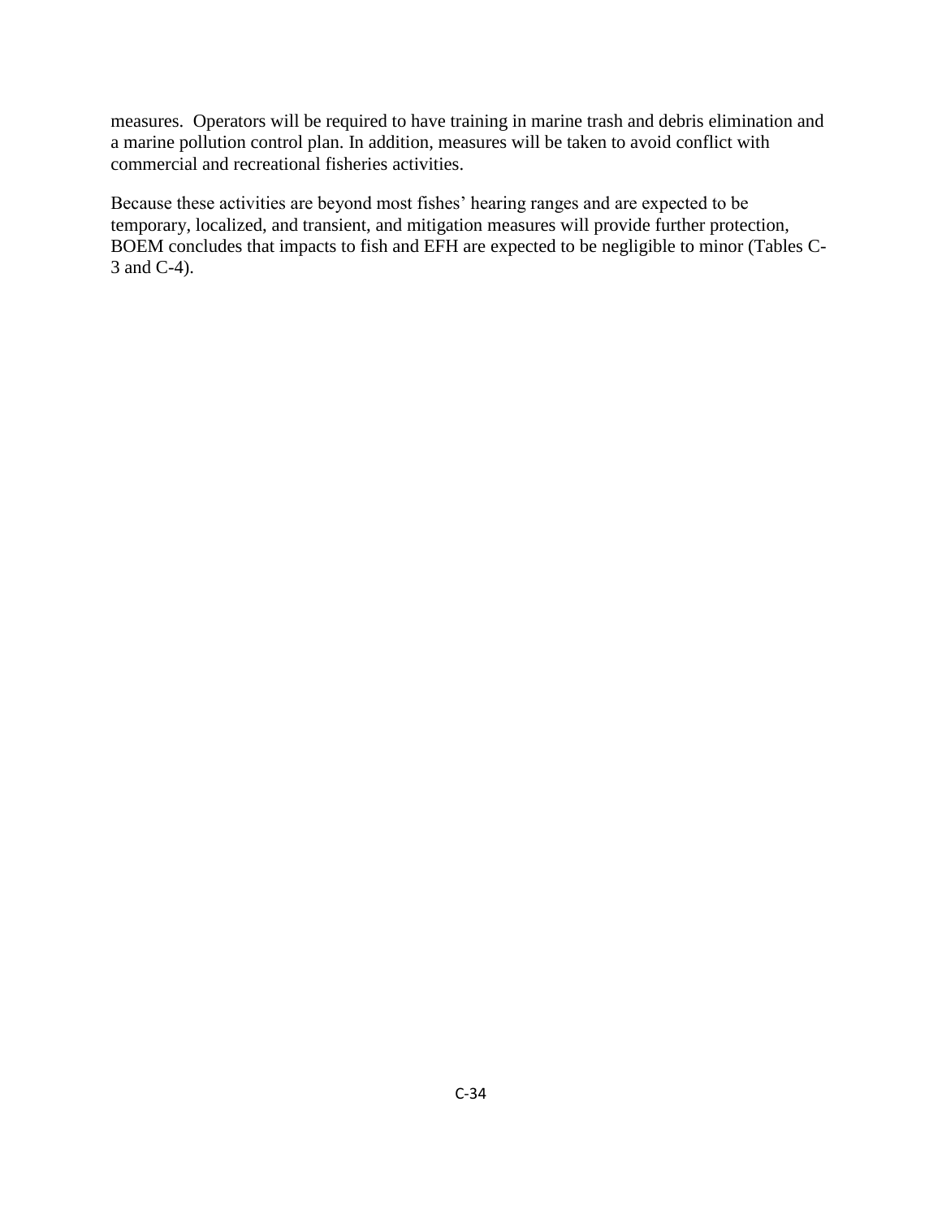measures. Operators will be required to have training in marine trash and debris elimination and a marine pollution control plan. In addition, measures will be taken to avoid conflict with commercial and recreational fisheries activities.

Because these activities are beyond most fishes' hearing ranges and are expected to be temporary, localized, and transient, and mitigation measures will provide further protection, BOEM concludes that impacts to fish and EFH are expected to be negligible to minor (Tables C-3 and C-4).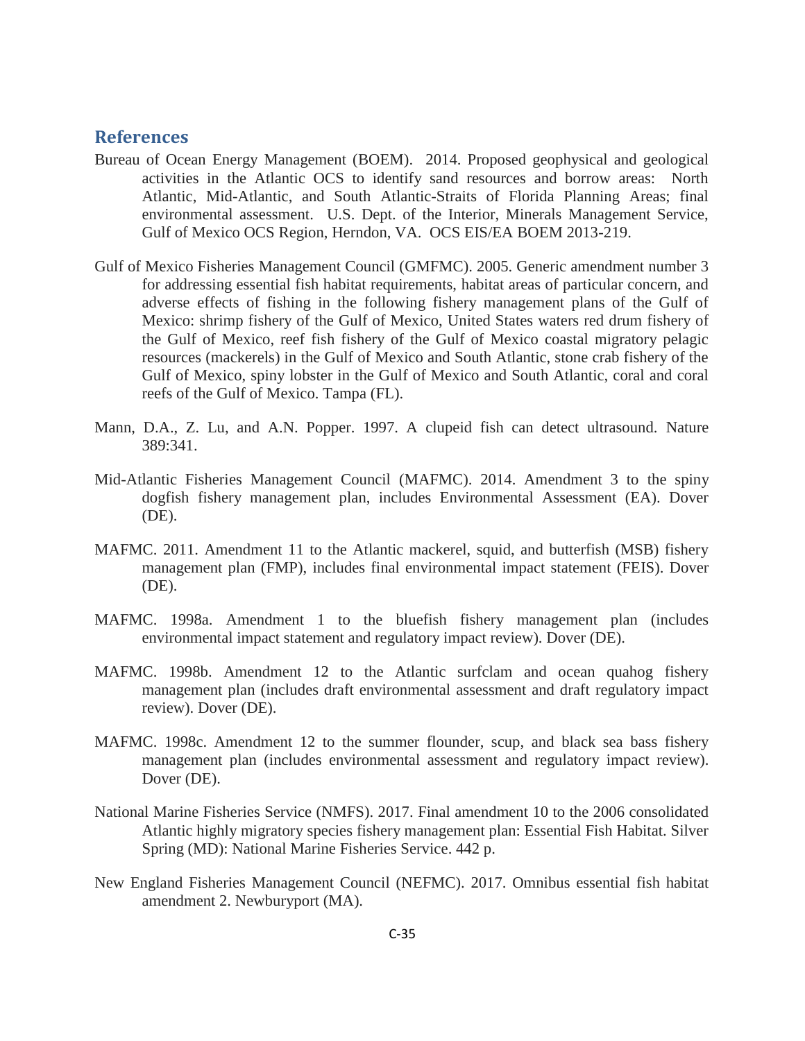## References

Bureau of Ocean Energy Management (BOEM). 2014. Proposed geophysical and geological activities in the Atlantic OCS to identify sand resources and borrow areas: North Atlantic, Mid-Atlantic, and South Atlantic-Straits of Florida Planning Areas; final environmental assessment. U.S. Dept. of the Interior, Minerals Management Service, Gulf of Mexico OCS Region, Herndon, VA. OCS EIS/EA BOEM 2013-219.

Gulf of Mexico Fisheries Management Council (GMFMC). 2005. Generic amendment number 3 for addressing essential fish habitat requirements, habitat areas of particular concern, and adverse effects of fishing in the following fishery management plans of the Gulf of Mexico: shrimp fishery of the Gulf of Mexico, United States waters red drum fishery of the Gulf of Mexico, reef fish fishery of the Gulf of Mexico coastal migratory pelagic resources (mackerels) in the Gulf of Mexico and South Atlantic, stone crab fishery of the Gulf of Mexico, spiny lobster in the Gulf of Mexico and South Atlantic, coral and coral reefs of the Gulf of Mexico. Tampa (FL).

Mann, D.A., Z. Lu, and A.N. Popper. 1997. A clupeid fish can detect ultrasound. Nature 389:341.

Mid-Atlantic Fisheries Management Council (MAFMC). 2014. Amendment 3 to the spiny dogfish fishery management plan, includes Environmental Assessment (EA). Dover (DE).

MAFMC. 2011. Amendment 11 to the Atlantic mackerel, squid, and butterfish (MSB) fishery management plan (FMP), includes final environmental impact statement (FEIS). Dover (DE).

MAFMC. 1998a. Amendment 1 to the bluefish fishery management plan (includes environmental impact statement and regulatory impact review). Dover (DE).

MAFMC. 1998b. Amendment 12 to the Atlantic surfclam and ocean quahog fishery management plan (includes draft environmental assessment and draft regulatory impact review). Dover (DE).

MAFMC. 1998c. Amendment 12 to the summer flounder, scup, and black sea bass fishery management plan (includes environmental assessment and regulatory impact review). Dover (DE).

National Marine Fisheries Service (NMFS). 2017. Final amendment 10 to the 2006 consolidated Atlantic highly migratory species fishery management plan: Essential Fish Habitat. Silver Spring (MD): National Marine Fisheries Service. 442 p.

New England Fisheries Management Council (NEFMC). 2017. Omnibus essential fish habitat amendment 2. Newburyport (MA).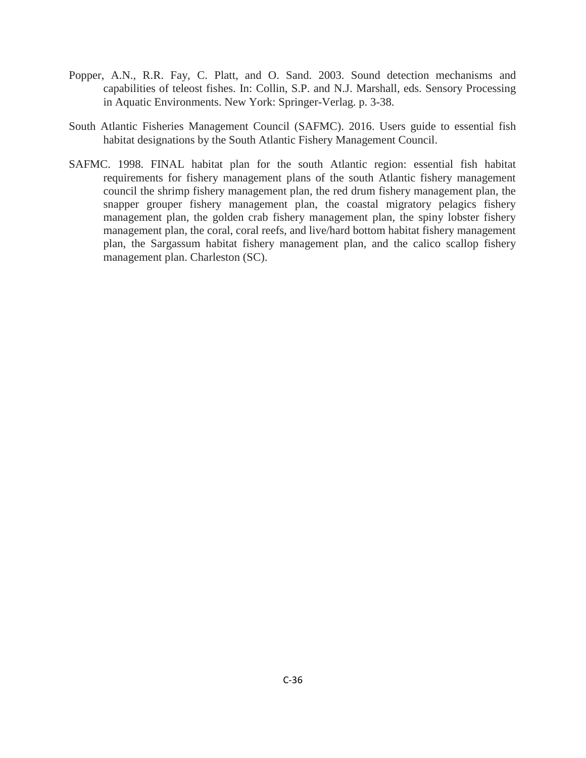Popper, A.N., R.R. Fay, C. Platt, and O. Sand. 2003. Sound detection mechanisms and capabilities of teleost fishes. In: Collin, S.P. and N.J. Marshall, eds. Sensory Processing in Aquatic Environments. New York: Springer-Verlag. p. 3-38.

South Atlantic Fisheries Management Council (SAFMC). 2016. Users guide to essential fish habitat designations by the South Atlantic Fishery Management Council.

SAFMC. 1998. FINAL habitat plan for the south Atlantic region: essential fish habitat requirements for fishery management plans of the south Atlantic fishery management council the shrimp fishery management plan, the red drum fishery management plan, the snapper grouper fishery management plan, the coastal migratory pelagics fishery management plan, the golden crab fishery management plan, the spiny lobster fishery management plan, the coral, coral reefs, and live/hard bottom habitat fishery management plan, the Sargassum habitat fishery management plan, and the calico scallop fishery management plan. Charleston (SC).